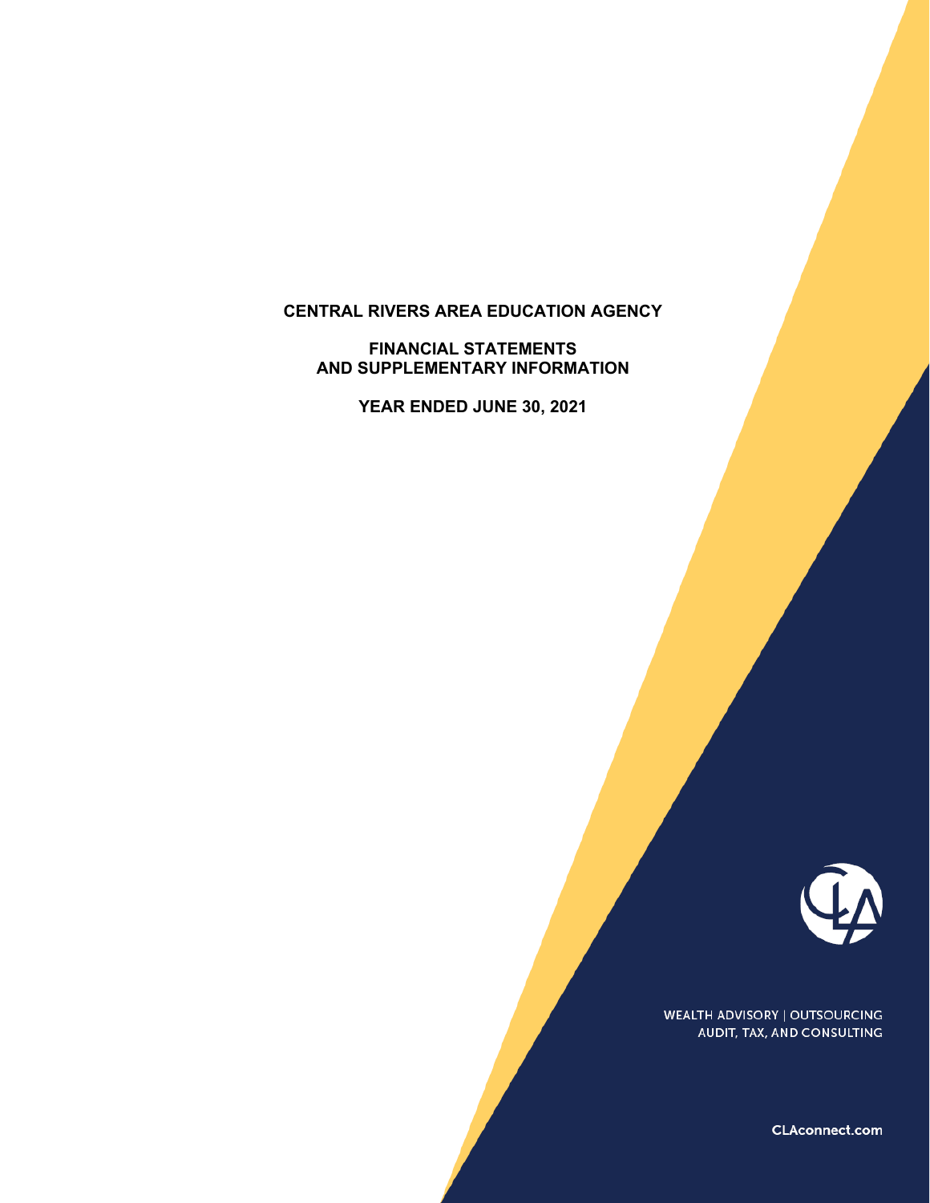# CENTRAL RIVERS AREA EDUCATION AGENCY

## FINANCIAL STATEMENTS AND SUPPLEMENTARY INFORMATION

## YEAR ENDED JUNE 30, 2021

WEALTH ADVISORY | OUTSOURCING
AUDIT, TAX, AND CONSULTING

CLAconnect.com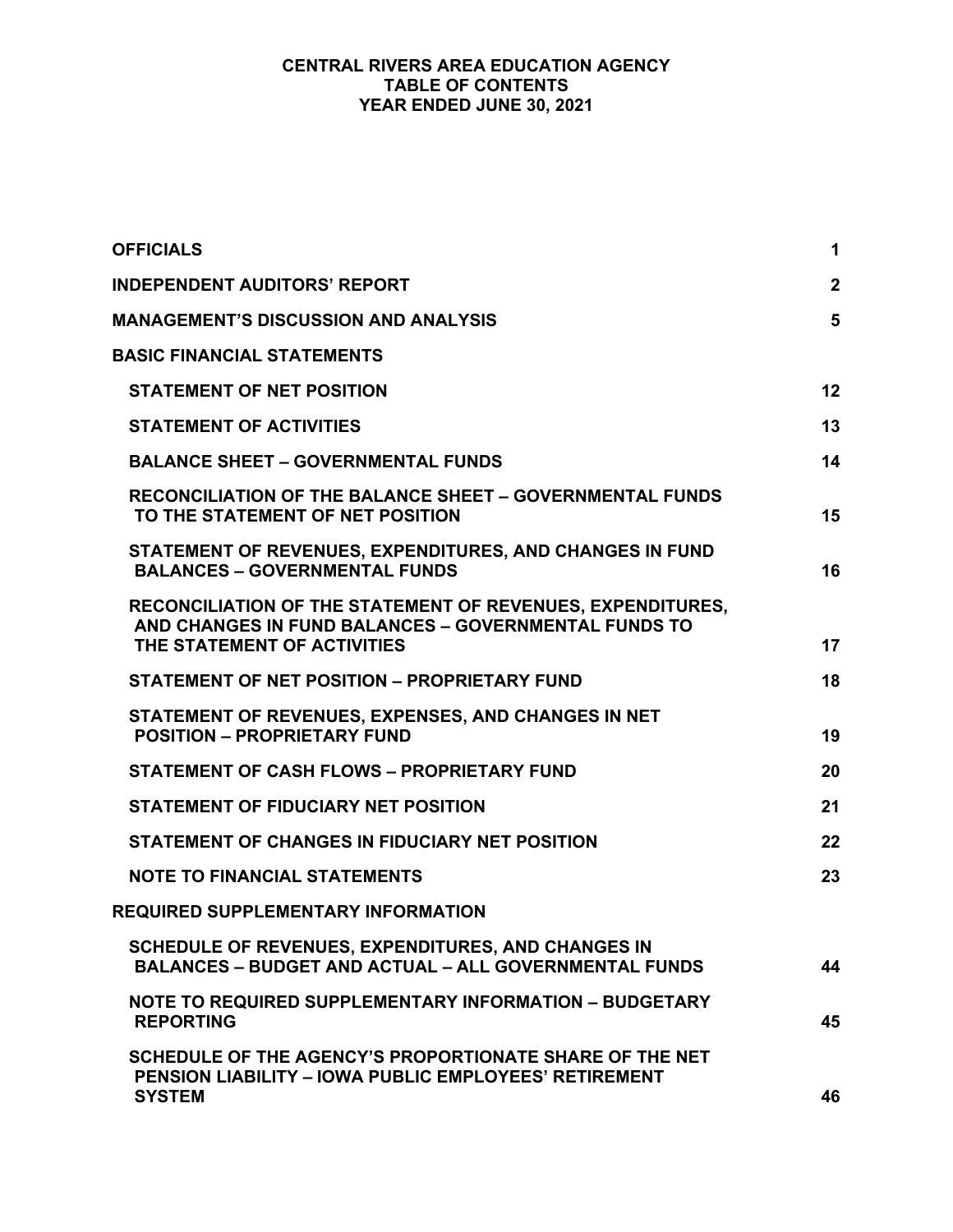# CENTRAL RIVERS AREA EDUCATION AGENCY
## TABLE OF CONTENTS
## YEAR ENDED JUNE 30, 2021

| | |
|---|---|
| **OFFICIALS** | **1** |
| **INDEPENDENT AUDITORS' REPORT** | **2** |
| **MANAGEMENT'S DISCUSSION AND ANALYSIS** | **5** |
| **BASIC FINANCIAL STATEMENTS** | |
| **STATEMENT OF NET POSITION** | **12** |
| **STATEMENT OF ACTIVITIES** | **13** |
| **BALANCE SHEET – GOVERNMENTAL FUNDS** | **14** |
| **RECONCILIATION OF THE BALANCE SHEET – GOVERNMENTAL FUNDS TO THE STATEMENT OF NET POSITION** | **15** |
| **STATEMENT OF REVENUES, EXPENDITURES, AND CHANGES IN FUND BALANCES – GOVERNMENTAL FUNDS** | **16** |
| **RECONCILIATION OF THE STATEMENT OF REVENUES, EXPENDITURES, AND CHANGES IN FUND BALANCES – GOVERNMENTAL FUNDS TO THE STATEMENT OF ACTIVITIES** | **17** |
| **STATEMENT OF NET POSITION – PROPRIETARY FUND** | **18** |
| **STATEMENT OF REVENUES, EXPENSES, AND CHANGES IN NET POSITION – PROPRIETARY FUND** | **19** |
| **STATEMENT OF CASH FLOWS – PROPRIETARY FUND** | **20** |
| **STATEMENT OF FIDUCIARY NET POSITION** | **21** |
| **STATEMENT OF CHANGES IN FIDUCIARY NET POSITION** | **22** |
| **NOTE TO FINANCIAL STATEMENTS** | **23** |
| **REQUIRED SUPPLEMENTARY INFORMATION** | |
| **SCHEDULE OF REVENUES, EXPENDITURES, AND CHANGES IN BALANCES – BUDGET AND ACTUAL – ALL GOVERNMENTAL FUNDS** | **44** |
| **NOTE TO REQUIRED SUPPLEMENTARY INFORMATION – BUDGETARY REPORTING** | **45** |
| **SCHEDULE OF THE AGENCY'S PROPORTIONATE SHARE OF THE NET PENSION LIABILITY – IOWA PUBLIC EMPLOYEES' RETIREMENT SYSTEM** | **46** |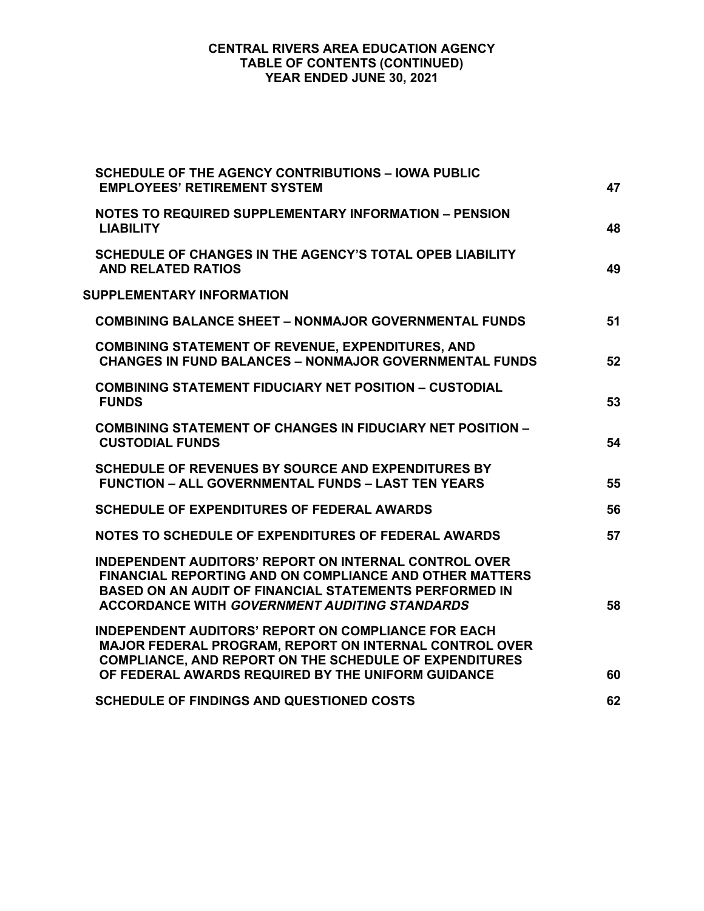# CENTRAL RIVERS AREA EDUCATION AGENCY
## TABLE OF CONTENTS (CONTINUED)
## YEAR ENDED JUNE 30, 2021

| | |
|---|---|
| SCHEDULE OF THE AGENCY CONTRIBUTIONS – IOWA PUBLIC EMPLOYEES' RETIREMENT SYSTEM | 47 |
| NOTES TO REQUIRED SUPPLEMENTARY INFORMATION – PENSION LIABILITY | 48 |
| SCHEDULE OF CHANGES IN THE AGENCY'S TOTAL OPEB LIABILITY AND RELATED RATIOS | 49 |
| **SUPPLEMENTARY INFORMATION** | |
| COMBINING BALANCE SHEET – NONMAJOR GOVERNMENTAL FUNDS | 51 |
| COMBINING STATEMENT OF REVENUE, EXPENDITURES, AND CHANGES IN FUND BALANCES – NONMAJOR GOVERNMENTAL FUNDS | 52 |
| COMBINING STATEMENT FIDUCIARY NET POSITION – CUSTODIAL FUNDS | 53 |
| COMBINING STATEMENT OF CHANGES IN FIDUCIARY NET POSITION – CUSTODIAL FUNDS | 54 |
| SCHEDULE OF REVENUES BY SOURCE AND EXPENDITURES BY FUNCTION – ALL GOVERNMENTAL FUNDS – LAST TEN YEARS | 55 |
| SCHEDULE OF EXPENDITURES OF FEDERAL AWARDS | 56 |
| NOTES TO SCHEDULE OF EXPENDITURES OF FEDERAL AWARDS | 57 |
| INDEPENDENT AUDITORS' REPORT ON INTERNAL CONTROL OVER FINANCIAL REPORTING AND ON COMPLIANCE AND OTHER MATTERS BASED ON AN AUDIT OF FINANCIAL STATEMENTS PERFORMED IN ACCORDANCE WITH *GOVERNMENT AUDITING STANDARDS* | 58 |
| INDEPENDENT AUDITORS' REPORT ON COMPLIANCE FOR EACH MAJOR FEDERAL PROGRAM, REPORT ON INTERNAL CONTROL OVER COMPLIANCE, AND REPORT ON THE SCHEDULE OF EXPENDITURES OF FEDERAL AWARDS REQUIRED BY THE UNIFORM GUIDANCE | 60 |
| SCHEDULE OF FINDINGS AND QUESTIONED COSTS | 62 |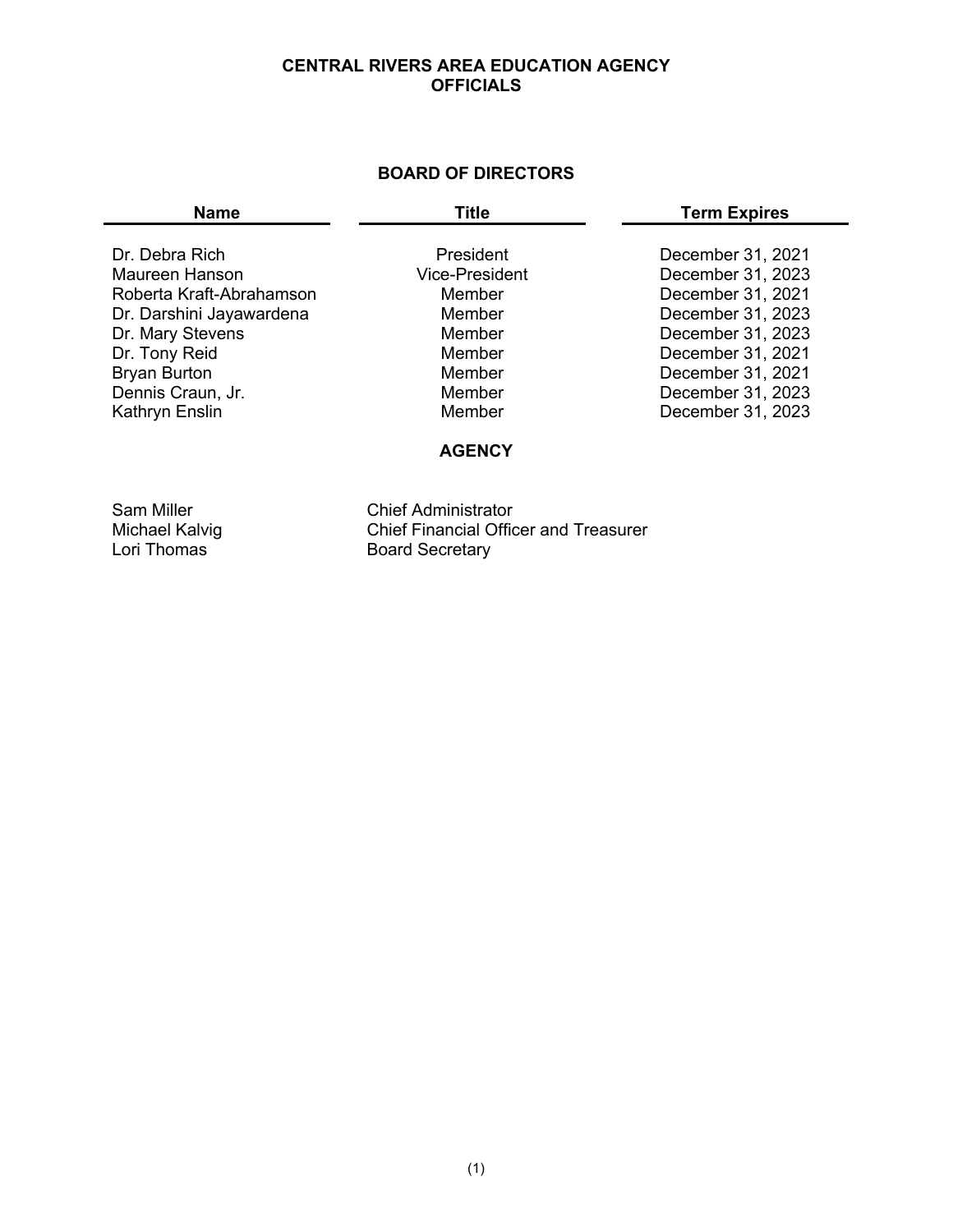# CENTRAL RIVERS AREA EDUCATION AGENCY
# OFFICIALS

## BOARD OF DIRECTORS

| Name | Title | Term Expires |
|---|---|---|
| Dr. Debra Rich | President | December 31, 2021 |
| Maureen Hanson | Vice-President | December 31, 2023 |
| Roberta Kraft-Abrahamson | Member | December 31, 2021 |
| Dr. Darshini Jayawardena | Member | December 31, 2023 |
| Dr. Mary Stevens | Member | December 31, 2023 |
| Dr. Tony Reid | Member | December 31, 2021 |
| Bryan Burton | Member | December 31, 2021 |
| Dennis Craun, Jr. | Member | December 31, 2023 |
| Kathryn Enslin | Member | December 31, 2023 |

## AGENCY

| | |
|---|---|
| Sam Miller | Chief Administrator |
| Michael Kalvig | Chief Financial Officer and Treasurer |
| Lori Thomas | Board Secretary |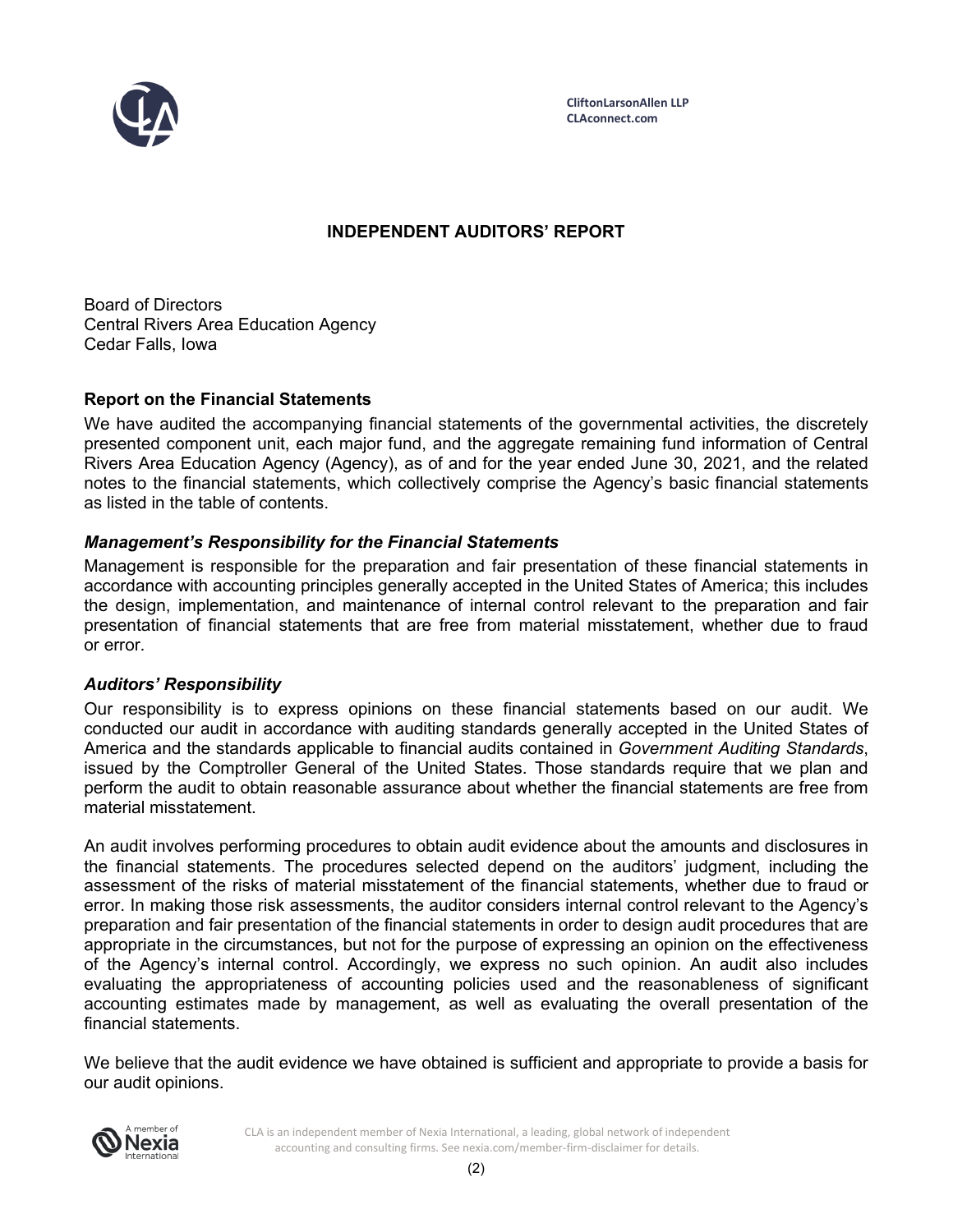CliftonLarsonAllen LLP
CLAconnect.com

## INDEPENDENT AUDITORS' REPORT

Board of Directors
Central Rivers Area Education Agency
Cedar Falls, Iowa

### Report on the Financial Statements

We have audited the accompanying financial statements of the governmental activities, the discretely presented component unit, each major fund, and the aggregate remaining fund information of Central Rivers Area Education Agency (Agency), as of and for the year ended June 30, 2021, and the related notes to the financial statements, which collectively comprise the Agency's basic financial statements as listed in the table of contents.

### *Management's Responsibility for the Financial Statements*

Management is responsible for the preparation and fair presentation of these financial statements in accordance with accounting principles generally accepted in the United States of America; this includes the design, implementation, and maintenance of internal control relevant to the preparation and fair presentation of financial statements that are free from material misstatement, whether due to fraud or error.

### *Auditors' Responsibility*

Our responsibility is to express opinions on these financial statements based on our audit. We conducted our audit in accordance with auditing standards generally accepted in the United States of America and the standards applicable to financial audits contained in *Government Auditing Standards*, issued by the Comptroller General of the United States. Those standards require that we plan and perform the audit to obtain reasonable assurance about whether the financial statements are free from material misstatement.

An audit involves performing procedures to obtain audit evidence about the amounts and disclosures in the financial statements. The procedures selected depend on the auditors' judgment, including the assessment of the risks of material misstatement of the financial statements, whether due to fraud or error. In making those risk assessments, the auditor considers internal control relevant to the Agency's preparation and fair presentation of the financial statements in order to design audit procedures that are appropriate in the circumstances, but not for the purpose of expressing an opinion on the effectiveness of the Agency's internal control. Accordingly, we express no such opinion. An audit also includes evaluating the appropriateness of accounting policies used and the reasonableness of significant accounting estimates made by management, as well as evaluating the overall presentation of the financial statements.

We believe that the audit evidence we have obtained is sufficient and appropriate to provide a basis for our audit opinions.

CLA is an independent member of Nexia International, a leading, global network of independent accounting and consulting firms. See nexia.com/member-firm-disclaimer for details.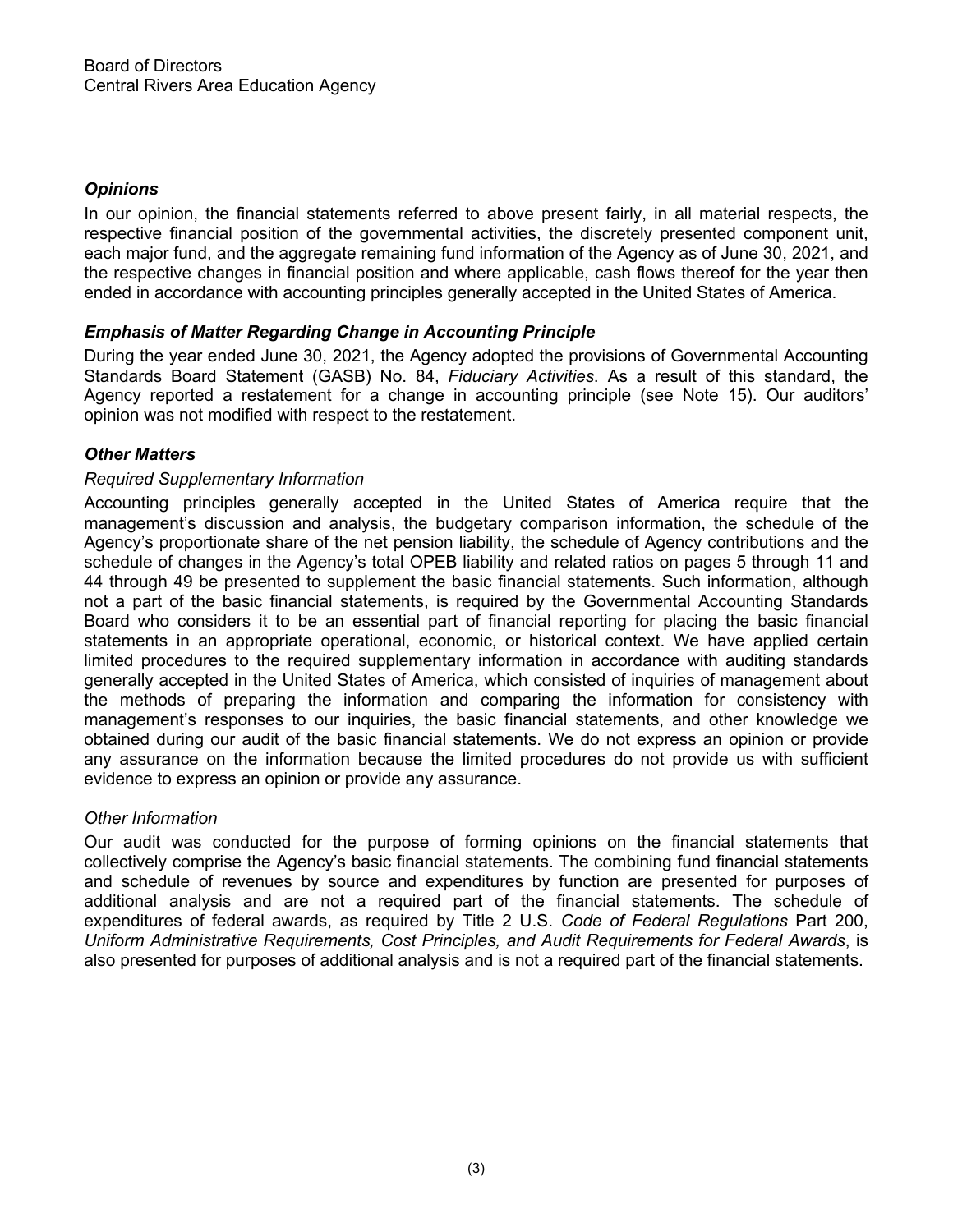Board of Directors
Central Rivers Area Education Agency

### *Opinions*

In our opinion, the financial statements referred to above present fairly, in all material respects, the respective financial position of the governmental activities, the discretely presented component unit, each major fund, and the aggregate remaining fund information of the Agency as of June 30, 2021, and the respective changes in financial position and where applicable, cash flows thereof for the year then ended in accordance with accounting principles generally accepted in the United States of America.

### *Emphasis of Matter Regarding Change in Accounting Principle*

During the year ended June 30, 2021, the Agency adopted the provisions of Governmental Accounting Standards Board Statement (GASB) No. 84, *Fiduciary Activities*. As a result of this standard, the Agency reported a restatement for a change in accounting principle (see Note 15). Our auditors' opinion was not modified with respect to the restatement.

### *Other Matters*

*Required Supplementary Information*

Accounting principles generally accepted in the United States of America require that the management's discussion and analysis, the budgetary comparison information, the schedule of the Agency's proportionate share of the net pension liability, the schedule of Agency contributions and the schedule of changes in the Agency's total OPEB liability and related ratios on pages 5 through 11 and 44 through 49 be presented to supplement the basic financial statements. Such information, although not a part of the basic financial statements, is required by the Governmental Accounting Standards Board who considers it to be an essential part of financial reporting for placing the basic financial statements in an appropriate operational, economic, or historical context. We have applied certain limited procedures to the required supplementary information in accordance with auditing standards generally accepted in the United States of America, which consisted of inquiries of management about the methods of preparing the information and comparing the information for consistency with management's responses to our inquiries, the basic financial statements, and other knowledge we obtained during our audit of the basic financial statements. We do not express an opinion or provide any assurance on the information because the limited procedures do not provide us with sufficient evidence to express an opinion or provide any assurance.

*Other Information*

Our audit was conducted for the purpose of forming opinions on the financial statements that collectively comprise the Agency's basic financial statements. The combining fund financial statements and schedule of revenues by source and expenditures by function are presented for purposes of additional analysis and are not a required part of the financial statements. The schedule of expenditures of federal awards, as required by Title 2 U.S. *Code of Federal Regulations* Part 200, *Uniform Administrative Requirements, Cost Principles, and Audit Requirements for Federal Awards*, is also presented for purposes of additional analysis and is not a required part of the financial statements.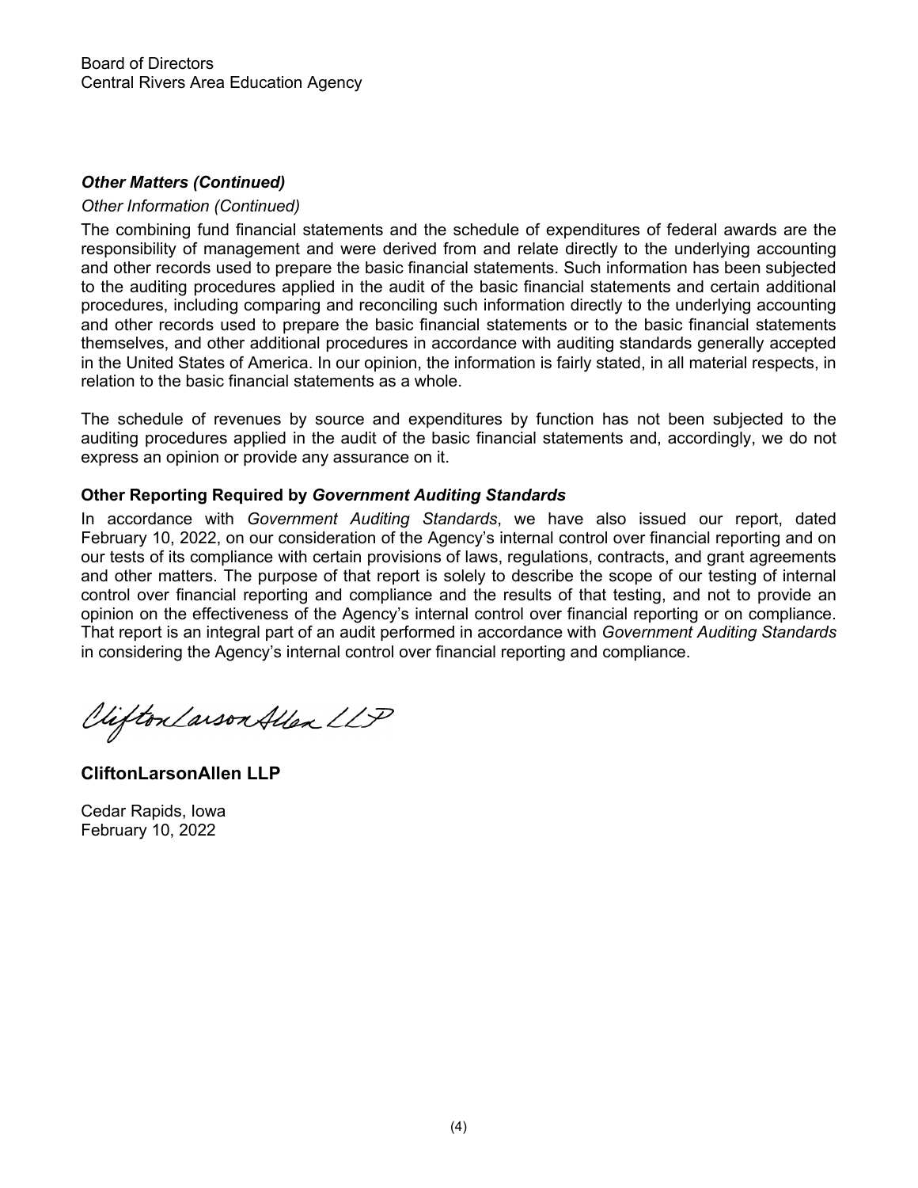Board of Directors
Central Rivers Area Education Agency

***Other Matters (Continued)***

*Other Information (Continued)*

The combining fund financial statements and the schedule of expenditures of federal awards are the responsibility of management and were derived from and relate directly to the underlying accounting and other records used to prepare the basic financial statements. Such information has been subjected to the auditing procedures applied in the audit of the basic financial statements and certain additional procedures, including comparing and reconciling such information directly to the underlying accounting and other records used to prepare the basic financial statements or to the basic financial statements themselves, and other additional procedures in accordance with auditing standards generally accepted in the United States of America. In our opinion, the information is fairly stated, in all material respects, in relation to the basic financial statements as a whole.

The schedule of revenues by source and expenditures by function has not been subjected to the auditing procedures applied in the audit of the basic financial statements and, accordingly, we do not express an opinion or provide any assurance on it.

**Other Reporting Required by *Government Auditing Standards***

In accordance with *Government Auditing Standards*, we have also issued our report, dated February 10, 2022, on our consideration of the Agency's internal control over financial reporting and on our tests of its compliance with certain provisions of laws, regulations, contracts, and grant agreements and other matters. The purpose of that report is solely to describe the scope of our testing of internal control over financial reporting and compliance and the results of that testing, and not to provide an opinion on the effectiveness of the Agency's internal control over financial reporting or on compliance. That report is an integral part of an audit performed in accordance with *Government Auditing Standards* in considering the Agency's internal control over financial reporting and compliance.

CliftonLarsonAllen LLP

**CliftonLarsonAllen LLP**

Cedar Rapids, Iowa
February 10, 2022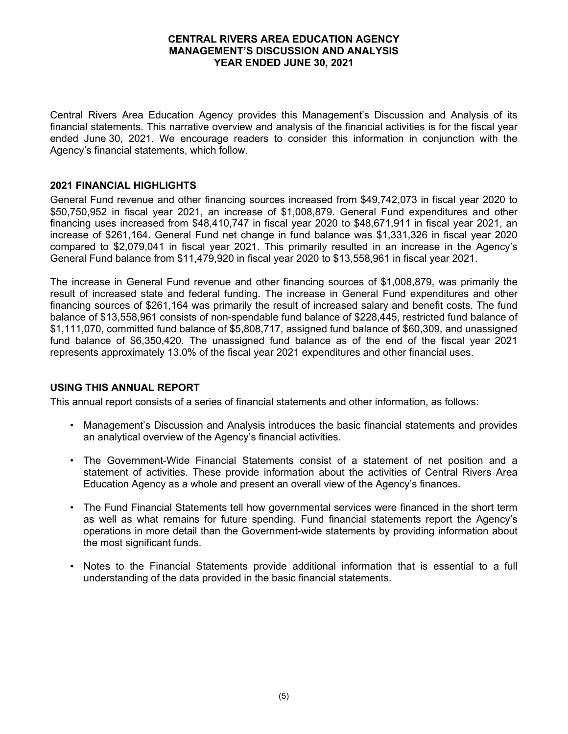# CENTRAL RIVERS AREA EDUCATION AGENCY
# MANAGEMENT'S DISCUSSION AND ANALYSIS
# YEAR ENDED JUNE 30, 2021

Central Rivers Area Education Agency provides this Management's Discussion and Analysis of its financial statements. This narrative overview and analysis of the financial activities is for the fiscal year ended June 30, 2021. We encourage readers to consider this information in conjunction with the Agency's financial statements, which follow.

## 2021 FINANCIAL HIGHLIGHTS

General Fund revenue and other financing sources increased from $49,742,073 in fiscal year 2020 to $50,750,952 in fiscal year 2021, an increase of $1,008,879. General Fund expenditures and other financing uses increased from $48,410,747 in fiscal year 2020 to $48,671,911 in fiscal year 2021, an increase of $261,164. General Fund net change in fund balance was $1,331,326 in fiscal year 2020 compared to $2,079,041 in fiscal year 2021. This primarily resulted in an increase in the Agency's General Fund balance from $11,479,920 in fiscal year 2020 to $13,558,961 in fiscal year 2021.

The increase in General Fund revenue and other financing sources of $1,008,879, was primarily the result of increased state and federal funding. The increase in General Fund expenditures and other financing sources of $261,164 was primarily the result of increased salary and benefit costs. The fund balance of $13,558,961 consists of non-spendable fund balance of $228,445, restricted fund balance of $1,111,070, committed fund balance of $5,808,717, assigned fund balance of $60,309, and unassigned fund balance of $6,350,420. The unassigned fund balance as of the end of the fiscal year 2021 represents approximately 13.0% of the fiscal year 2021 expenditures and other financial uses.

## USING THIS ANNUAL REPORT

This annual report consists of a series of financial statements and other information, as follows:

- Management's Discussion and Analysis introduces the basic financial statements and provides an analytical overview of the Agency's financial activities.
- The Government-Wide Financial Statements consist of a statement of net position and a statement of activities. These provide information about the activities of Central Rivers Area Education Agency as a whole and present an overall view of the Agency's finances.
- The Fund Financial Statements tell how governmental services were financed in the short term as well as what remains for future spending. Fund financial statements report the Agency's operations in more detail than the Government-wide statements by providing information about the most significant funds.
- Notes to the Financial Statements provide additional information that is essential to a full understanding of the data provided in the basic financial statements.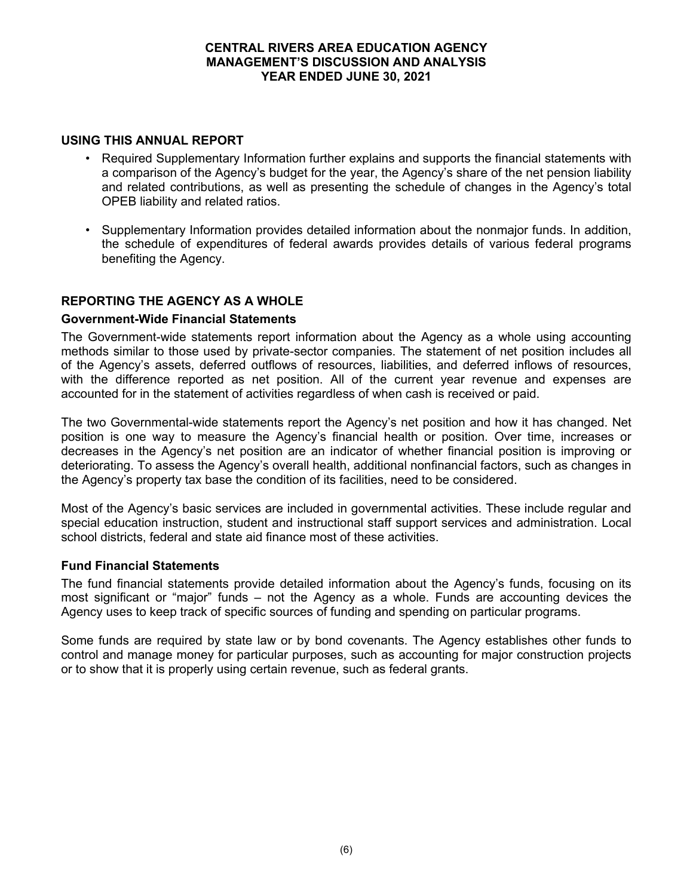## USING THIS ANNUAL REPORT

- Required Supplementary Information further explains and supports the financial statements with a comparison of the Agency's budget for the year, the Agency's share of the net pension liability and related contributions, as well as presenting the schedule of changes in the Agency's total OPEB liability and related ratios.
- Supplementary Information provides detailed information about the nonmajor funds. In addition, the schedule of expenditures of federal awards provides details of various federal programs benefiting the Agency.

## REPORTING THE AGENCY AS A WHOLE

### Government-Wide Financial Statements

The Government-wide statements report information about the Agency as a whole using accounting methods similar to those used by private-sector companies. The statement of net position includes all of the Agency's assets, deferred outflows of resources, liabilities, and deferred inflows of resources, with the difference reported as net position. All of the current year revenue and expenses are accounted for in the statement of activities regardless of when cash is received or paid.

The two Governmental-wide statements report the Agency's net position and how it has changed. Net position is one way to measure the Agency's financial health or position. Over time, increases or decreases in the Agency's net position are an indicator of whether financial position is improving or deteriorating. To assess the Agency's overall health, additional nonfinancial factors, such as changes in the Agency's property tax base the condition of its facilities, need to be considered.

Most of the Agency's basic services are included in governmental activities. These include regular and special education instruction, student and instructional staff support services and administration. Local school districts, federal and state aid finance most of these activities.

### Fund Financial Statements

The fund financial statements provide detailed information about the Agency's funds, focusing on its most significant or "major" funds – not the Agency as a whole. Funds are accounting devices the Agency uses to keep track of specific sources of funding and spending on particular programs.

Some funds are required by state law or by bond covenants. The Agency establishes other funds to control and manage money for particular purposes, such as accounting for major construction projects or to show that it is properly using certain revenue, such as federal grants.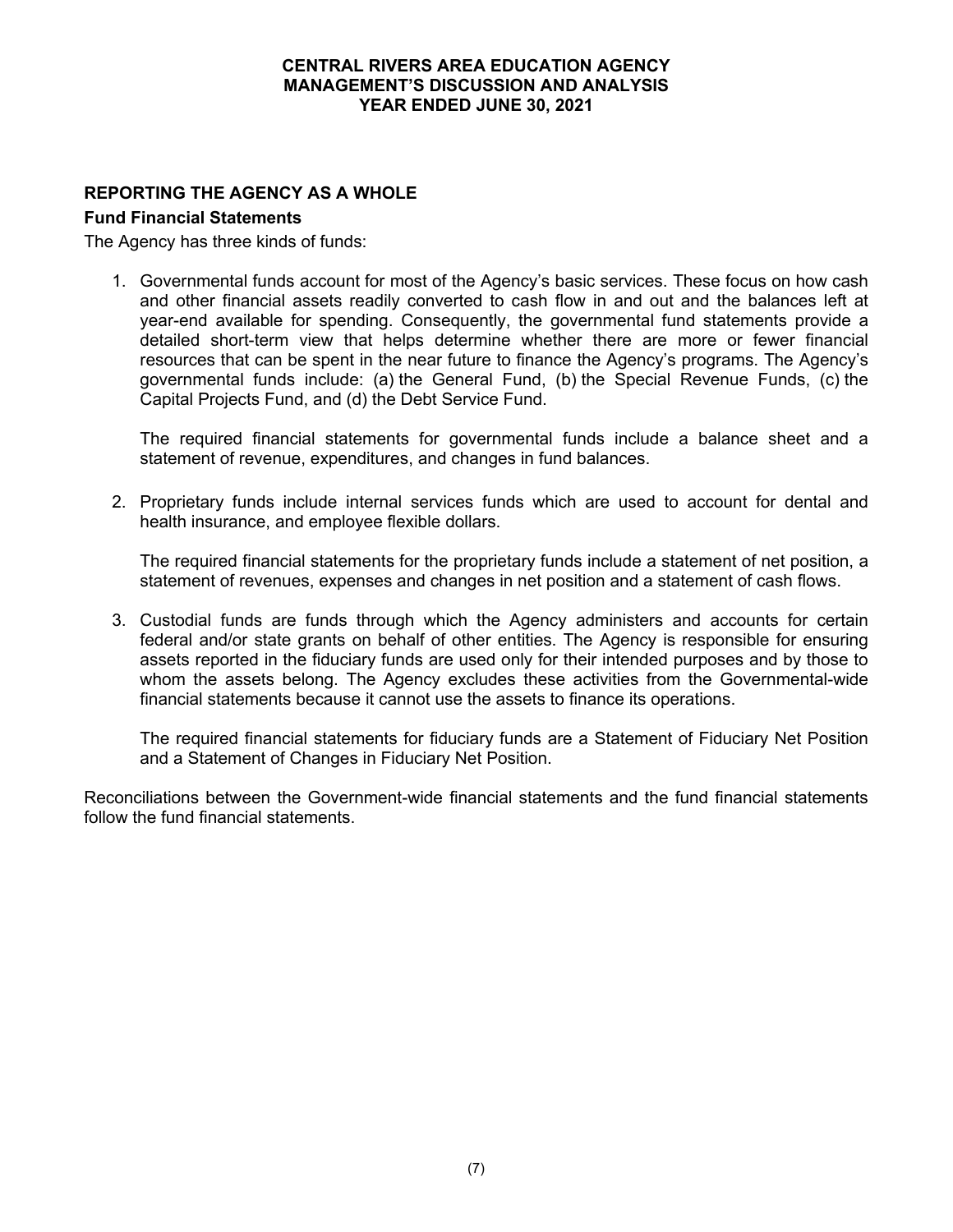## REPORTING THE AGENCY AS A WHOLE

### Fund Financial Statements

The Agency has three kinds of funds:

1. Governmental funds account for most of the Agency's basic services. These focus on how cash and other financial assets readily converted to cash flow in and out and the balances left at year-end available for spending. Consequently, the governmental fund statements provide a detailed short-term view that helps determine whether there are more or fewer financial resources that can be spent in the near future to finance the Agency's programs. The Agency's governmental funds include: (a) the General Fund, (b) the Special Revenue Funds, (c) the Capital Projects Fund, and (d) the Debt Service Fund.

   The required financial statements for governmental funds include a balance sheet and a statement of revenue, expenditures, and changes in fund balances.

2. Proprietary funds include internal services funds which are used to account for dental and health insurance, and employee flexible dollars.

   The required financial statements for the proprietary funds include a statement of net position, a statement of revenues, expenses and changes in net position and a statement of cash flows.

3. Custodial funds are funds through which the Agency administers and accounts for certain federal and/or state grants on behalf of other entities. The Agency is responsible for ensuring assets reported in the fiduciary funds are used only for their intended purposes and by those to whom the assets belong. The Agency excludes these activities from the Governmental-wide financial statements because it cannot use the assets to finance its operations.

   The required financial statements for fiduciary funds are a Statement of Fiduciary Net Position and a Statement of Changes in Fiduciary Net Position.

Reconciliations between the Government-wide financial statements and the fund financial statements follow the fund financial statements.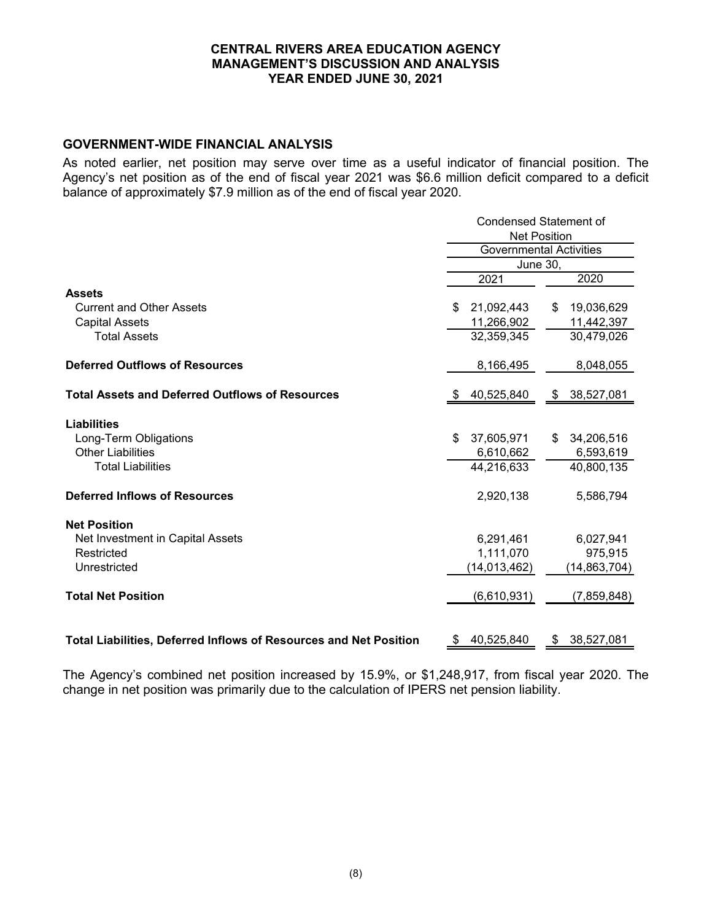# CENTRAL RIVERS AREA EDUCATION AGENCY
## MANAGEMENT'S DISCUSSION AND ANALYSIS
## YEAR ENDED JUNE 30, 2021

### GOVERNMENT-WIDE FINANCIAL ANALYSIS

As noted earlier, net position may serve over time as a useful indicator of financial position. The Agency's net position as of the end of fiscal year 2021 was $6.6 million deficit compared to a deficit balance of approximately $7.9 million as of the end of fiscal year 2020.

| | Condensed Statement of Net Position | |
|---|---|---|
| | Governmental Activities | |
| | June 30, | |
| | 2021 | 2020 |
| **Assets** | | |
| Current and Other Assets | $ 21,092,443 | $ 19,036,629 |
| Capital Assets | 11,266,902 | 11,442,397 |
| Total Assets | 32,359,345 | 30,479,026 |
| **Deferred Outflows of Resources** | 8,166,495 | 8,048,055 |
| **Total Assets and Deferred Outflows of Resources** | $ 40,525,840 | $ 38,527,081 |
| **Liabilities** | | |
| Long-Term Obligations | $ 37,605,971 | $ 34,206,516 |
| Other Liabilities | 6,610,662 | 6,593,619 |
| Total Liabilities | 44,216,633 | 40,800,135 |
| **Deferred Inflows of Resources** | 2,920,138 | 5,586,794 |
| **Net Position** | | |
| Net Investment in Capital Assets | 6,291,461 | 6,027,941 |
| Restricted | 1,111,070 | 975,915 |
| Unrestricted | (14,013,462) | (14,863,704) |
| **Total Net Position** | (6,610,931) | (7,859,848) |
| **Total Liabilities, Deferred Inflows of Resources and Net Position** | $ 40,525,840 | $ 38,527,081 |

The Agency's combined net position increased by 15.9%, or $1,248,917, from fiscal year 2020. The change in net position was primarily due to the calculation of IPERS net pension liability.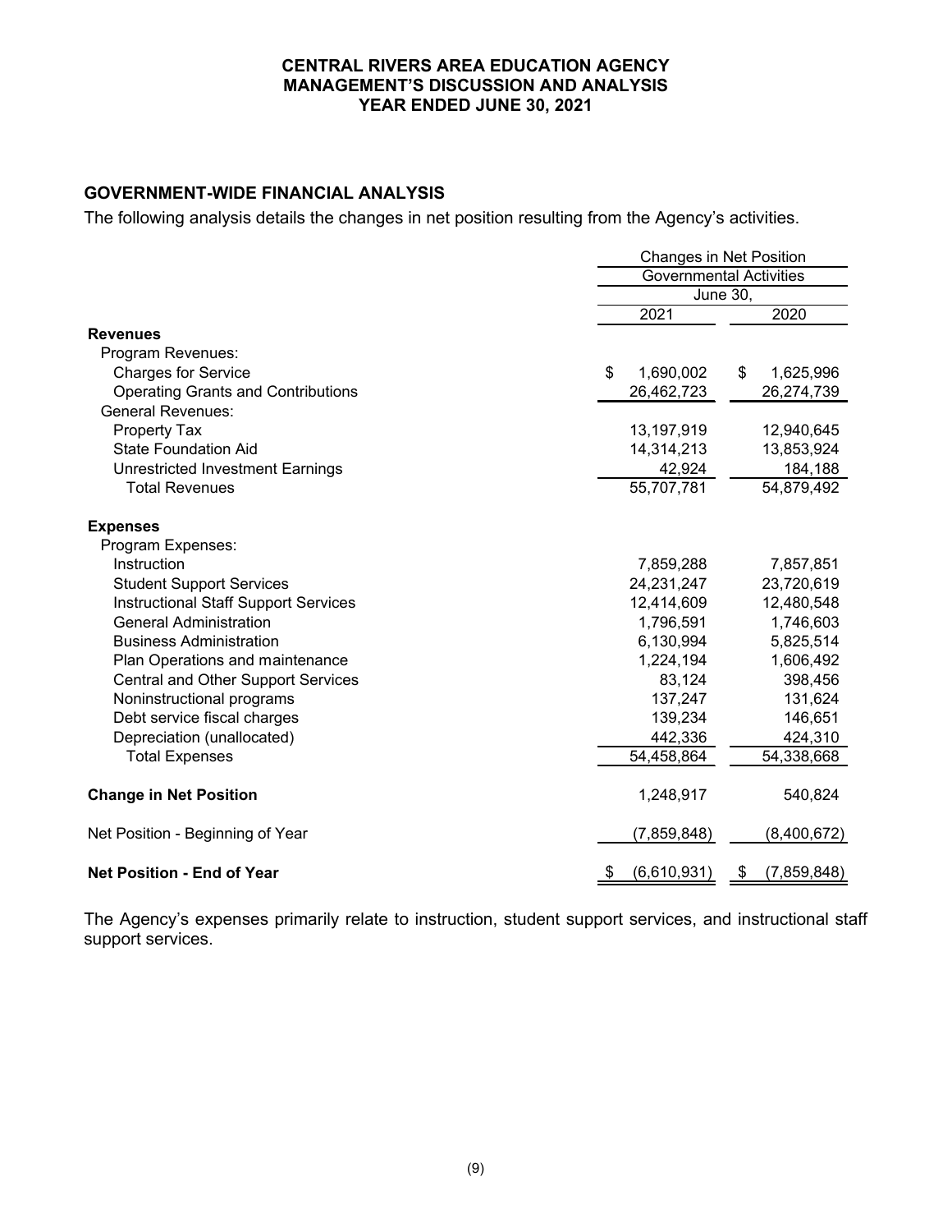**CENTRAL RIVERS AREA EDUCATION AGENCY**
**MANAGEMENT'S DISCUSSION AND ANALYSIS**
**YEAR ENDED JUNE 30, 2021**

## GOVERNMENT-WIDE FINANCIAL ANALYSIS

The following analysis details the changes in net position resulting from the Agency's activities.

| | Changes in Net Position | |
|---|---|---|
| | Governmental Activities | |
| | June 30, | |
| | 2021 | 2020 |
| **Revenues** | | |
| Program Revenues: | | |
| Charges for Service | $ 1,690,002 | $ 1,625,996 |
| Operating Grants and Contributions | 26,462,723 | 26,274,739 |
| General Revenues: | | |
| Property Tax | 13,197,919 | 12,940,645 |
| State Foundation Aid | 14,314,213 | 13,853,924 |
| Unrestricted Investment Earnings | 42,924 | 184,188 |
| Total Revenues | 55,707,781 | 54,879,492 |
| **Expenses** | | |
| Program Expenses: | | |
| Instruction | 7,859,288 | 7,857,851 |
| Student Support Services | 24,231,247 | 23,720,619 |
| Instructional Staff Support Services | 12,414,609 | 12,480,548 |
| General Administration | 1,796,591 | 1,746,603 |
| Business Administration | 6,130,994 | 5,825,514 |
| Plan Operations and maintenance | 1,224,194 | 1,606,492 |
| Central and Other Support Services | 83,124 | 398,456 |
| Noninstructional programs | 137,247 | 131,624 |
| Debt service fiscal charges | 139,234 | 146,651 |
| Depreciation (unallocated) | 442,336 | 424,310 |
| Total Expenses | 54,458,864 | 54,338,668 |
| **Change in Net Position** | 1,248,917 | 540,824 |
| Net Position - Beginning of Year | (7,859,848) | (8,400,672) |
| **Net Position - End of Year** | $ (6,610,931) | $ (7,859,848) |

The Agency's expenses primarily relate to instruction, student support services, and instructional staff support services.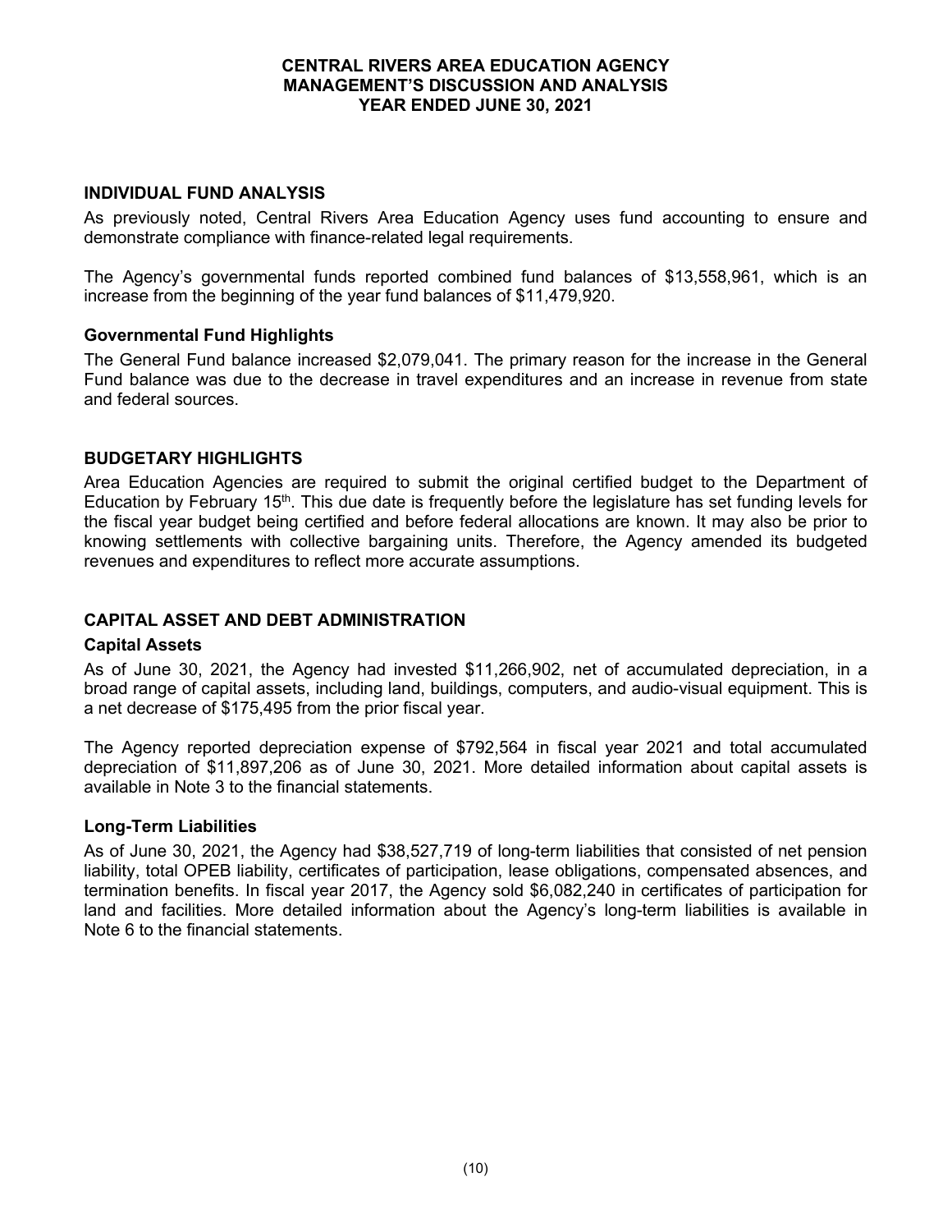## INDIVIDUAL FUND ANALYSIS

As previously noted, Central Rivers Area Education Agency uses fund accounting to ensure and demonstrate compliance with finance-related legal requirements.

The Agency's governmental funds reported combined fund balances of $13,558,961, which is an increase from the beginning of the year fund balances of $11,479,920.

### Governmental Fund Highlights

The General Fund balance increased $2,079,041. The primary reason for the increase in the General Fund balance was due to the decrease in travel expenditures and an increase in revenue from state and federal sources.

## BUDGETARY HIGHLIGHTS

Area Education Agencies are required to submit the original certified budget to the Department of Education by February 15th. This due date is frequently before the legislature has set funding levels for the fiscal year budget being certified and before federal allocations are known. It may also be prior to knowing settlements with collective bargaining units. Therefore, the Agency amended its budgeted revenues and expenditures to reflect more accurate assumptions.

## CAPITAL ASSET AND DEBT ADMINISTRATION

### Capital Assets

As of June 30, 2021, the Agency had invested $11,266,902, net of accumulated depreciation, in a broad range of capital assets, including land, buildings, computers, and audio-visual equipment. This is a net decrease of $175,495 from the prior fiscal year.

The Agency reported depreciation expense of $792,564 in fiscal year 2021 and total accumulated depreciation of $11,897,206 as of June 30, 2021. More detailed information about capital assets is available in Note 3 to the financial statements.

### Long-Term Liabilities

As of June 30, 2021, the Agency had $38,527,719 of long-term liabilities that consisted of net pension liability, total OPEB liability, certificates of participation, lease obligations, compensated absences, and termination benefits. In fiscal year 2017, the Agency sold $6,082,240 in certificates of participation for land and facilities. More detailed information about the Agency's long-term liabilities is available in Note 6 to the financial statements.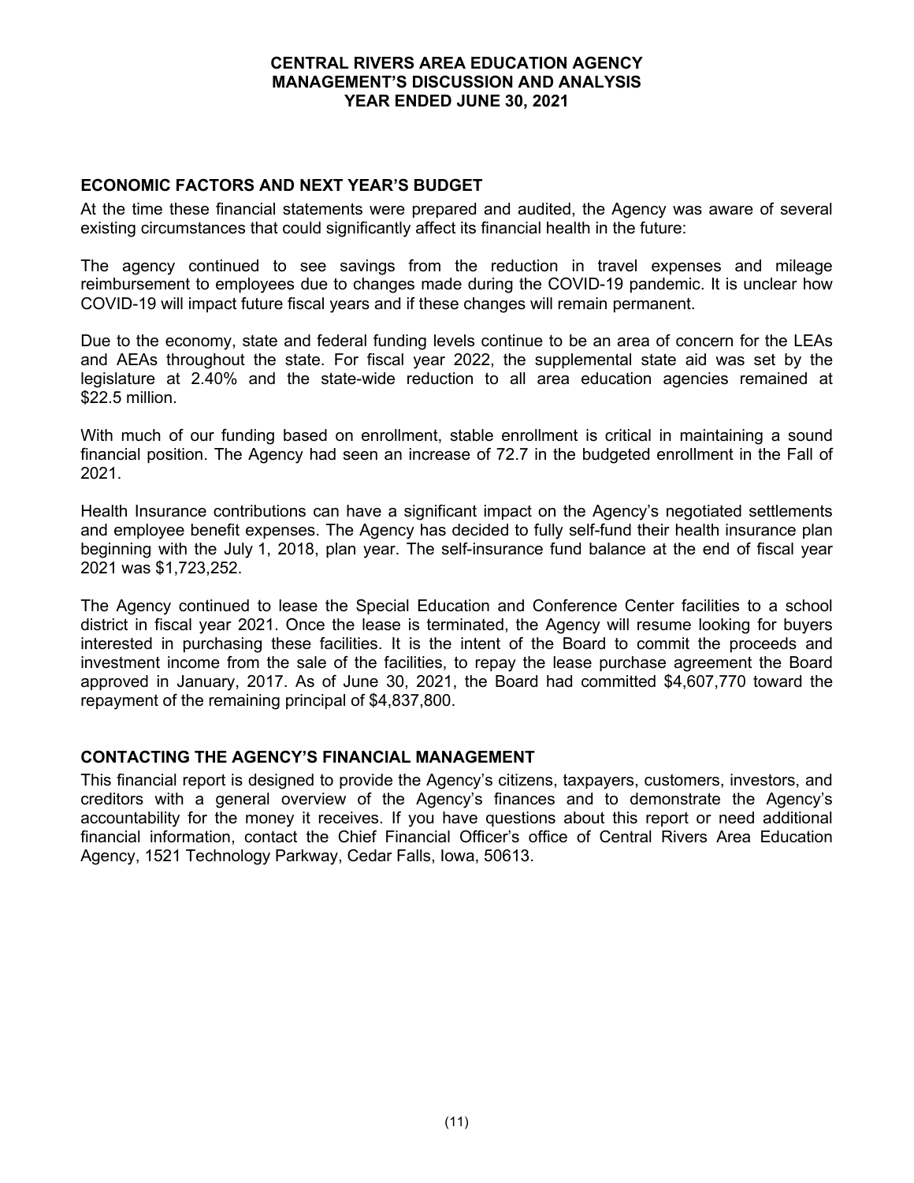## ECONOMIC FACTORS AND NEXT YEAR'S BUDGET

At the time these financial statements were prepared and audited, the Agency was aware of several existing circumstances that could significantly affect its financial health in the future:

The agency continued to see savings from the reduction in travel expenses and mileage reimbursement to employees due to changes made during the COVID-19 pandemic. It is unclear how COVID-19 will impact future fiscal years and if these changes will remain permanent.

Due to the economy, state and federal funding levels continue to be an area of concern for the LEAs and AEAs throughout the state. For fiscal year 2022, the supplemental state aid was set by the legislature at 2.40% and the state-wide reduction to all area education agencies remained at $22.5 million.

With much of our funding based on enrollment, stable enrollment is critical in maintaining a sound financial position. The Agency had seen an increase of 72.7 in the budgeted enrollment in the Fall of 2021.

Health Insurance contributions can have a significant impact on the Agency's negotiated settlements and employee benefit expenses. The Agency has decided to fully self-fund their health insurance plan beginning with the July 1, 2018, plan year. The self-insurance fund balance at the end of fiscal year 2021 was $1,723,252.

The Agency continued to lease the Special Education and Conference Center facilities to a school district in fiscal year 2021. Once the lease is terminated, the Agency will resume looking for buyers interested in purchasing these facilities. It is the intent of the Board to commit the proceeds and investment income from the sale of the facilities, to repay the lease purchase agreement the Board approved in January, 2017. As of June 30, 2021, the Board had committed $4,607,770 toward the repayment of the remaining principal of $4,837,800.

## CONTACTING THE AGENCY'S FINANCIAL MANAGEMENT

This financial report is designed to provide the Agency's citizens, taxpayers, customers, investors, and creditors with a general overview of the Agency's finances and to demonstrate the Agency's accountability for the money it receives. If you have questions about this report or need additional financial information, contact the Chief Financial Officer's office of Central Rivers Area Education Agency, 1521 Technology Parkway, Cedar Falls, Iowa, 50613.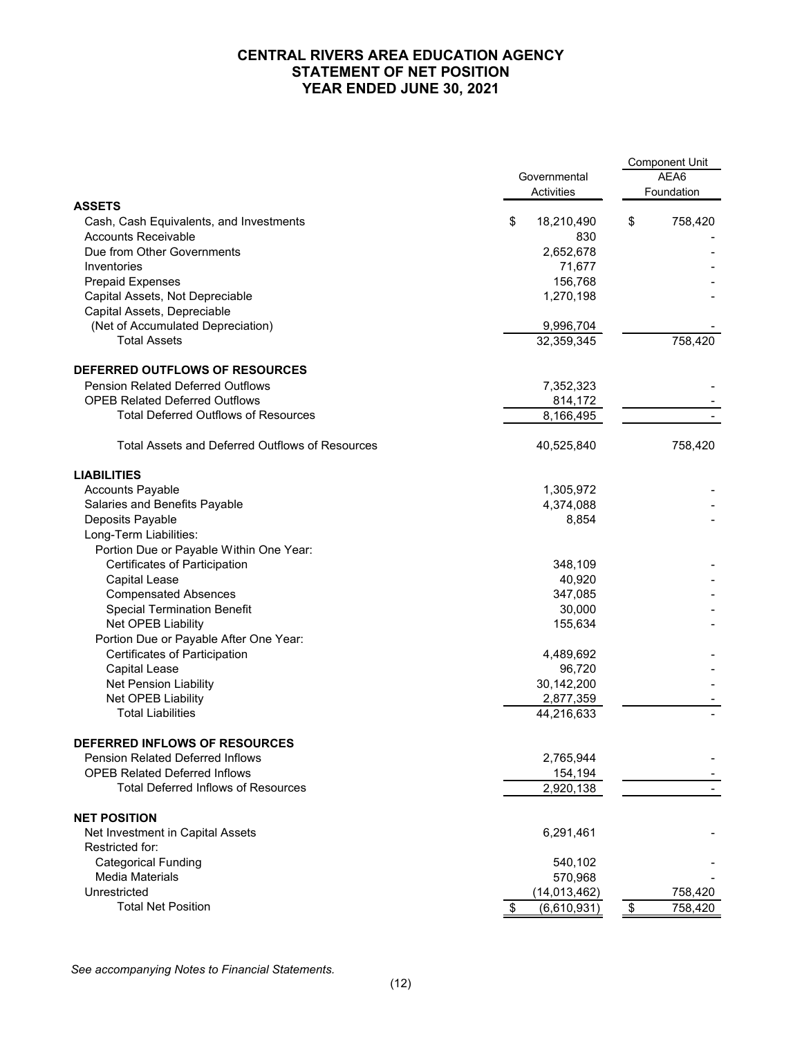# CENTRAL RIVERS AREA EDUCATION AGENCY
## STATEMENT OF NET POSITION
## YEAR ENDED JUNE 30, 2021

| | Governmental Activities | Component Unit AEA6 Foundation |
|---|---|---|
| **ASSETS** | | |
| Cash, Cash Equivalents, and Investments | $ 18,210,490 | $ 758,420 |
| Accounts Receivable | 830 | - |
| Due from Other Governments | 2,652,678 | - |
| Inventories | 71,677 | - |
| Prepaid Expenses | 156,768 | - |
| Capital Assets, Not Depreciable | 1,270,198 | - |
| Capital Assets, Depreciable (Net of Accumulated Depreciation) | 9,996,704 | - |
| Total Assets | 32,359,345 | 758,420 |
| **DEFERRED OUTFLOWS OF RESOURCES** | | |
| Pension Related Deferred Outflows | 7,352,323 | - |
| OPEB Related Deferred Outflows | 814,172 | - |
| Total Deferred Outflows of Resources | 8,166,495 | - |
| Total Assets and Deferred Outflows of Resources | 40,525,840 | 758,420 |
| **LIABILITIES** | | |
| Accounts Payable | 1,305,972 | - |
| Salaries and Benefits Payable | 4,374,088 | - |
| Deposits Payable | 8,854 | - |
| Long-Term Liabilities: | | |
| Portion Due or Payable Within One Year: | | |
| Certificates of Participation | 348,109 | - |
| Capital Lease | 40,920 | - |
| Compensated Absences | 347,085 | - |
| Special Termination Benefit | 30,000 | - |
| Net OPEB Liability | 155,634 | - |
| Portion Due or Payable After One Year: | | |
| Certificates of Participation | 4,489,692 | - |
| Capital Lease | 96,720 | - |
| Net Pension Liability | 30,142,200 | - |
| Net OPEB Liability | 2,877,359 | - |
| Total Liabilities | 44,216,633 | - |
| **DEFERRED INFLOWS OF RESOURCES** | | |
| Pension Related Deferred Inflows | 2,765,944 | - |
| OPEB Related Deferred Inflows | 154,194 | - |
| Total Deferred Inflows of Resources | 2,920,138 | - |
| **NET POSITION** | | |
| Net Investment in Capital Assets | 6,291,461 | - |
| Restricted for: | | |
| Categorical Funding | 540,102 | - |
| Media Materials | 570,968 | - |
| Unrestricted | (14,013,462) | 758,420 |
| Total Net Position | $ (6,610,931) | $ 758,420 |

*See accompanying Notes to Financial Statements.*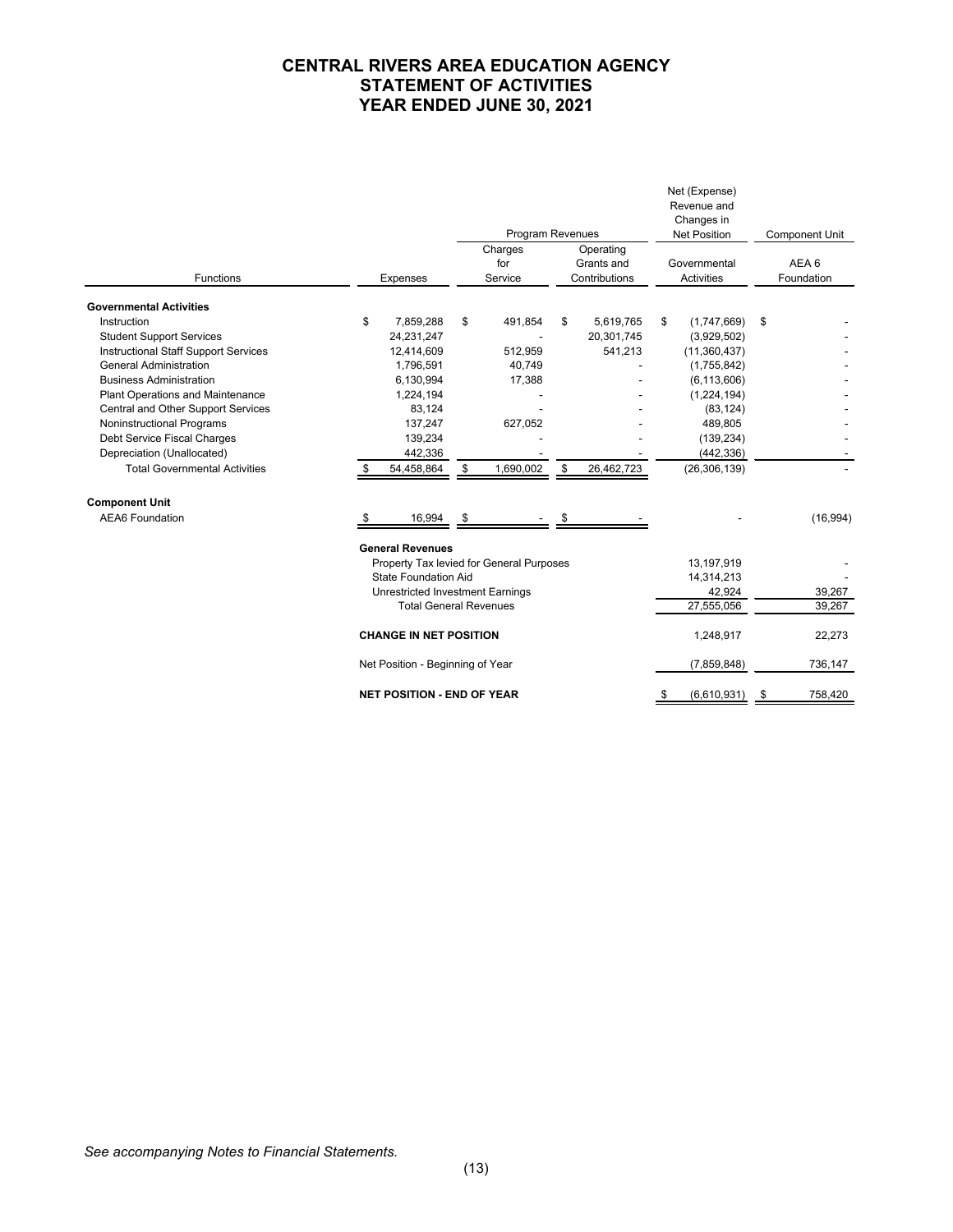# CENTRAL RIVERS AREA EDUCATION AGENCY
# STATEMENT OF ACTIVITIES
# YEAR ENDED JUNE 30, 2021

| Functions | Expenses | Program Revenues | | Net (Expense) Revenue and Changes in Net Position | Component Unit |
|---|---|---|---|---|---|
| | | Charges for Service | Operating Grants and Contributions | Governmental Activities | AEA 6 Foundation |
| **Governmental Activities** | | | | | |
| Instruction | $ 7,859,288 | $ 491,854 | $ 5,619,765 | $ (1,747,669) | $ - |
| Student Support Services | 24,231,247 | - | 20,301,745 | (3,929,502) | - |
| Instructional Staff Support Services | 12,414,609 | 512,959 | 541,213 | (11,360,437) | - |
| General Administration | 1,796,591 | 40,749 | - | (1,755,842) | - |
| Business Administration | 6,130,994 | 17,388 | - | (6,113,606) | - |
| Plant Operations and Maintenance | 1,224,194 | - | - | (1,224,194) | - |
| Central and Other Support Services | 83,124 | - | - | (83,124) | - |
| Noninstructional Programs | 137,247 | 627,052 | - | 489,805 | - |
| Debt Service Fiscal Charges | 139,234 | - | - | (139,234) | - |
| Depreciation (Unallocated) | 442,336 | - | - | (442,336) | - |
| Total Governmental Activities | $ 54,458,864 | $ 1,690,002 | $ 26,462,723 | (26,306,139) | - |
| **Component Unit** | | | | | |
| AEA6 Foundation | $ 16,994 | $ - | $ - | - | (16,994) |
| | **General Revenues** | | | | |
| | Property Tax levied for General Purposes | | | 13,197,919 | - |
| | State Foundation Aid | | | 14,314,213 | - |
| | Unrestricted Investment Earnings | | | 42,924 | 39,267 |
| | Total General Revenues | | | 27,555,056 | 39,267 |
| | **CHANGE IN NET POSITION** | | | 1,248,917 | 22,273 |
| | Net Position - Beginning of Year | | | (7,859,848) | 736,147 |
| | **NET POSITION - END OF YEAR** | | | $ (6,610,931) | $ 758,420 |

*See accompanying Notes to Financial Statements.*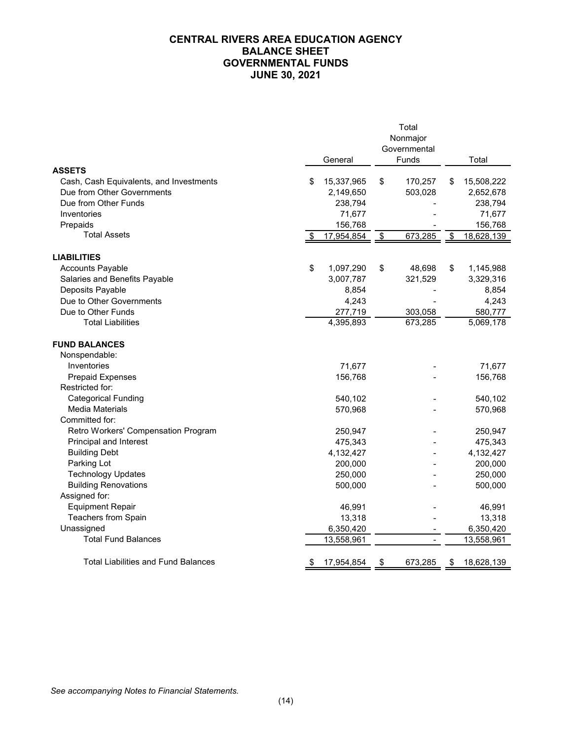# CENTRAL RIVERS AREA EDUCATION AGENCY
# BALANCE SHEET
# GOVERNMENTAL FUNDS
# JUNE 30, 2021

| | General | Total Nonmajor Governmental Funds | Total |
|---|---|---|---|
| **ASSETS** | | | |
| Cash, Cash Equivalents, and Investments | $ 15,337,965 | $ 170,257 | $ 15,508,222 |
| Due from Other Governments | 2,149,650 | 503,028 | 2,652,678 |
| Due from Other Funds | 238,794 | - | 238,794 |
| Inventories | 71,677 | - | 71,677 |
| Prepaids | 156,768 | - | 156,768 |
| Total Assets | $ 17,954,854 | $ 673,285 | $ 18,628,139 |
| **LIABILITIES** | | | |
| Accounts Payable | $ 1,097,290 | $ 48,698 | $ 1,145,988 |
| Salaries and Benefits Payable | 3,007,787 | 321,529 | 3,329,316 |
| Deposits Payable | 8,854 | - | 8,854 |
| Due to Other Governments | 4,243 | - | 4,243 |
| Due to Other Funds | 277,719 | 303,058 | 580,777 |
| Total Liabilities | 4,395,893 | 673,285 | 5,069,178 |
| **FUND BALANCES** | | | |
| Nonspendable: | | | |
| Inventories | 71,677 | - | 71,677 |
| Prepaid Expenses | 156,768 | - | 156,768 |
| Restricted for: | | | |
| Categorical Funding | 540,102 | - | 540,102 |
| Media Materials | 570,968 | - | 570,968 |
| Committed for: | | | |
| Retro Workers' Compensation Program | 250,947 | - | 250,947 |
| Principal and Interest | 475,343 | - | 475,343 |
| Building Debt | 4,132,427 | - | 4,132,427 |
| Parking Lot | 200,000 | - | 200,000 |
| Technology Updates | 250,000 | - | 250,000 |
| Building Renovations | 500,000 | - | 500,000 |
| Assigned for: | | | |
| Equipment Repair | 46,991 | - | 46,991 |
| Teachers from Spain | 13,318 | - | 13,318 |
| Unassigned | 6,350,420 | - | 6,350,420 |
| Total Fund Balances | 13,558,961 | - | 13,558,961 |
| Total Liabilities and Fund Balances | $ 17,954,854 | $ 673,285 | $ 18,628,139 |

*See accompanying Notes to Financial Statements.*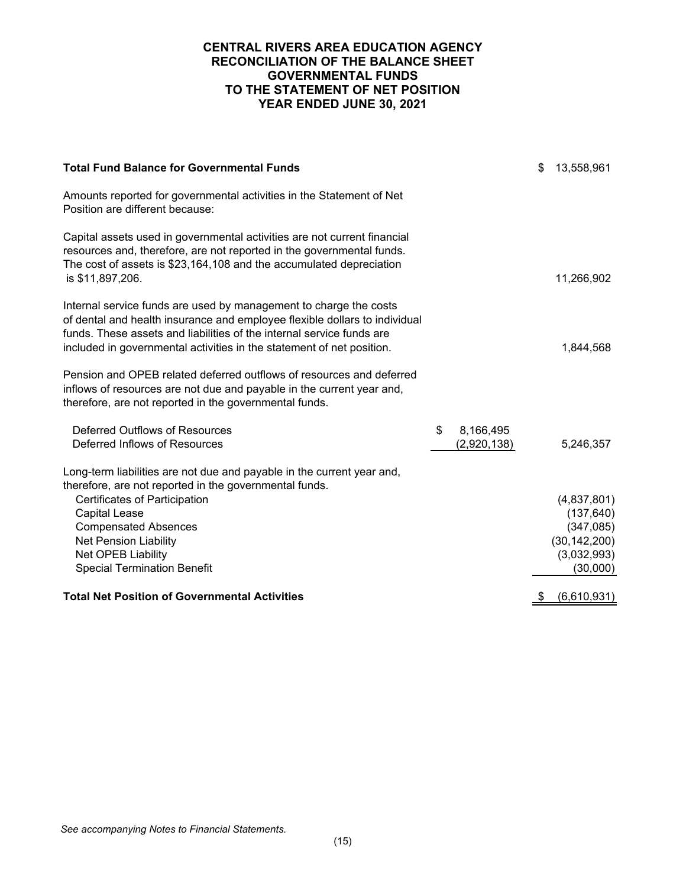# CENTRAL RIVERS AREA EDUCATION AGENCY
## RECONCILIATION OF THE BALANCE SHEET
## GOVERNMENTAL FUNDS
## TO THE STATEMENT OF NET POSITION
## YEAR ENDED JUNE 30, 2021

| | | |
|---|---|---|
| **Total Fund Balance for Governmental Funds** | | $ 13,558,961 |
| Amounts reported for governmental activities in the Statement of Net Position are different because: | | |
| Capital assets used in governmental activities are not current financial resources and, therefore, are not reported in the governmental funds. The cost of assets is $23,164,108 and the accumulated depreciation is $11,897,206. | | 11,266,902 |
| Internal service funds are used by management to charge the costs of dental and health insurance and employee flexible dollars to individual funds. These assets and liabilities of the internal service funds are included in governmental activities in the statement of net position. | | 1,844,568 |
| Pension and OPEB related deferred outflows of resources and deferred inflows of resources are not due and payable in the current year and, therefore, are not reported in the governmental funds. | | |
| Deferred Outflows of Resources | $ 8,166,495 | |
| Deferred Inflows of Resources | (2,920,138) | 5,246,357 |
| Long-term liabilities are not due and payable in the current year and, therefore, are not reported in the governmental funds. | | |
| Certificates of Participation | | (4,837,801) |
| Capital Lease | | (137,640) |
| Compensated Absences | | (347,085) |
| Net Pension Liability | | (30,142,200) |
| Net OPEB Liability | | (3,032,993) |
| Special Termination Benefit | | (30,000) |
| **Total Net Position of Governmental Activities** | | $ (6,610,931) |

*See accompanying Notes to Financial Statements.*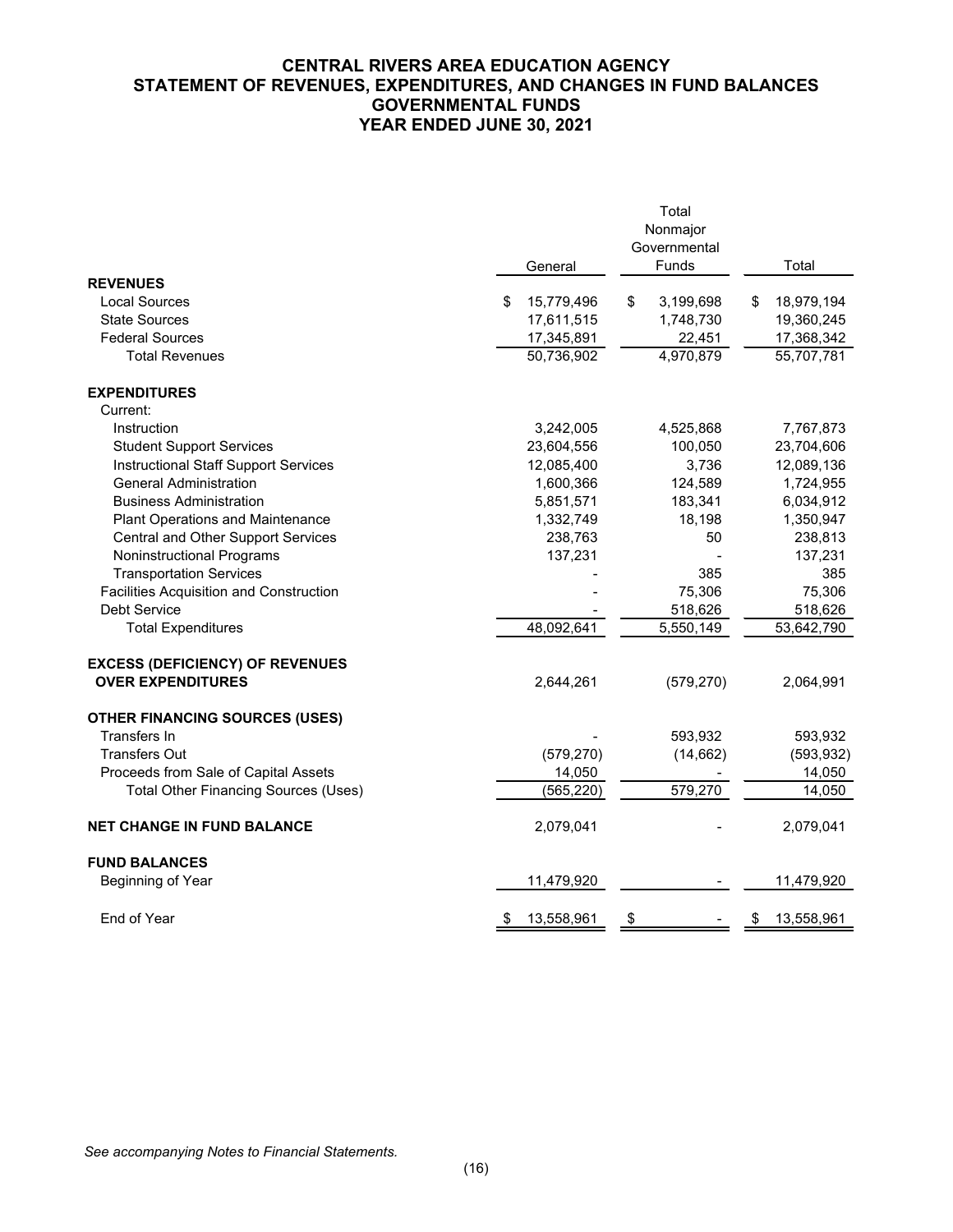# CENTRAL RIVERS AREA EDUCATION AGENCY
## STATEMENT OF REVENUES, EXPENDITURES, AND CHANGES IN FUND BALANCES
## GOVERNMENTAL FUNDS
## YEAR ENDED JUNE 30, 2021

| | General | Total Nonmajor Governmental Funds | Total |
|---|---|---|---|
| **REVENUES** | | | |
| Local Sources | $ 15,779,496 | $ 3,199,698 | $ 18,979,194 |
| State Sources | 17,611,515 | 1,748,730 | 19,360,245 |
| Federal Sources | 17,345,891 | 22,451 | 17,368,342 |
| Total Revenues | 50,736,902 | 4,970,879 | 55,707,781 |
| **EXPENDITURES** | | | |
| Current: | | | |
| Instruction | 3,242,005 | 4,525,868 | 7,767,873 |
| Student Support Services | 23,604,556 | 100,050 | 23,704,606 |
| Instructional Staff Support Services | 12,085,400 | 3,736 | 12,089,136 |
| General Administration | 1,600,366 | 124,589 | 1,724,955 |
| Business Administration | 5,851,571 | 183,341 | 6,034,912 |
| Plant Operations and Maintenance | 1,332,749 | 18,198 | 1,350,947 |
| Central and Other Support Services | 238,763 | 50 | 238,813 |
| Noninstructional Programs | 137,231 | - | 137,231 |
| Transportation Services | - | 385 | 385 |
| Facilities Acquisition and Construction | - | 75,306 | 75,306 |
| Debt Service | - | 518,626 | 518,626 |
| Total Expenditures | 48,092,641 | 5,550,149 | 53,642,790 |
| **EXCESS (DEFICIENCY) OF REVENUES OVER EXPENDITURES** | 2,644,261 | (579,270) | 2,064,991 |
| **OTHER FINANCING SOURCES (USES)** | | | |
| Transfers In | - | 593,932 | 593,932 |
| Transfers Out | (579,270) | (14,662) | (593,932) |
| Proceeds from Sale of Capital Assets | 14,050 | - | 14,050 |
| Total Other Financing Sources (Uses) | (565,220) | 579,270 | 14,050 |
| **NET CHANGE IN FUND BALANCE** | 2,079,041 | - | 2,079,041 |
| **FUND BALANCES** | | | |
| Beginning of Year | 11,479,920 | - | 11,479,920 |
| End of Year | $ 13,558,961 | $ - | $ 13,558,961 |

*See accompanying Notes to Financial Statements.*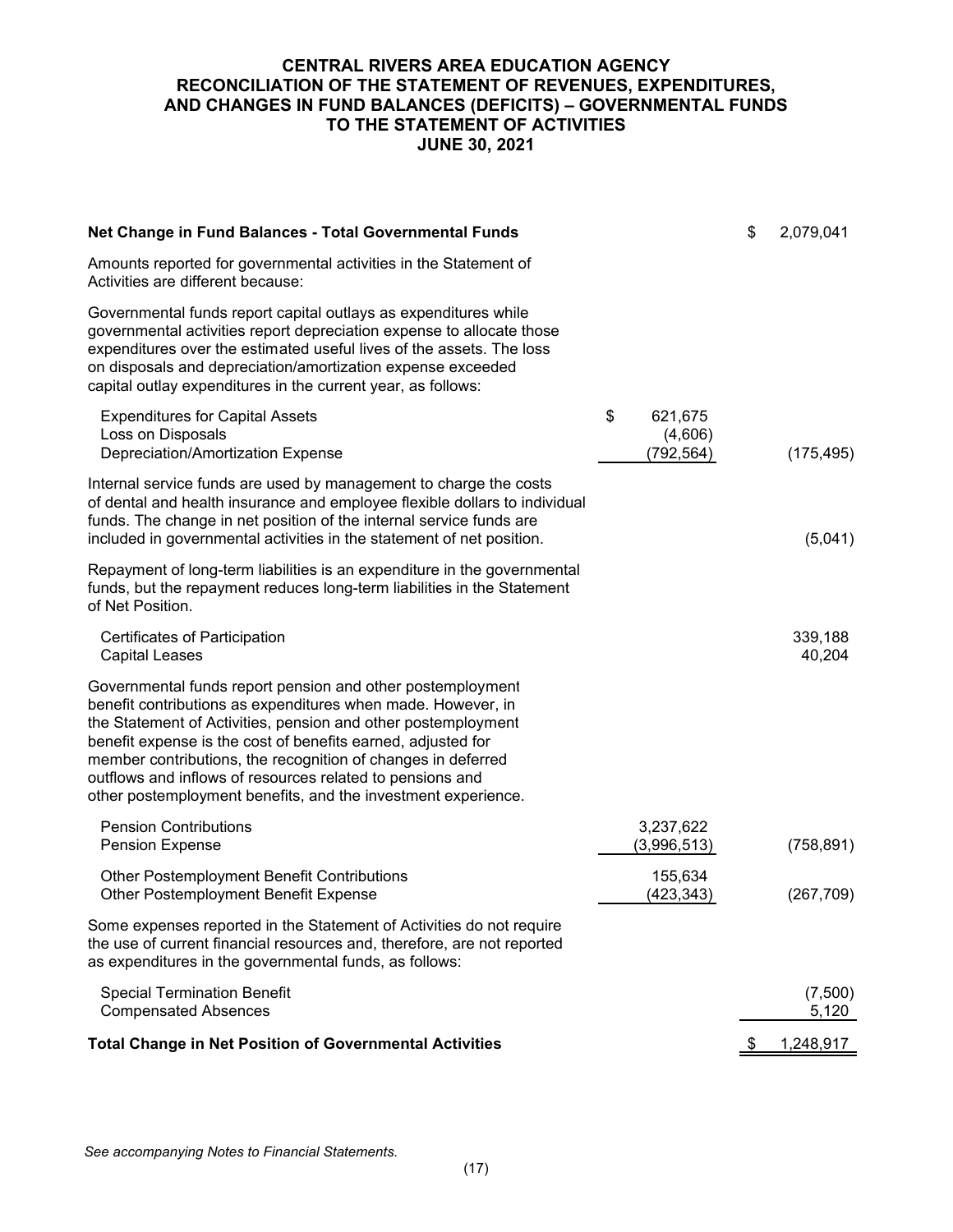# CENTRAL RIVERS AREA EDUCATION AGENCY
## RECONCILIATION OF THE STATEMENT OF REVENUES, EXPENDITURES, AND CHANGES IN FUND BALANCES (DEFICITS) – GOVERNMENTAL FUNDS TO THE STATEMENT OF ACTIVITIES
### JUNE 30, 2021

| | | |
|---|---|---|
| **Net Change in Fund Balances - Total Governmental Funds** | | $ 2,079,041 |
| Amounts reported for governmental activities in the Statement of Activities are different because: | | |
| Governmental funds report capital outlays as expenditures while governmental activities report depreciation expense to allocate those expenditures over the estimated useful lives of the assets. The loss on disposals and depreciation/amortization expense exceeded capital outlay expenditures in the current year, as follows: | | |
| Expenditures for Capital Assets | $ 621,675 | |
| Loss on Disposals | (4,606) | |
| Depreciation/Amortization Expense | (792,564) | (175,495) |
| Internal service funds are used by management to charge the costs of dental and health insurance and employee flexible dollars to individual funds. The change in net position of the internal service funds are included in governmental activities in the statement of net position. | | (5,041) |
| Repayment of long-term liabilities is an expenditure in the governmental funds, but the repayment reduces long-term liabilities in the Statement of Net Position. | | |
| Certificates of Participation | | 339,188 |
| Capital Leases | | 40,204 |
| Governmental funds report pension and other postemployment benefit contributions as expenditures when made. However, in the Statement of Activities, pension and other postemployment benefit expense is the cost of benefits earned, adjusted for member contributions, the recognition of changes in deferred outflows and inflows of resources related to pensions and other postemployment benefits, and the investment experience. | | |
| Pension Contributions | 3,237,622 | |
| Pension Expense | (3,996,513) | (758,891) |
| Other Postemployment Benefit Contributions | 155,634 | |
| Other Postemployment Benefit Expense | (423,343) | (267,709) |
| Some expenses reported in the Statement of Activities do not require the use of current financial resources and, therefore, are not reported as expenditures in the governmental funds, as follows: | | |
| Special Termination Benefit | | (7,500) |
| Compensated Absences | | 5,120 |
| **Total Change in Net Position of Governmental Activities** | | $ 1,248,917 |

*See accompanying Notes to Financial Statements.*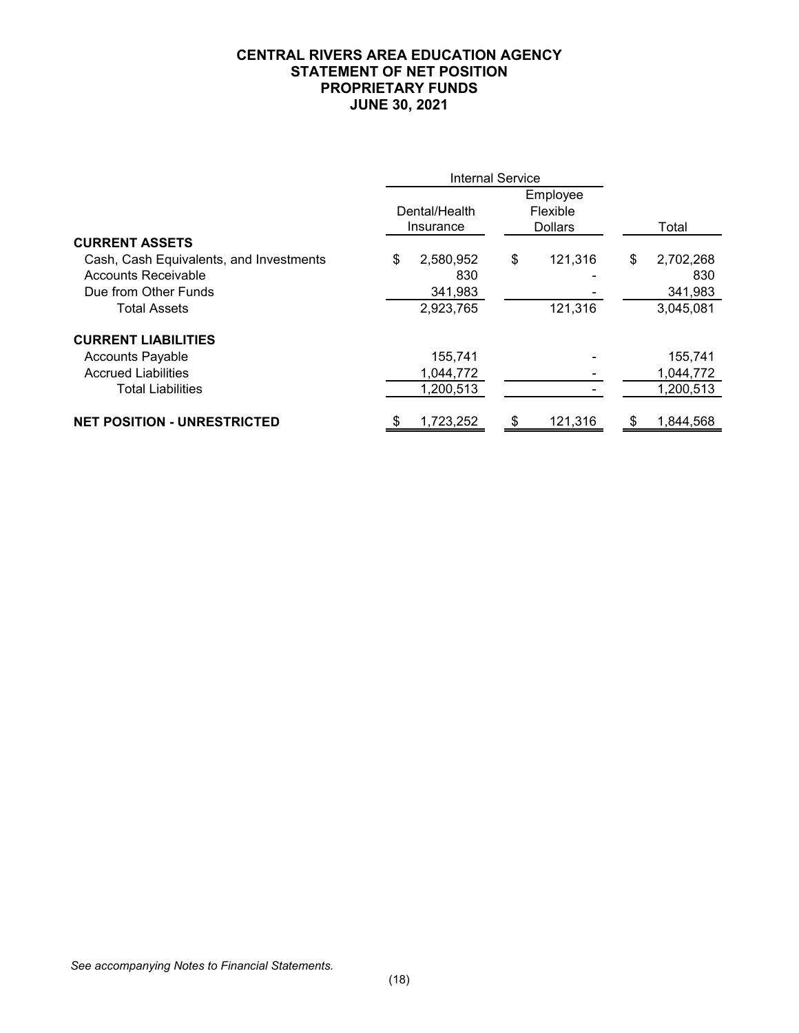# CENTRAL RIVERS AREA EDUCATION AGENCY
## STATEMENT OF NET POSITION
## PROPRIETARY FUNDS
## JUNE 30, 2021

| | Internal Service | | |
|---|---|---|---|
| | Dental/Health Insurance | Employee Flexible Dollars | Total |
| **CURRENT ASSETS** | | | |
| Cash, Cash Equivalents, and Investments | $ 2,580,952 | $ 121,316 | $ 2,702,268 |
| Accounts Receivable | 830 | - | 830 |
| Due from Other Funds | 341,983 | - | 341,983 |
| Total Assets | 2,923,765 | 121,316 | 3,045,081 |
| **CURRENT LIABILITIES** | | | |
| Accounts Payable | 155,741 | - | 155,741 |
| Accrued Liabilities | 1,044,772 | - | 1,044,772 |
| Total Liabilities | 1,200,513 | - | 1,200,513 |
| **NET POSITION - UNRESTRICTED** | $ 1,723,252 | $ 121,316 | $ 1,844,568 |

*See accompanying Notes to Financial Statements.*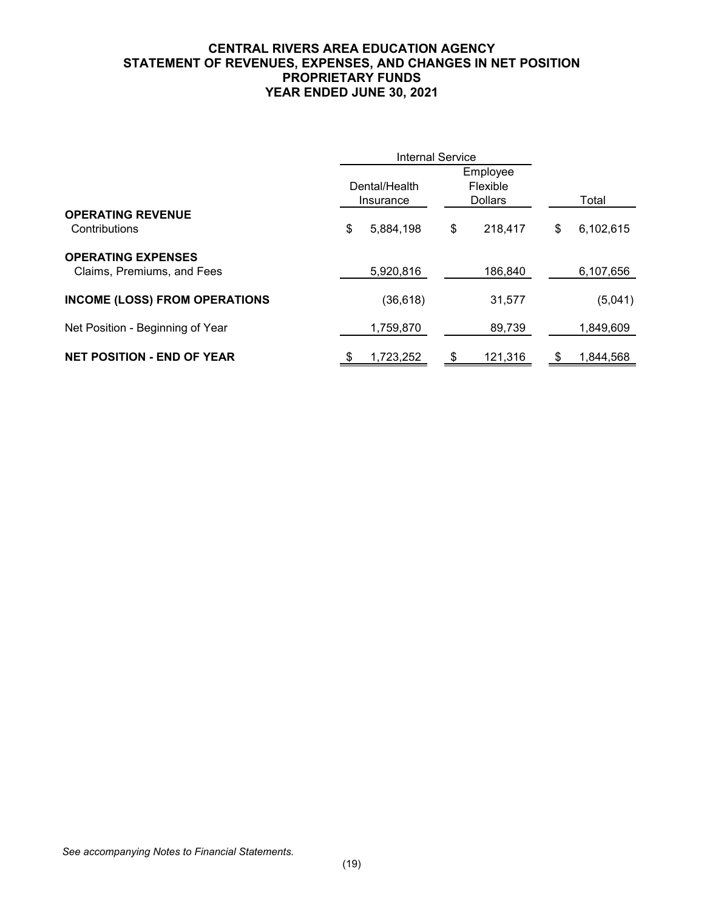# CENTRAL RIVERS AREA EDUCATION AGENCY
## STATEMENT OF REVENUES, EXPENSES, AND CHANGES IN NET POSITION
## PROPRIETARY FUNDS
## YEAR ENDED JUNE 30, 2021

| | Internal Service | | |
|---|---|---|---|
| | Dental/Health Insurance | Employee Flexible Dollars | Total |
| **OPERATING REVENUE** | | | |
| Contributions | $ 5,884,198 | $ 218,417 | $ 6,102,615 |
| **OPERATING EXPENSES** | | | |
| Claims, Premiums, and Fees | 5,920,816 | 186,840 | 6,107,656 |
| **INCOME (LOSS) FROM OPERATIONS** | (36,618) | 31,577 | (5,041) |
| Net Position - Beginning of Year | 1,759,870 | 89,739 | 1,849,609 |
| **NET POSITION - END OF YEAR** | $ 1,723,252 | $ 121,316 | $ 1,844,568 |

*See accompanying Notes to Financial Statements.*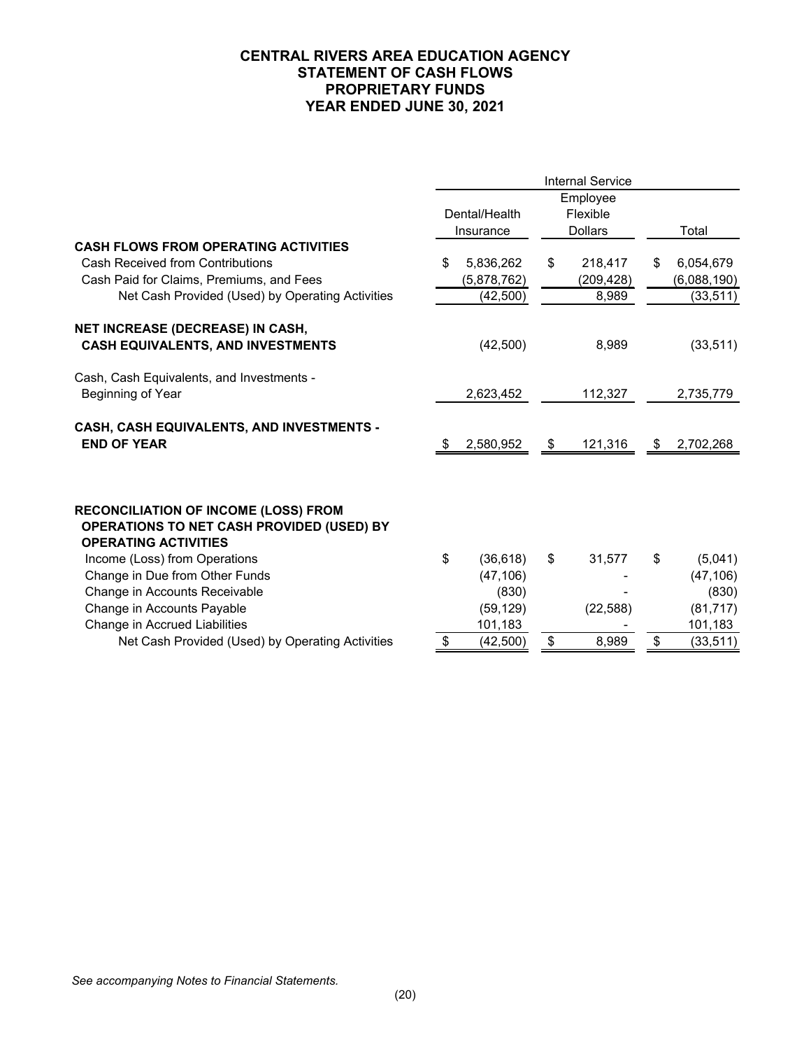# CENTRAL RIVERS AREA EDUCATION AGENCY
## STATEMENT OF CASH FLOWS
## PROPRIETARY FUNDS
## YEAR ENDED JUNE 30, 2021

| | Internal Service | | |
|---|---|---|---|
| | Dental/Health Insurance | Employee Flexible Dollars | Total |
| **CASH FLOWS FROM OPERATING ACTIVITIES** | | | |
| Cash Received from Contributions | $ 5,836,262 | $ 218,417 | $ 6,054,679 |
| Cash Paid for Claims, Premiums, and Fees | (5,878,762) | (209,428) | (6,088,190) |
| Net Cash Provided (Used) by Operating Activities | (42,500) | 8,989 | (33,511) |
| **NET INCREASE (DECREASE) IN CASH, CASH EQUIVALENTS, AND INVESTMENTS** | (42,500) | 8,989 | (33,511) |
| Cash, Cash Equivalents, and Investments - Beginning of Year | 2,623,452 | 112,327 | 2,735,779 |
| **CASH, CASH EQUIVALENTS, AND INVESTMENTS - END OF YEAR** | $ 2,580,952 | $ 121,316 | $ 2,702,268 |
| | | | |
| **RECONCILIATION OF INCOME (LOSS) FROM OPERATIONS TO NET CASH PROVIDED (USED) BY OPERATING ACTIVITIES** | | | |
| Income (Loss) from Operations | $ (36,618) | $ 31,577 | $ (5,041) |
| Change in Due from Other Funds | (47,106) | - | (47,106) |
| Change in Accounts Receivable | (830) | - | (830) |
| Change in Accounts Payable | (59,129) | (22,588) | (81,717) |
| Change in Accrued Liabilities | 101,183 | - | 101,183 |
| Net Cash Provided (Used) by Operating Activities | $ (42,500) | $ 8,989 | $ (33,511) |

*See accompanying Notes to Financial Statements.*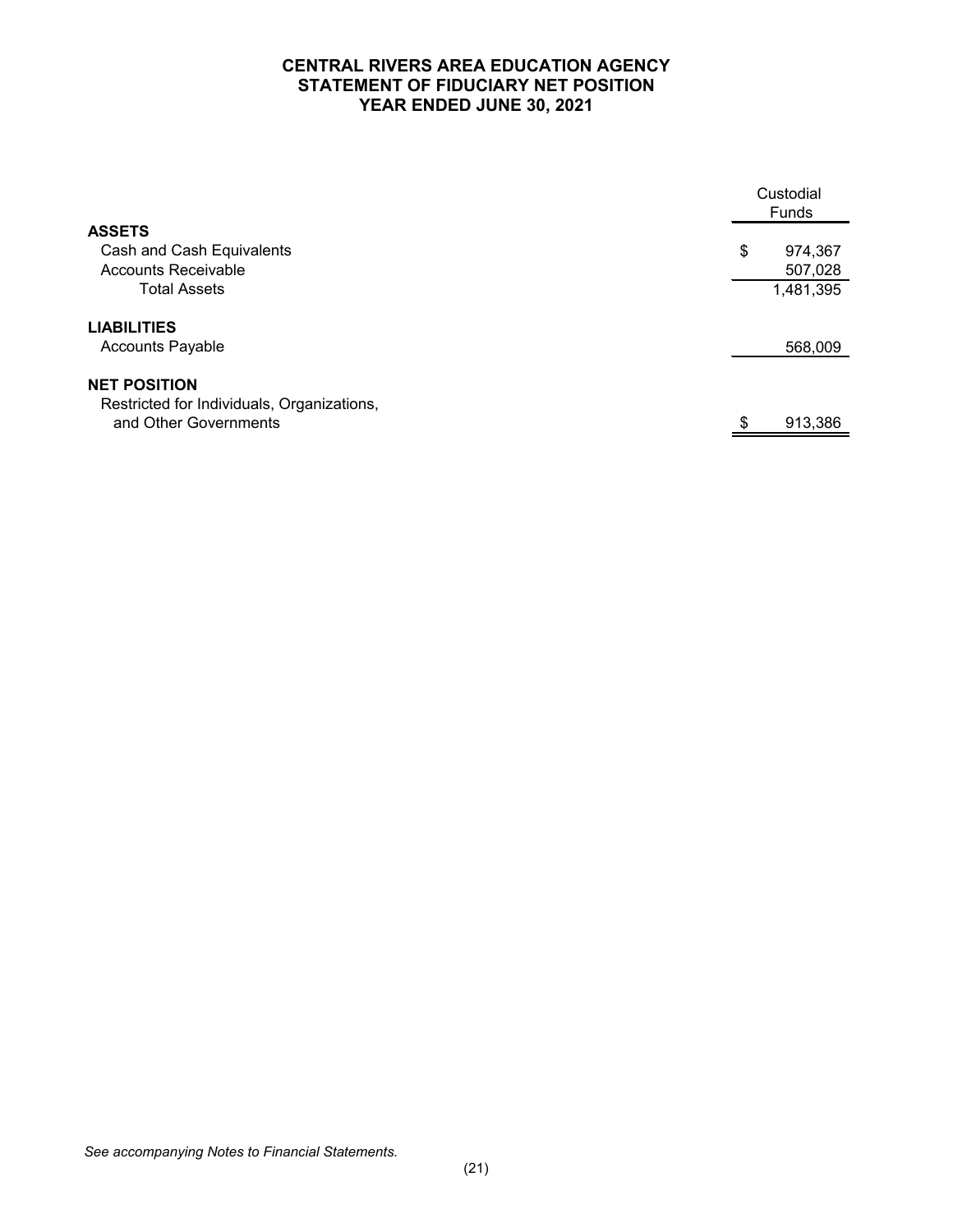# CENTRAL RIVERS AREA EDUCATION AGENCY
## STATEMENT OF FIDUCIARY NET POSITION
## YEAR ENDED JUNE 30, 2021

| | Custodial Funds |
|---|---|
| **ASSETS** | |
| Cash and Cash Equivalents | $ 974,367 |
| Accounts Receivable | 507,028 |
| Total Assets | 1,481,395 |
| **LIABILITIES** | |
| Accounts Payable | 568,009 |
| **NET POSITION** | |
| Restricted for Individuals, Organizations, and Other Governments | $ 913,386 |

*See accompanying Notes to Financial Statements.*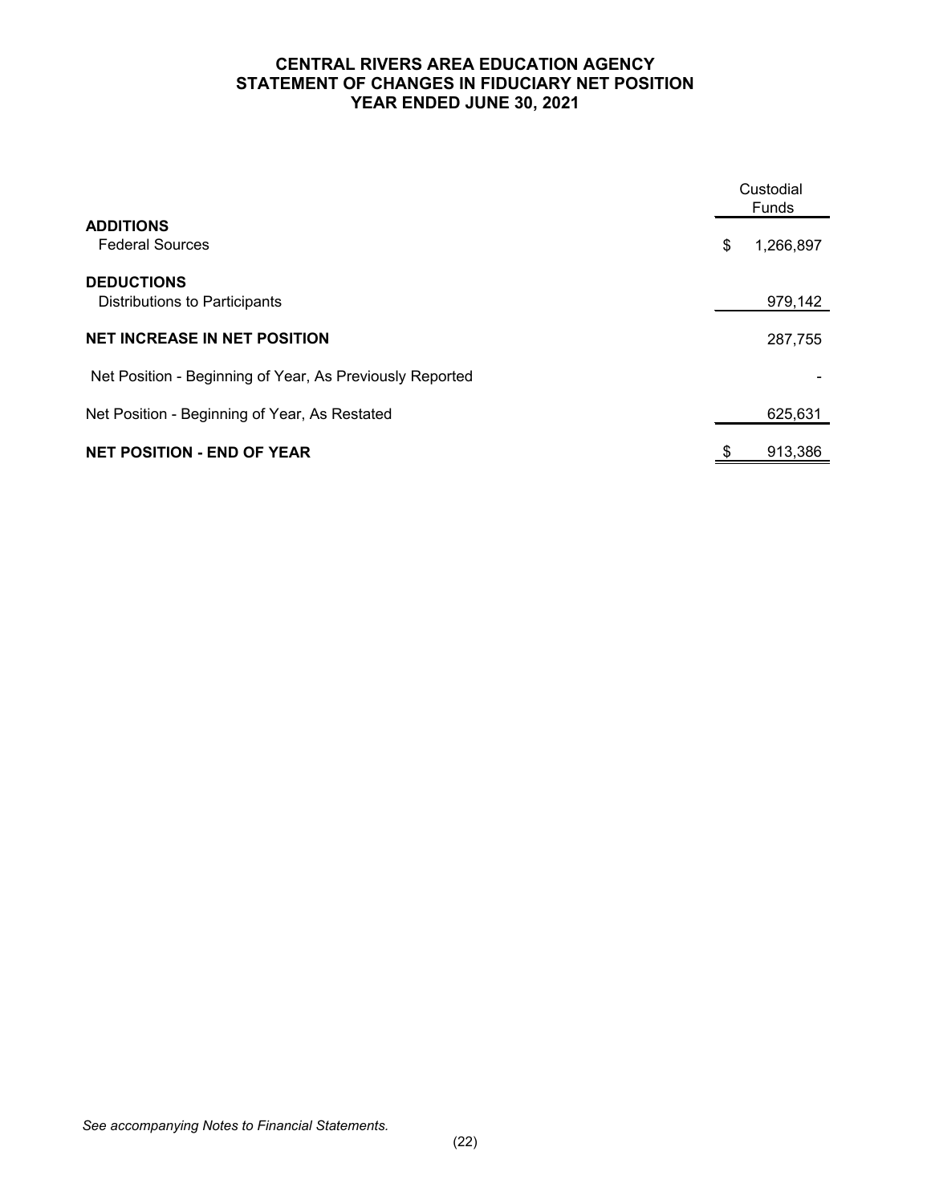# CENTRAL RIVERS AREA EDUCATION AGENCY
## STATEMENT OF CHANGES IN FIDUCIARY NET POSITION
### YEAR ENDED JUNE 30, 2021

| | Custodial Funds |
|---|---|
| **ADDITIONS** | |
| Federal Sources | $ 1,266,897 |
| **DEDUCTIONS** | |
| Distributions to Participants | 979,142 |
| **NET INCREASE IN NET POSITION** | 287,755 |
| Net Position - Beginning of Year, As Previously Reported | - |
| Net Position - Beginning of Year, As Restated | 625,631 |
| **NET POSITION - END OF YEAR** | $ 913,386 |

*See accompanying Notes to Financial Statements.*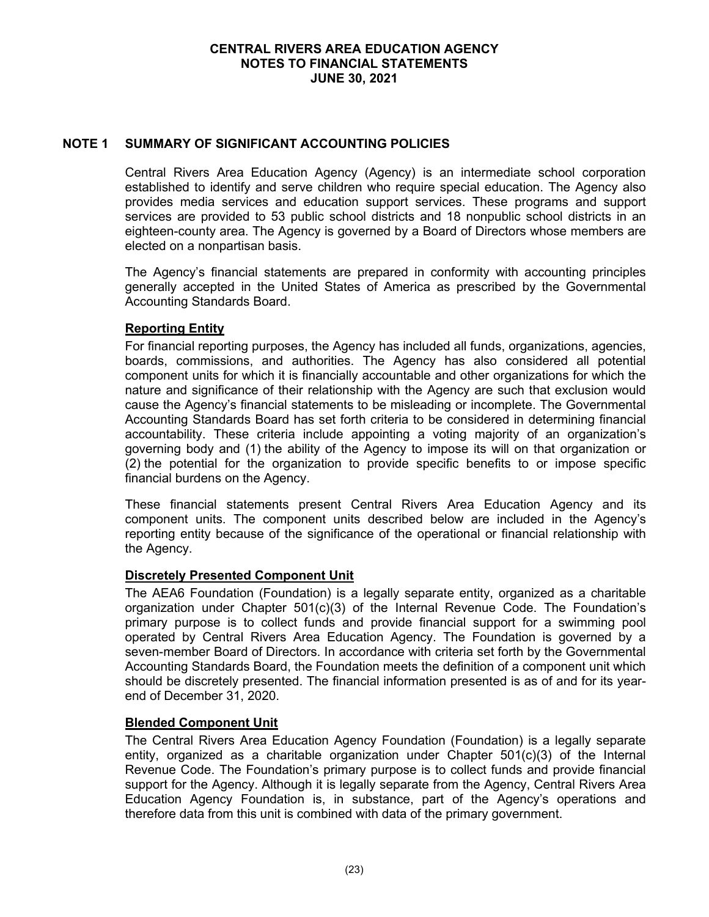# CENTRAL RIVERS AREA EDUCATION AGENCY
# NOTES TO FINANCIAL STATEMENTS
# JUNE 30, 2021

## NOTE 1 SUMMARY OF SIGNIFICANT ACCOUNTING POLICIES

Central Rivers Area Education Agency (Agency) is an intermediate school corporation established to identify and serve children who require special education. The Agency also provides media services and education support services. These programs and support services are provided to 53 public school districts and 18 nonpublic school districts in an eighteen-county area. The Agency is governed by a Board of Directors whose members are elected on a nonpartisan basis.

The Agency's financial statements are prepared in conformity with accounting principles generally accepted in the United States of America as prescribed by the Governmental Accounting Standards Board.

### Reporting Entity

For financial reporting purposes, the Agency has included all funds, organizations, agencies, boards, commissions, and authorities. The Agency has also considered all potential component units for which it is financially accountable and other organizations for which the nature and significance of their relationship with the Agency are such that exclusion would cause the Agency's financial statements to be misleading or incomplete. The Governmental Accounting Standards Board has set forth criteria to be considered in determining financial accountability. These criteria include appointing a voting majority of an organization's governing body and (1) the ability of the Agency to impose its will on that organization or (2) the potential for the organization to provide specific benefits to or impose specific financial burdens on the Agency.

These financial statements present Central Rivers Area Education Agency and its component units. The component units described below are included in the Agency's reporting entity because of the significance of the operational or financial relationship with the Agency.

### Discretely Presented Component Unit

The AEA6 Foundation (Foundation) is a legally separate entity, organized as a charitable organization under Chapter 501(c)(3) of the Internal Revenue Code. The Foundation's primary purpose is to collect funds and provide financial support for a swimming pool operated by Central Rivers Area Education Agency. The Foundation is governed by a seven-member Board of Directors. In accordance with criteria set forth by the Governmental Accounting Standards Board, the Foundation meets the definition of a component unit which should be discretely presented. The financial information presented is as of and for its year-end of December 31, 2020.

### Blended Component Unit

The Central Rivers Area Education Agency Foundation (Foundation) is a legally separate entity, organized as a charitable organization under Chapter 501(c)(3) of the Internal Revenue Code. The Foundation's primary purpose is to collect funds and provide financial support for the Agency. Although it is legally separate from the Agency, Central Rivers Area Education Agency Foundation is, in substance, part of the Agency's operations and therefore data from this unit is combined with data of the primary government.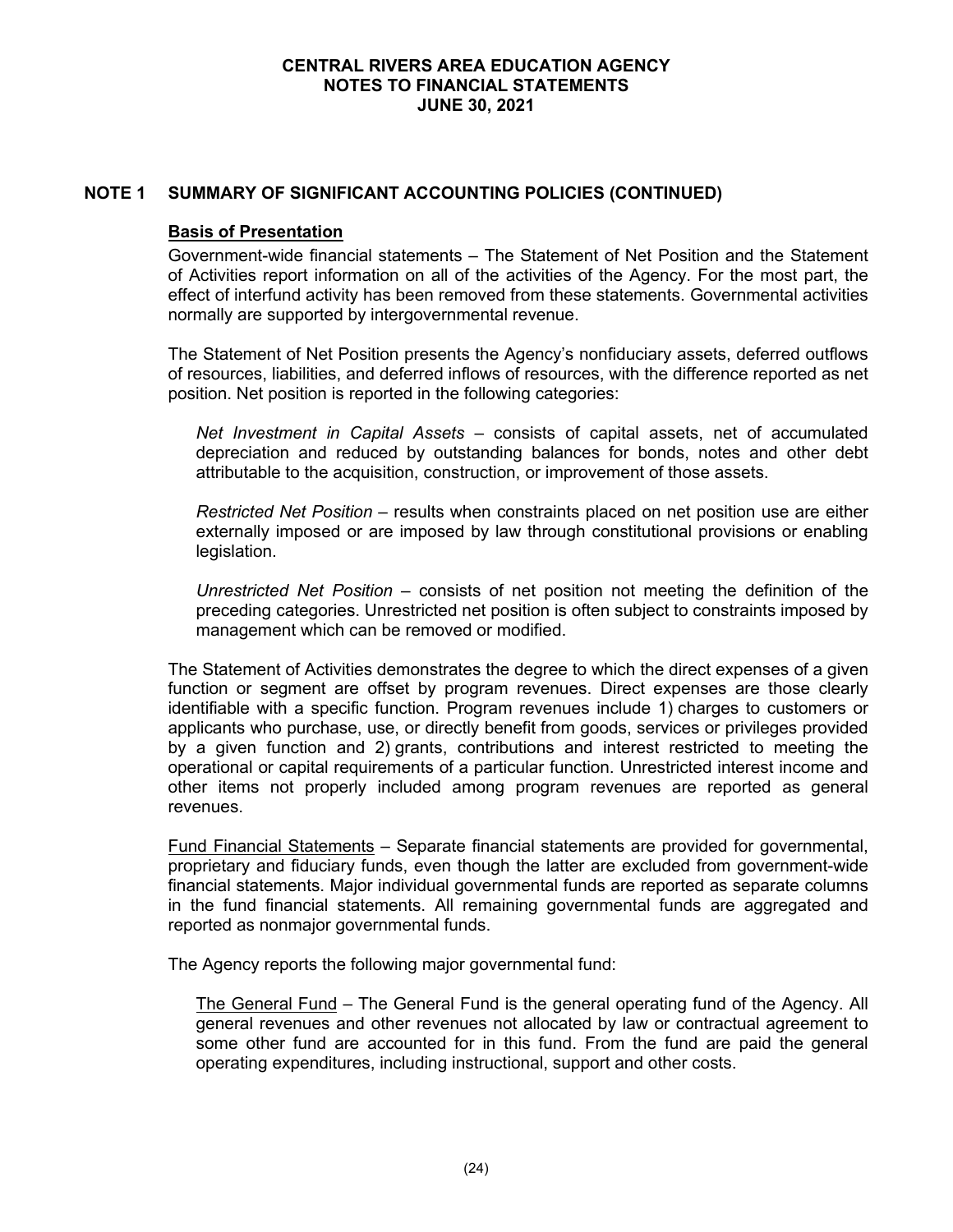## NOTE 1 SUMMARY OF SIGNIFICANT ACCOUNTING POLICIES (CONTINUED)

### Basis of Presentation

Government-wide financial statements – The Statement of Net Position and the Statement of Activities report information on all of the activities of the Agency. For the most part, the effect of interfund activity has been removed from these statements. Governmental activities normally are supported by intergovernmental revenue.

The Statement of Net Position presents the Agency's nonfiduciary assets, deferred outflows of resources, liabilities, and deferred inflows of resources, with the difference reported as net position. Net position is reported in the following categories:

*Net Investment in Capital Assets* – consists of capital assets, net of accumulated depreciation and reduced by outstanding balances for bonds, notes and other debt attributable to the acquisition, construction, or improvement of those assets.

*Restricted Net Position* – results when constraints placed on net position use are either externally imposed or are imposed by law through constitutional provisions or enabling legislation.

*Unrestricted Net Position* – consists of net position not meeting the definition of the preceding categories. Unrestricted net position is often subject to constraints imposed by management which can be removed or modified.

The Statement of Activities demonstrates the degree to which the direct expenses of a given function or segment are offset by program revenues. Direct expenses are those clearly identifiable with a specific function. Program revenues include 1) charges to customers or applicants who purchase, use, or directly benefit from goods, services or privileges provided by a given function and 2) grants, contributions and interest restricted to meeting the operational or capital requirements of a particular function. Unrestricted interest income and other items not properly included among program revenues are reported as general revenues.

Fund Financial Statements – Separate financial statements are provided for governmental, proprietary and fiduciary funds, even though the latter are excluded from government-wide financial statements. Major individual governmental funds are reported as separate columns in the fund financial statements. All remaining governmental funds are aggregated and reported as nonmajor governmental funds.

The Agency reports the following major governmental fund:

The General Fund – The General Fund is the general operating fund of the Agency. All general revenues and other revenues not allocated by law or contractual agreement to some other fund are accounted for in this fund. From the fund are paid the general operating expenditures, including instructional, support and other costs.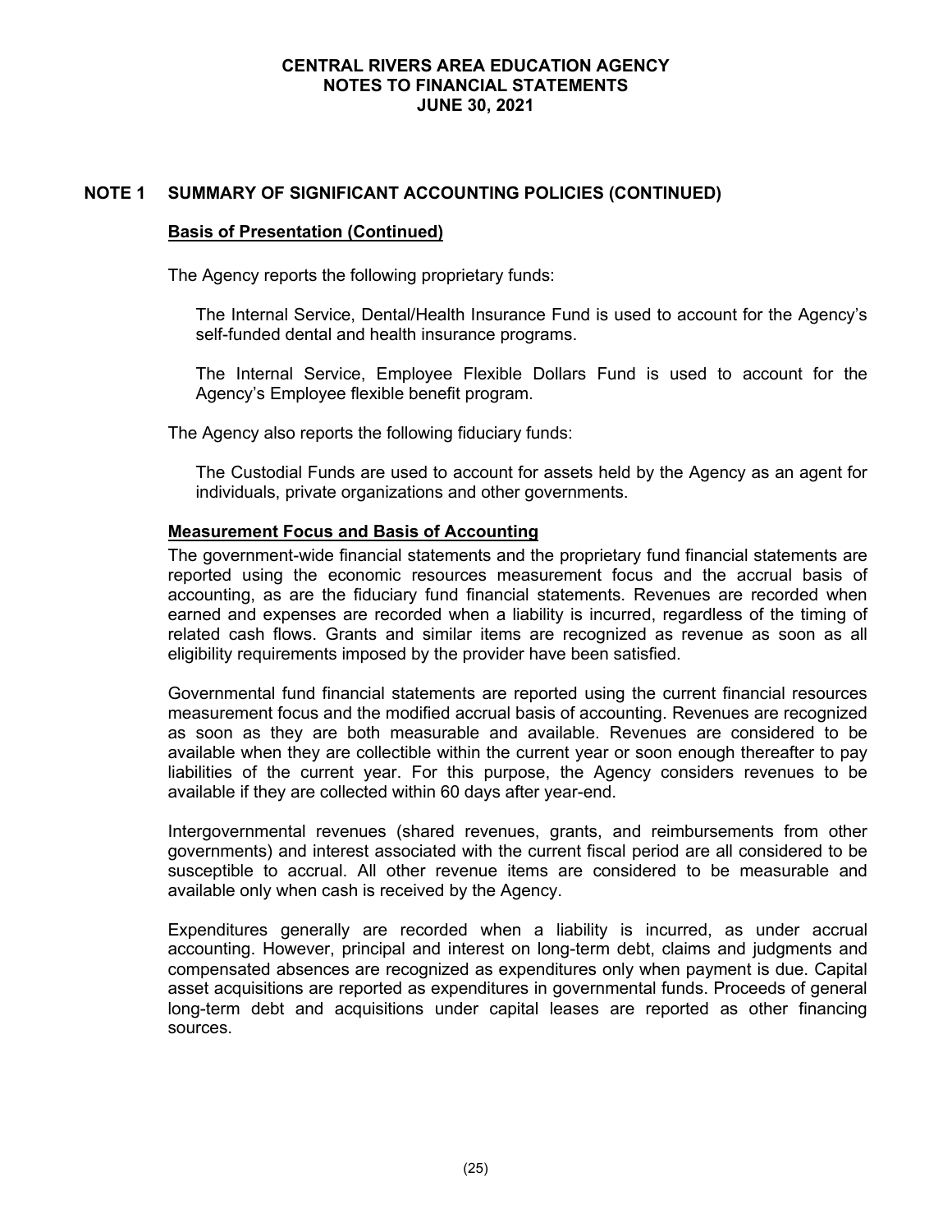## NOTE 1 SUMMARY OF SIGNIFICANT ACCOUNTING POLICIES (CONTINUED)

### Basis of Presentation (Continued)

The Agency reports the following proprietary funds:

The Internal Service, Dental/Health Insurance Fund is used to account for the Agency's self-funded dental and health insurance programs.

The Internal Service, Employee Flexible Dollars Fund is used to account for the Agency's Employee flexible benefit program.

The Agency also reports the following fiduciary funds:

The Custodial Funds are used to account for assets held by the Agency as an agent for individuals, private organizations and other governments.

### Measurement Focus and Basis of Accounting

The government-wide financial statements and the proprietary fund financial statements are reported using the economic resources measurement focus and the accrual basis of accounting, as are the fiduciary fund financial statements. Revenues are recorded when earned and expenses are recorded when a liability is incurred, regardless of the timing of related cash flows. Grants and similar items are recognized as revenue as soon as all eligibility requirements imposed by the provider have been satisfied.

Governmental fund financial statements are reported using the current financial resources measurement focus and the modified accrual basis of accounting. Revenues are recognized as soon as they are both measurable and available. Revenues are considered to be available when they are collectible within the current year or soon enough thereafter to pay liabilities of the current year. For this purpose, the Agency considers revenues to be available if they are collected within 60 days after year-end.

Intergovernmental revenues (shared revenues, grants, and reimbursements from other governments) and interest associated with the current fiscal period are all considered to be susceptible to accrual. All other revenue items are considered to be measurable and available only when cash is received by the Agency.

Expenditures generally are recorded when a liability is incurred, as under accrual accounting. However, principal and interest on long-term debt, claims and judgments and compensated absences are recognized as expenditures only when payment is due. Capital asset acquisitions are reported as expenditures in governmental funds. Proceeds of general long-term debt and acquisitions under capital leases are reported as other financing sources.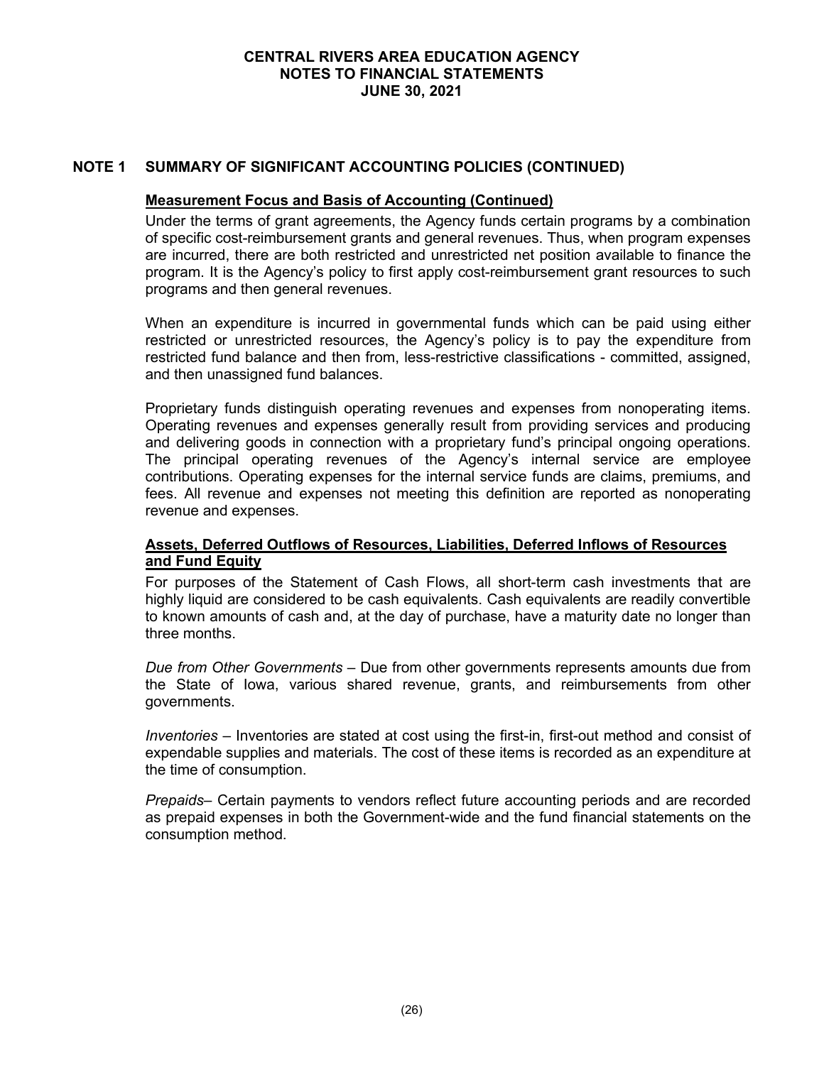## NOTE 1 SUMMARY OF SIGNIFICANT ACCOUNTING POLICIES (CONTINUED)

**Measurement Focus and Basis of Accounting (Continued)**

Under the terms of grant agreements, the Agency funds certain programs by a combination of specific cost-reimbursement grants and general revenues. Thus, when program expenses are incurred, there are both restricted and unrestricted net position available to finance the program. It is the Agency's policy to first apply cost-reimbursement grant resources to such programs and then general revenues.

When an expenditure is incurred in governmental funds which can be paid using either restricted or unrestricted resources, the Agency's policy is to pay the expenditure from restricted fund balance and then from, less-restrictive classifications - committed, assigned, and then unassigned fund balances.

Proprietary funds distinguish operating revenues and expenses from nonoperating items. Operating revenues and expenses generally result from providing services and producing and delivering goods in connection with a proprietary fund's principal ongoing operations. The principal operating revenues of the Agency's internal service are employee contributions. Operating expenses for the internal service funds are claims, premiums, and fees. All revenue and expenses not meeting this definition are reported as nonoperating revenue and expenses.

**Assets, Deferred Outflows of Resources, Liabilities, Deferred Inflows of Resources and Fund Equity**

For purposes of the Statement of Cash Flows, all short-term cash investments that are highly liquid are considered to be cash equivalents. Cash equivalents are readily convertible to known amounts of cash and, at the day of purchase, have a maturity date no longer than three months.

*Due from Other Governments* – Due from other governments represents amounts due from the State of Iowa, various shared revenue, grants, and reimbursements from other governments.

*Inventories* – Inventories are stated at cost using the first-in, first-out method and consist of expendable supplies and materials. The cost of these items is recorded as an expenditure at the time of consumption.

*Prepaids*– Certain payments to vendors reflect future accounting periods and are recorded as prepaid expenses in both the Government-wide and the fund financial statements on the consumption method.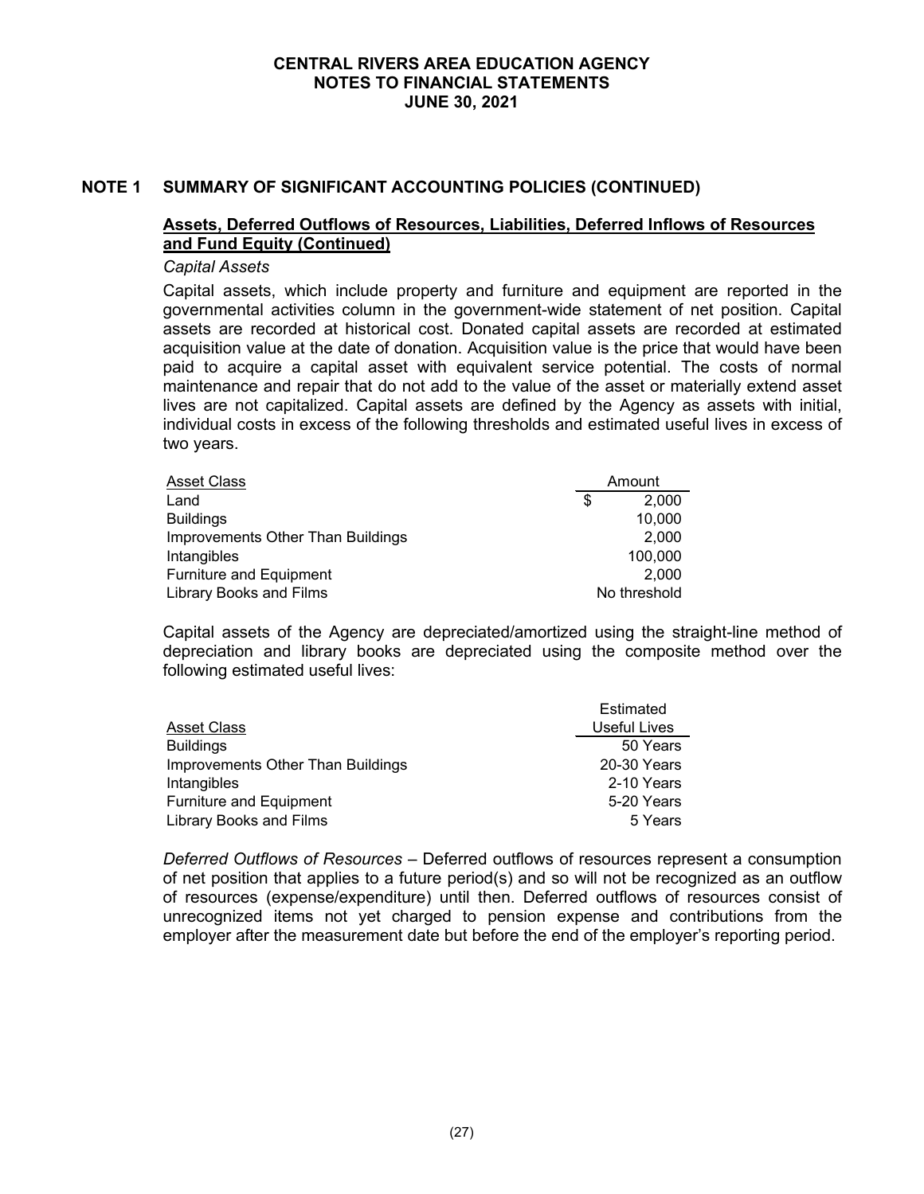## NOTE 1 SUMMARY OF SIGNIFICANT ACCOUNTING POLICIES (CONTINUED)

### Assets, Deferred Outflows of Resources, Liabilities, Deferred Inflows of Resources and Fund Equity (Continued)

*Capital Assets*

Capital assets, which include property and furniture and equipment are reported in the governmental activities column in the government-wide statement of net position. Capital assets are recorded at historical cost. Donated capital assets are recorded at estimated acquisition value at the date of donation. Acquisition value is the price that would have been paid to acquire a capital asset with equivalent service potential. The costs of normal maintenance and repair that do not add to the value of the asset or materially extend asset lives are not capitalized. Capital assets are defined by the Agency as assets with initial, individual costs in excess of the following thresholds and estimated useful lives in excess of two years.

| Asset Class | Amount |
|---|---|
| Land | $ 2,000 |
| Buildings | 10,000 |
| Improvements Other Than Buildings | 2,000 |
| Intangibles | 100,000 |
| Furniture and Equipment | 2,000 |
| Library Books and Films | No threshold |

Capital assets of the Agency are depreciated/amortized using the straight-line method of depreciation and library books are depreciated using the composite method over the following estimated useful lives:

| Asset Class | Estimated Useful Lives |
|---|---|
| Buildings | 50 Years |
| Improvements Other Than Buildings | 20-30 Years |
| Intangibles | 2-10 Years |
| Furniture and Equipment | 5-20 Years |
| Library Books and Films | 5 Years |

*Deferred Outflows of Resources* – Deferred outflows of resources represent a consumption of net position that applies to a future period(s) and so will not be recognized as an outflow of resources (expense/expenditure) until then. Deferred outflows of resources consist of unrecognized items not yet charged to pension expense and contributions from the employer after the measurement date but before the end of the employer's reporting period.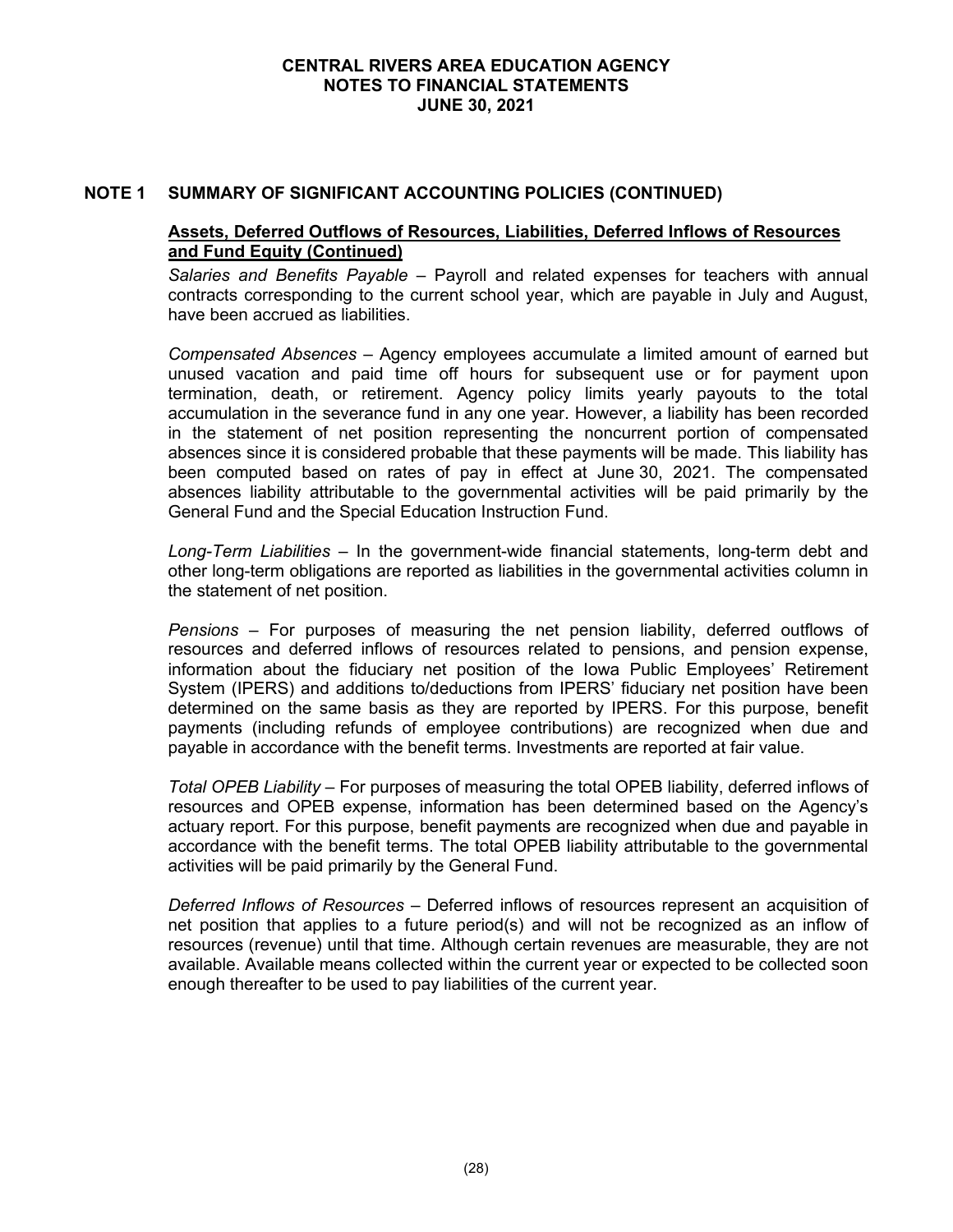# CENTRAL RIVERS AREA EDUCATION AGENCY
## NOTES TO FINANCIAL STATEMENTS
## JUNE 30, 2021

## NOTE 1 SUMMARY OF SIGNIFICANT ACCOUNTING POLICIES (CONTINUED)

### Assets, Deferred Outflows of Resources, Liabilities, Deferred Inflows of Resources and Fund Equity (Continued)

*Salaries and Benefits Payable* – Payroll and related expenses for teachers with annual contracts corresponding to the current school year, which are payable in July and August, have been accrued as liabilities.

*Compensated Absences* – Agency employees accumulate a limited amount of earned but unused vacation and paid time off hours for subsequent use or for payment upon termination, death, or retirement. Agency policy limits yearly payouts to the total accumulation in the severance fund in any one year. However, a liability has been recorded in the statement of net position representing the noncurrent portion of compensated absences since it is considered probable that these payments will be made. This liability has been computed based on rates of pay in effect at June 30, 2021. The compensated absences liability attributable to the governmental activities will be paid primarily by the General Fund and the Special Education Instruction Fund.

*Long-Term Liabilities* – In the government-wide financial statements, long-term debt and other long-term obligations are reported as liabilities in the governmental activities column in the statement of net position.

*Pensions* – For purposes of measuring the net pension liability, deferred outflows of resources and deferred inflows of resources related to pensions, and pension expense, information about the fiduciary net position of the Iowa Public Employees' Retirement System (IPERS) and additions to/deductions from IPERS' fiduciary net position have been determined on the same basis as they are reported by IPERS. For this purpose, benefit payments (including refunds of employee contributions) are recognized when due and payable in accordance with the benefit terms. Investments are reported at fair value.

*Total OPEB Liability* – For purposes of measuring the total OPEB liability, deferred inflows of resources and OPEB expense, information has been determined based on the Agency's actuary report. For this purpose, benefit payments are recognized when due and payable in accordance with the benefit terms. The total OPEB liability attributable to the governmental activities will be paid primarily by the General Fund.

*Deferred Inflows of Resources* – Deferred inflows of resources represent an acquisition of net position that applies to a future period(s) and will not be recognized as an inflow of resources (revenue) until that time. Although certain revenues are measurable, they are not available. Available means collected within the current year or expected to be collected soon enough thereafter to be used to pay liabilities of the current year.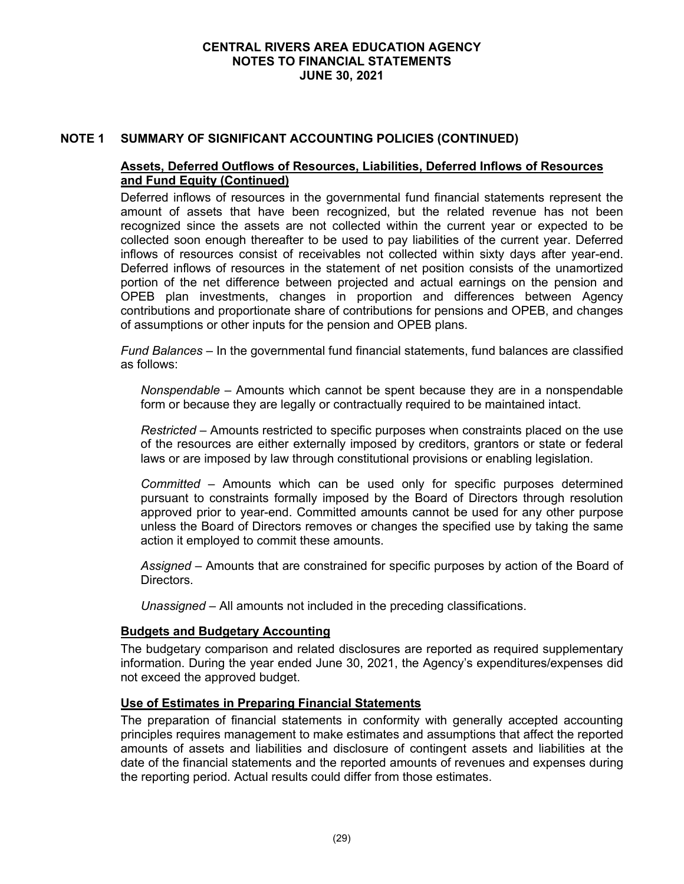# NOTE 1 SUMMARY OF SIGNIFICANT ACCOUNTING POLICIES (CONTINUED)

## Assets, Deferred Outflows of Resources, Liabilities, Deferred Inflows of Resources and Fund Equity (Continued)

Deferred inflows of resources in the governmental fund financial statements represent the amount of assets that have been recognized, but the related revenue has not been recognized since the assets are not collected within the current year or expected to be collected soon enough thereafter to be used to pay liabilities of the current year. Deferred inflows of resources consist of receivables not collected within sixty days after year-end. Deferred inflows of resources in the statement of net position consists of the unamortized portion of the net difference between projected and actual earnings on the pension and OPEB plan investments, changes in proportion and differences between Agency contributions and proportionate share of contributions for pensions and OPEB, and changes of assumptions or other inputs for the pension and OPEB plans.

*Fund Balances* – In the governmental fund financial statements, fund balances are classified as follows:

*Nonspendable* – Amounts which cannot be spent because they are in a nonspendable form or because they are legally or contractually required to be maintained intact.

*Restricted* – Amounts restricted to specific purposes when constraints placed on the use of the resources are either externally imposed by creditors, grantors or state or federal laws or are imposed by law through constitutional provisions or enabling legislation.

*Committed* – Amounts which can be used only for specific purposes determined pursuant to constraints formally imposed by the Board of Directors through resolution approved prior to year-end. Committed amounts cannot be used for any other purpose unless the Board of Directors removes or changes the specified use by taking the same action it employed to commit these amounts.

*Assigned* – Amounts that are constrained for specific purposes by action of the Board of Directors.

*Unassigned* – All amounts not included in the preceding classifications.

## Budgets and Budgetary Accounting

The budgetary comparison and related disclosures are reported as required supplementary information. During the year ended June 30, 2021, the Agency's expenditures/expenses did not exceed the approved budget.

## Use of Estimates in Preparing Financial Statements

The preparation of financial statements in conformity with generally accepted accounting principles requires management to make estimates and assumptions that affect the reported amounts of assets and liabilities and disclosure of contingent assets and liabilities at the date of the financial statements and the reported amounts of revenues and expenses during the reporting period. Actual results could differ from those estimates.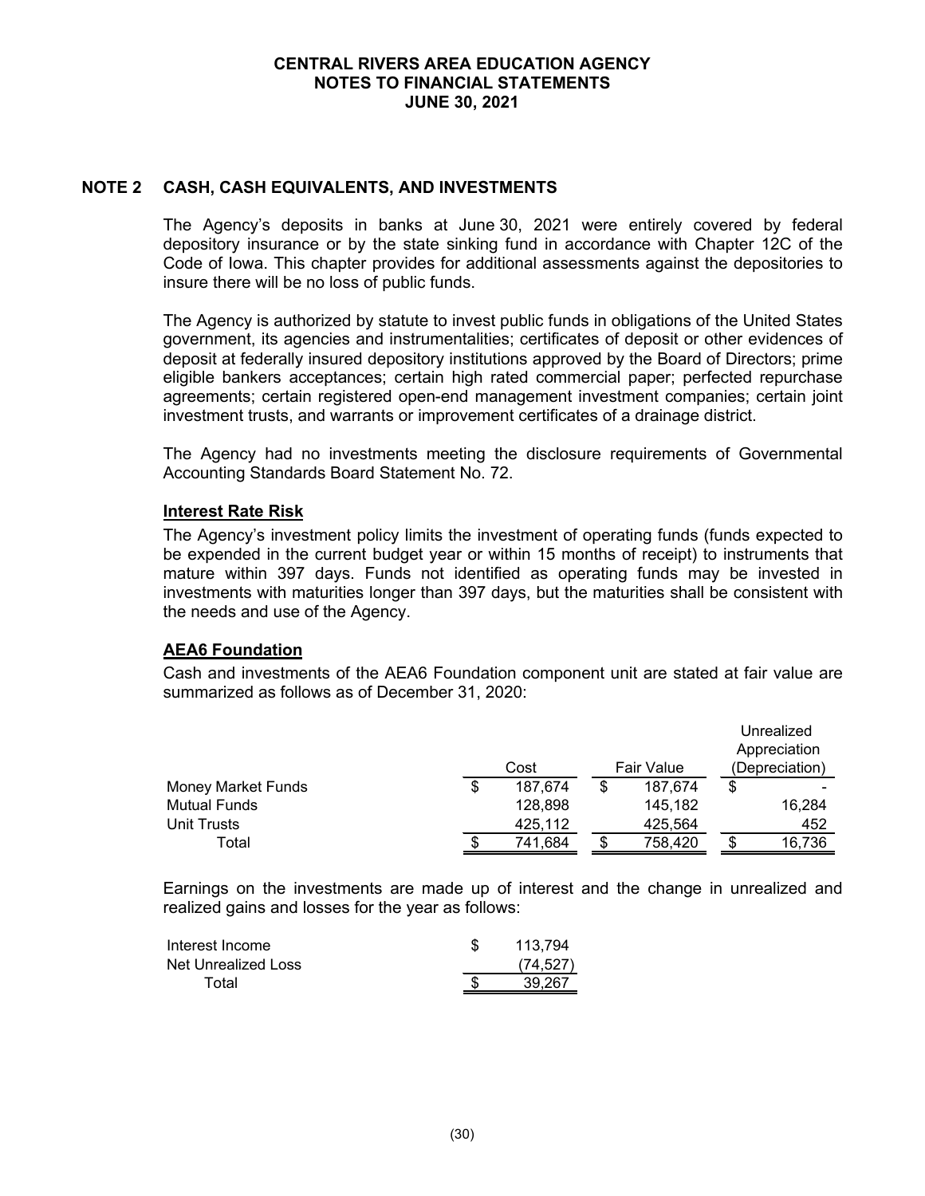## NOTE 2 CASH, CASH EQUIVALENTS, AND INVESTMENTS

The Agency's deposits in banks at June 30, 2021 were entirely covered by federal depository insurance or by the state sinking fund in accordance with Chapter 12C of the Code of Iowa. This chapter provides for additional assessments against the depositories to insure there will be no loss of public funds.

The Agency is authorized by statute to invest public funds in obligations of the United States government, its agencies and instrumentalities; certificates of deposit or other evidences of deposit at federally insured depository institutions approved by the Board of Directors; prime eligible bankers acceptances; certain high rated commercial paper; perfected repurchase agreements; certain registered open-end management investment companies; certain joint investment trusts, and warrants or improvement certificates of a drainage district.

The Agency had no investments meeting the disclosure requirements of Governmental Accounting Standards Board Statement No. 72.

### Interest Rate Risk

The Agency's investment policy limits the investment of operating funds (funds expected to be expended in the current budget year or within 15 months of receipt) to instruments that mature within 397 days. Funds not identified as operating funds may be invested in investments with maturities longer than 397 days, but the maturities shall be consistent with the needs and use of the Agency.

### AEA6 Foundation

Cash and investments of the AEA6 Foundation component unit are stated at fair value are summarized as follows as of December 31, 2020:

| | Cost | Fair Value | Unrealized Appreciation (Depreciation) |
|---|---|---|---|
| Money Market Funds | $ 187,674 | $ 187,674 | $ - |
| Mutual Funds | 128,898 | 145,182 | 16,284 |
| Unit Trusts | 425,112 | 425,564 | 452 |
| Total | $ 741,684 | $ 758,420 | $ 16,736 |

Earnings on the investments are made up of interest and the change in unrealized and realized gains and losses for the year as follows:

| | |
|---|---|
| Interest Income | $ 113,794 |
| Net Unrealized Loss | (74,527) |
| Total | $ 39,267 |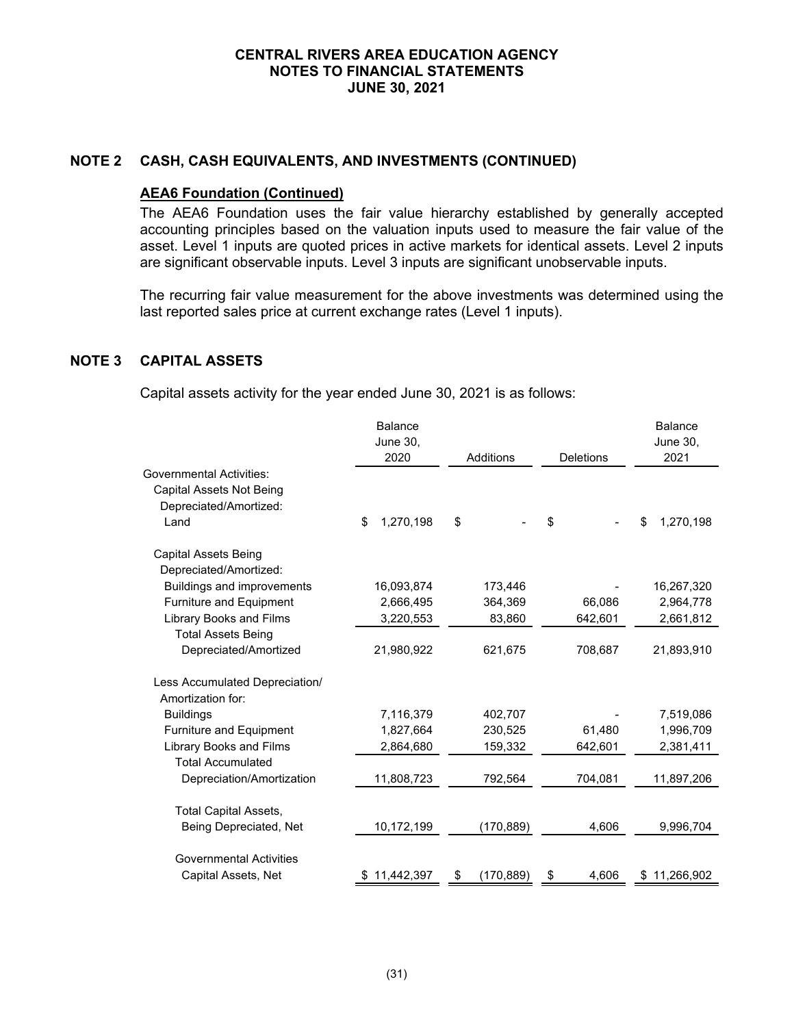## NOTE 2 CASH, CASH EQUIVALENTS, AND INVESTMENTS (CONTINUED)

### AEA6 Foundation (Continued)

The AEA6 Foundation uses the fair value hierarchy established by generally accepted accounting principles based on the valuation inputs used to measure the fair value of the asset. Level 1 inputs are quoted prices in active markets for identical assets. Level 2 inputs are significant observable inputs. Level 3 inputs are significant unobservable inputs.

The recurring fair value measurement for the above investments was determined using the last reported sales price at current exchange rates (Level 1 inputs).

## NOTE 3 CAPITAL ASSETS

Capital assets activity for the year ended June 30, 2021 is as follows:

| | Balance June 30, 2020 | Additions | Deletions | Balance June 30, 2021 |
|---|---|---|---|---|
| Governmental Activities: | | | | |
| Capital Assets Not Being Depreciated/Amortized: | | | | |
| Land | $ 1,270,198 | $ - | $ - | $ 1,270,198 |
| Capital Assets Being Depreciated/Amortized: | | | | |
| Buildings and improvements | 16,093,874 | 173,446 | - | 16,267,320 |
| Furniture and Equipment | 2,666,495 | 364,369 | 66,086 | 2,964,778 |
| Library Books and Films | 3,220,553 | 83,860 | 642,601 | 2,661,812 |
| Total Assets Being Depreciated/Amortized | 21,980,922 | 621,675 | 708,687 | 21,893,910 |
| Less Accumulated Depreciation/ Amortization for: | | | | |
| Buildings | 7,116,379 | 402,707 | - | 7,519,086 |
| Furniture and Equipment | 1,827,664 | 230,525 | 61,480 | 1,996,709 |
| Library Books and Films | 2,864,680 | 159,332 | 642,601 | 2,381,411 |
| Total Accumulated Depreciation/Amortization | 11,808,723 | 792,564 | 704,081 | 11,897,206 |
| Total Capital Assets, Being Depreciated, Net | 10,172,199 | (170,889) | 4,606 | 9,996,704 |
| Governmental Activities Capital Assets, Net | $ 11,442,397 | $ (170,889) | $ 4,606 | $ 11,266,902 |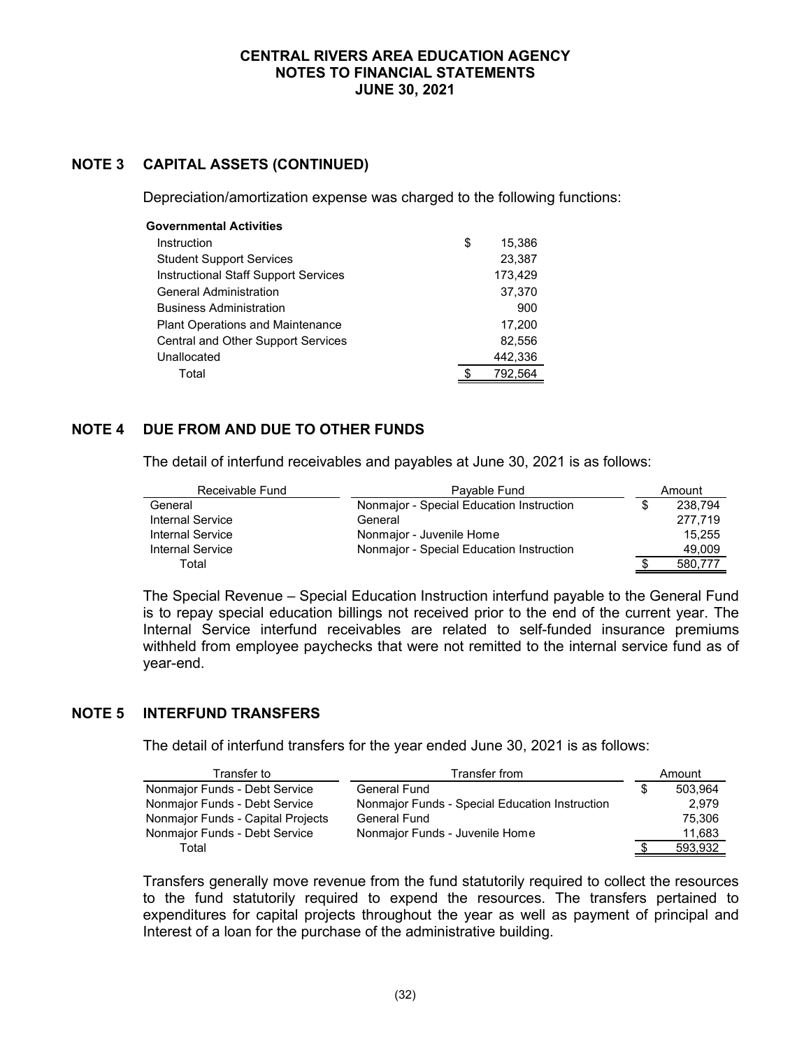**CENTRAL RIVERS AREA EDUCATION AGENCY**
**NOTES TO FINANCIAL STATEMENTS**
**JUNE 30, 2021**

## NOTE 3 CAPITAL ASSETS (CONTINUED)

Depreciation/amortization expense was charged to the following functions:

| Governmental Activities | | |
|---|---|---|
| Instruction | $ | 15,386 |
| Student Support Services | | 23,387 |
| Instructional Staff Support Services | | 173,429 |
| General Administration | | 37,370 |
| Business Administration | | 900 |
| Plant Operations and Maintenance | | 17,200 |
| Central and Other Support Services | | 82,556 |
| Unallocated | | 442,336 |
| Total | $ | 792,564 |

## NOTE 4 DUE FROM AND DUE TO OTHER FUNDS

The detail of interfund receivables and payables at June 30, 2021 is as follows:

| Receivable Fund | Payable Fund | | Amount |
|---|---|---|---|
| General | Nonmajor - Special Education Instruction | $ | 238,794 |
| Internal Service | General | | 277,719 |
| Internal Service | Nonmajor - Juvenile Home | | 15,255 |
| Internal Service | Nonmajor - Special Education Instruction | | 49,009 |
| Total | | $ | 580,777 |

The Special Revenue – Special Education Instruction interfund payable to the General Fund is to repay special education billings not received prior to the end of the current year. The Internal Service interfund receivables are related to self-funded insurance premiums withheld from employee paychecks that were not remitted to the internal service fund as of year-end.

## NOTE 5 INTERFUND TRANSFERS

The detail of interfund transfers for the year ended June 30, 2021 is as follows:

| Transfer to | Transfer from | | Amount |
|---|---|---|---|
| Nonmajor Funds - Debt Service | General Fund | $ | 503,964 |
| Nonmajor Funds - Debt Service | Nonmajor Funds - Special Education Instruction | | 2,979 |
| Nonmajor Funds - Capital Projects | General Fund | | 75,306 |
| Nonmajor Funds - Debt Service | Nonmajor Funds - Juvenile Home | | 11,683 |
| Total | | $ | 593,932 |

Transfers generally move revenue from the fund statutorily required to collect the resources to the fund statutorily required to expend the resources. The transfers pertained to expenditures for capital projects throughout the year as well as payment of principal and Interest of a loan for the purchase of the administrative building.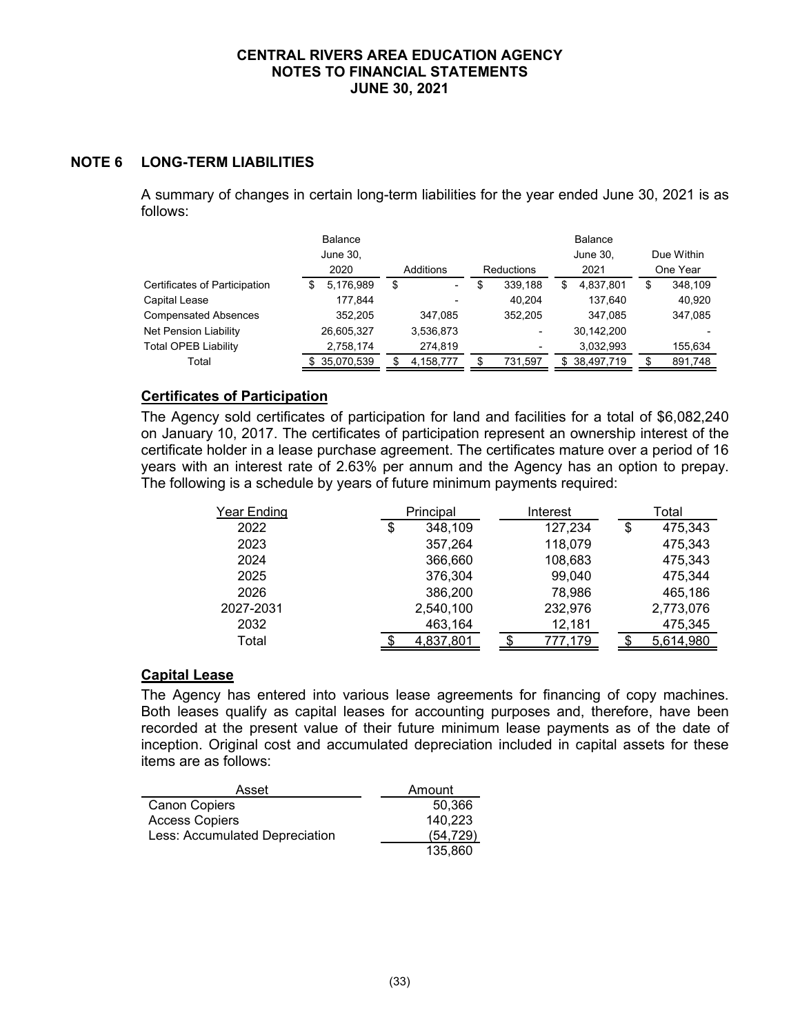**CENTRAL RIVERS AREA EDUCATION AGENCY**
**NOTES TO FINANCIAL STATEMENTS**
**JUNE 30, 2021**

## NOTE 6 LONG-TERM LIABILITIES

A summary of changes in certain long-term liabilities for the year ended June 30, 2021 is as follows:

| | Balance June 30, 2020 | Additions | Reductions | Balance June 30, 2021 | Due Within One Year |
|---|---|---|---|---|---|
| Certificates of Participation | $ 5,176,989 | $ - | $ 339,188 | $ 4,837,801 | $ 348,109 |
| Capital Lease | 177,844 | - | 40,204 | 137,640 | 40,920 |
| Compensated Absences | 352,205 | 347,085 | 352,205 | 347,085 | 347,085 |
| Net Pension Liability | 26,605,327 | 3,536,873 | - | 30,142,200 | - |
| Total OPEB Liability | 2,758,174 | 274,819 | - | 3,032,993 | 155,634 |
| Total | $ 35,070,539 | $ 4,158,777 | $ 731,597 | $ 38,497,719 | $ 891,748 |

### Certificates of Participation

The Agency sold certificates of participation for land and facilities for a total of $6,082,240 on January 10, 2017. The certificates of participation represent an ownership interest of the certificate holder in a lease purchase agreement. The certificates mature over a period of 16 years with an interest rate of 2.63% per annum and the Agency has an option to prepay. The following is a schedule by years of future minimum payments required:

| Year Ending | Principal | Interest | Total |
|---|---|---|---|
| 2022 | $ 348,109 | 127,234 | $ 475,343 |
| 2023 | 357,264 | 118,079 | 475,343 |
| 2024 | 366,660 | 108,683 | 475,343 |
| 2025 | 376,304 | 99,040 | 475,344 |
| 2026 | 386,200 | 78,986 | 465,186 |
| 2027-2031 | 2,540,100 | 232,976 | 2,773,076 |
| 2032 | 463,164 | 12,181 | 475,345 |
| Total | $ 4,837,801 | $ 777,179 | $ 5,614,980 |

### Capital Lease

The Agency has entered into various lease agreements for financing of copy machines. Both leases qualify as capital leases for accounting purposes and, therefore, have been recorded at the present value of their future minimum lease payments as of the date of inception. Original cost and accumulated depreciation included in capital assets for these items are as follows:

| Asset | Amount |
|---|---|
| Canon Copiers | 50,366 |
| Access Copiers | 140,223 |
| Less: Accumulated Depreciation | (54,729) |
| | 135,860 |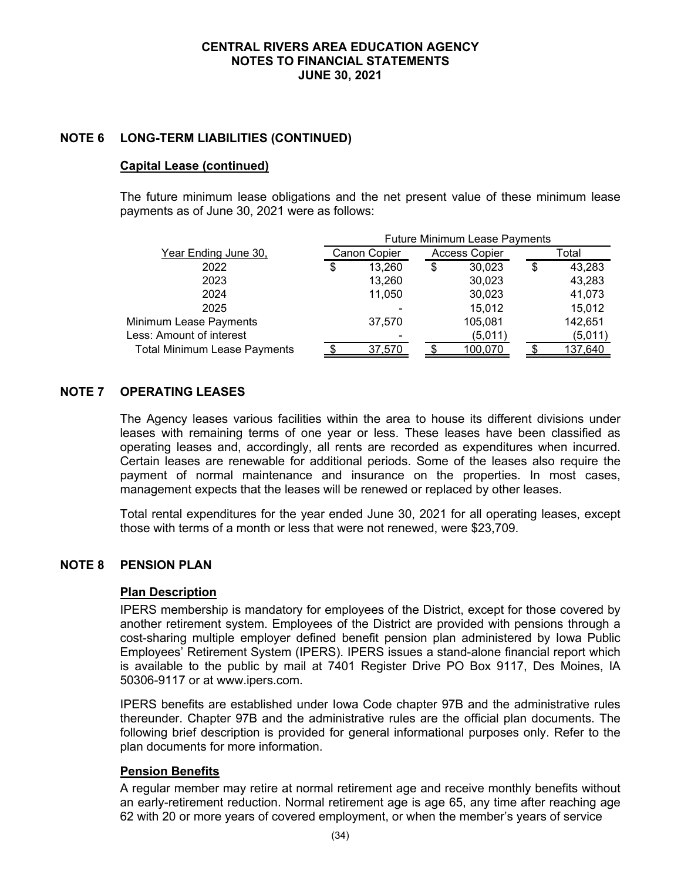## NOTE 6 LONG-TERM LIABILITIES (CONTINUED)

### Capital Lease (continued)

The future minimum lease obligations and the net present value of these minimum lease payments as of June 30, 2021 were as follows:

| | Future Minimum Lease Payments | | |
|---|---|---|---|
| Year Ending June 30, | Canon Copier | Access Copier | Total |
| 2022 | $ 13,260 | $ 30,023 | $ 43,283 |
| 2023 | 13,260 | 30,023 | 43,283 |
| 2024 | 11,050 | 30,023 | 41,073 |
| 2025 | - | 15,012 | 15,012 |
| Minimum Lease Payments | 37,570 | 105,081 | 142,651 |
| Less: Amount of interest | - | (5,011) | (5,011) |
| Total Minimum Lease Payments | $ 37,570 | $ 100,070 | $ 137,640 |

## NOTE 7 OPERATING LEASES

The Agency leases various facilities within the area to house its different divisions under leases with remaining terms of one year or less. These leases have been classified as operating leases and, accordingly, all rents are recorded as expenditures when incurred. Certain leases are renewable for additional periods. Some of the leases also require the payment of normal maintenance and insurance on the properties. In most cases, management expects that the leases will be renewed or replaced by other leases.

Total rental expenditures for the year ended June 30, 2021 for all operating leases, except those with terms of a month or less that were not renewed, were $23,709.

## NOTE 8 PENSION PLAN

### Plan Description

IPERS membership is mandatory for employees of the District, except for those covered by another retirement system. Employees of the District are provided with pensions through a cost-sharing multiple employer defined benefit pension plan administered by Iowa Public Employees' Retirement System (IPERS). IPERS issues a stand-alone financial report which is available to the public by mail at 7401 Register Drive PO Box 9117, Des Moines, IA 50306-9117 or at www.ipers.com.

IPERS benefits are established under Iowa Code chapter 97B and the administrative rules thereunder. Chapter 97B and the administrative rules are the official plan documents. The following brief description is provided for general informational purposes only. Refer to the plan documents for more information.

### Pension Benefits

A regular member may retire at normal retirement age and receive monthly benefits without an early-retirement reduction. Normal retirement age is age 65, any time after reaching age 62 with 20 or more years of covered employment, or when the member's years of service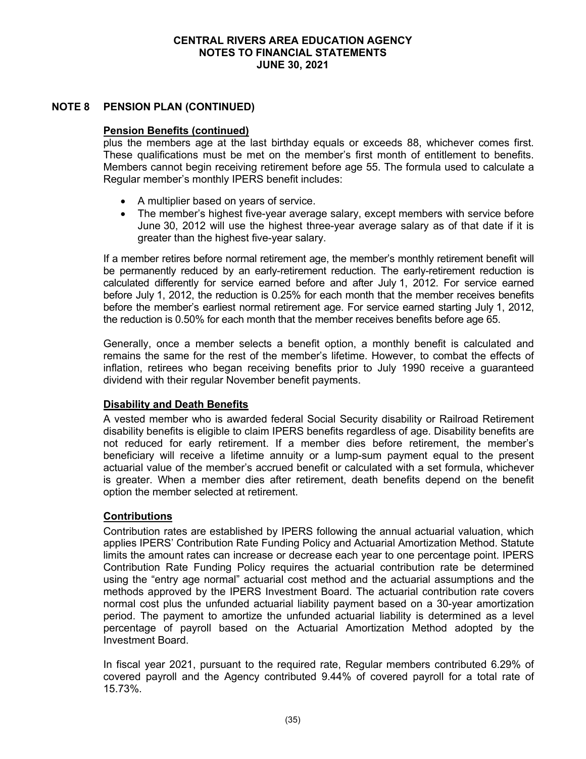## NOTE 8 PENSION PLAN (CONTINUED)

### Pension Benefits (continued)

plus the members age at the last birthday equals or exceeds 88, whichever comes first. These qualifications must be met on the member's first month of entitlement to benefits. Members cannot begin receiving retirement before age 55. The formula used to calculate a Regular member's monthly IPERS benefit includes:

- A multiplier based on years of service.
- The member's highest five-year average salary, except members with service before June 30, 2012 will use the highest three-year average salary as of that date if it is greater than the highest five-year salary.

If a member retires before normal retirement age, the member's monthly retirement benefit will be permanently reduced by an early-retirement reduction. The early-retirement reduction is calculated differently for service earned before and after July 1, 2012. For service earned before July 1, 2012, the reduction is 0.25% for each month that the member receives benefits before the member's earliest normal retirement age. For service earned starting July 1, 2012, the reduction is 0.50% for each month that the member receives benefits before age 65.

Generally, once a member selects a benefit option, a monthly benefit is calculated and remains the same for the rest of the member's lifetime. However, to combat the effects of inflation, retirees who began receiving benefits prior to July 1990 receive a guaranteed dividend with their regular November benefit payments.

### Disability and Death Benefits

A vested member who is awarded federal Social Security disability or Railroad Retirement disability benefits is eligible to claim IPERS benefits regardless of age. Disability benefits are not reduced for early retirement. If a member dies before retirement, the member's beneficiary will receive a lifetime annuity or a lump-sum payment equal to the present actuarial value of the member's accrued benefit or calculated with a set formula, whichever is greater. When a member dies after retirement, death benefits depend on the benefit option the member selected at retirement.

### Contributions

Contribution rates are established by IPERS following the annual actuarial valuation, which applies IPERS' Contribution Rate Funding Policy and Actuarial Amortization Method. Statute limits the amount rates can increase or decrease each year to one percentage point. IPERS Contribution Rate Funding Policy requires the actuarial contribution rate be determined using the "entry age normal" actuarial cost method and the actuarial assumptions and the methods approved by the IPERS Investment Board. The actuarial contribution rate covers normal cost plus the unfunded actuarial liability payment based on a 30-year amortization period. The payment to amortize the unfunded actuarial liability is determined as a level percentage of payroll based on the Actuarial Amortization Method adopted by the Investment Board.

In fiscal year 2021, pursuant to the required rate, Regular members contributed 6.29% of covered payroll and the Agency contributed 9.44% of covered payroll for a total rate of 15.73%.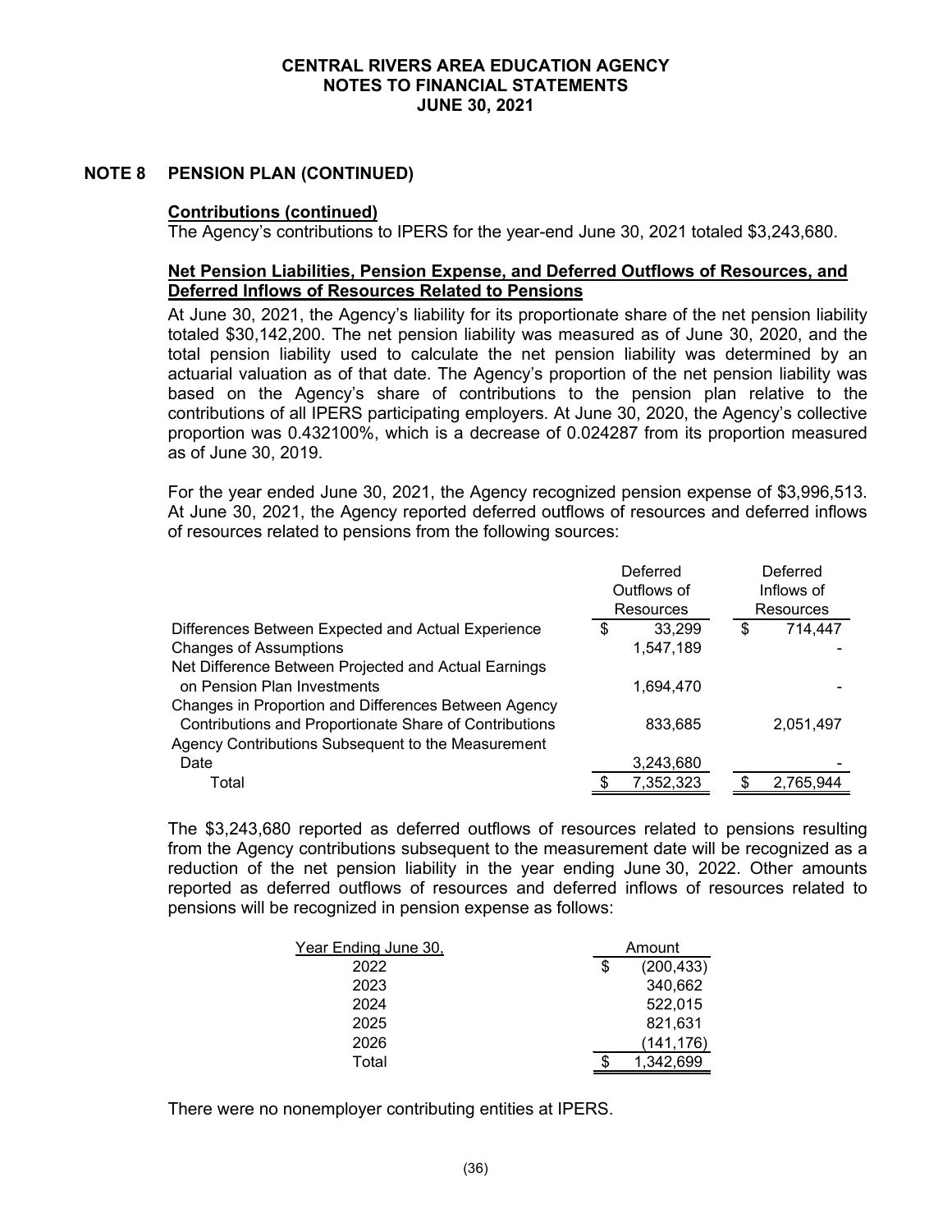# CENTRAL RIVERS AREA EDUCATION AGENCY
## NOTES TO FINANCIAL STATEMENTS
## JUNE 30, 2021

## NOTE 8 PENSION PLAN (CONTINUED)

**Contributions (continued)**

The Agency's contributions to IPERS for the year-end June 30, 2021 totaled $3,243,680.

**Net Pension Liabilities, Pension Expense, and Deferred Outflows of Resources, and Deferred Inflows of Resources Related to Pensions**

At June 30, 2021, the Agency's liability for its proportionate share of the net pension liability totaled $30,142,200. The net pension liability was measured as of June 30, 2020, and the total pension liability used to calculate the net pension liability was determined by an actuarial valuation as of that date. The Agency's proportion of the net pension liability was based on the Agency's share of contributions to the pension plan relative to the contributions of all IPERS participating employers. At June 30, 2020, the Agency's collective proportion was 0.432100%, which is a decrease of 0.024287 from its proportion measured as of June 30, 2019.

For the year ended June 30, 2021, the Agency recognized pension expense of $3,996,513. At June 30, 2021, the Agency reported deferred outflows of resources and deferred inflows of resources related to pensions from the following sources:

| | Deferred Outflows of Resources | Deferred Inflows of Resources |
|---|---|---|
| Differences Between Expected and Actual Experience | $ 33,299 | $ 714,447 |
| Changes of Assumptions | 1,547,189 | - |
| Net Difference Between Projected and Actual Earnings on Pension Plan Investments | 1,694,470 | - |
| Changes in Proportion and Differences Between Agency Contributions and Proportionate Share of Contributions | 833,685 | 2,051,497 |
| Agency Contributions Subsequent to the Measurement Date | 3,243,680 | - |
| Total | $ 7,352,323 | $ 2,765,944 |

The $3,243,680 reported as deferred outflows of resources related to pensions resulting from the Agency contributions subsequent to the measurement date will be recognized as a reduction of the net pension liability in the year ending June 30, 2022. Other amounts reported as deferred outflows of resources and deferred inflows of resources related to pensions will be recognized in pension expense as follows:

| Year Ending June 30, | Amount |
|---|---|
| 2022 | $ (200,433) |
| 2023 | 340,662 |
| 2024 | 522,015 |
| 2025 | 821,631 |
| 2026 | (141,176) |
| Total | $ 1,342,699 |

There were no nonemployer contributing entities at IPERS.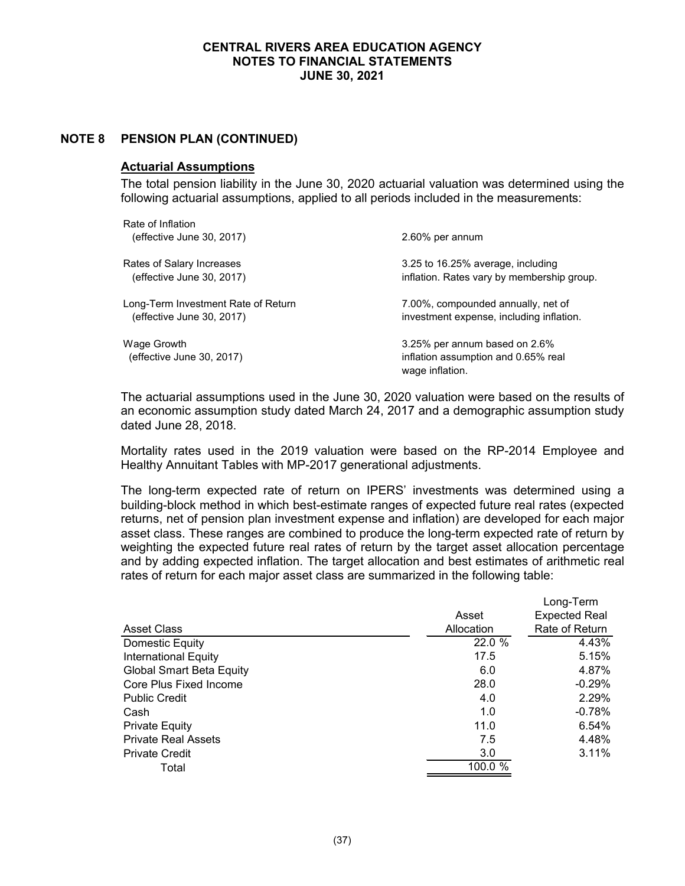## NOTE 8 PENSION PLAN (CONTINUED)

### Actuarial Assumptions

The total pension liability in the June 30, 2020 actuarial valuation was determined using the following actuarial assumptions, applied to all periods included in the measurements:

| | |
|---|---|
| Rate of Inflation (effective June 30, 2017) | 2.60% per annum |
| Rates of Salary Increases (effective June 30, 2017) | 3.25 to 16.25% average, including inflation. Rates vary by membership group. |
| Long-Term Investment Rate of Return (effective June 30, 2017) | 7.00%, compounded annually, net of investment expense, including inflation. |
| Wage Growth (effective June 30, 2017) | 3.25% per annum based on 2.6% inflation assumption and 0.65% real wage inflation. |

The actuarial assumptions used in the June 30, 2020 valuation were based on the results of an economic assumption study dated March 24, 2017 and a demographic assumption study dated June 28, 2018.

Mortality rates used in the 2019 valuation were based on the RP-2014 Employee and Healthy Annuitant Tables with MP-2017 generational adjustments.

The long-term expected rate of return on IPERS' investments was determined using a building-block method in which best-estimate ranges of expected future real rates (expected returns, net of pension plan investment expense and inflation) are developed for each major asset class. These ranges are combined to produce the long-term expected rate of return by weighting the expected future real rates of return by the target asset allocation percentage and by adding expected inflation. The target allocation and best estimates of arithmetic real rates of return for each major asset class are summarized in the following table:

| Asset Class | Asset Allocation | Long-Term Expected Real Rate of Return |
|---|---|---|
| Domestic Equity | 22.0 % | 4.43% |
| International Equity | 17.5 | 5.15% |
| Global Smart Beta Equity | 6.0 | 4.87% |
| Core Plus Fixed Income | 28.0 | -0.29% |
| Public Credit | 4.0 | 2.29% |
| Cash | 1.0 | -0.78% |
| Private Equity | 11.0 | 6.54% |
| Private Real Assets | 7.5 | 4.48% |
| Private Credit | 3.0 | 3.11% |
| Total | 100.0 % | |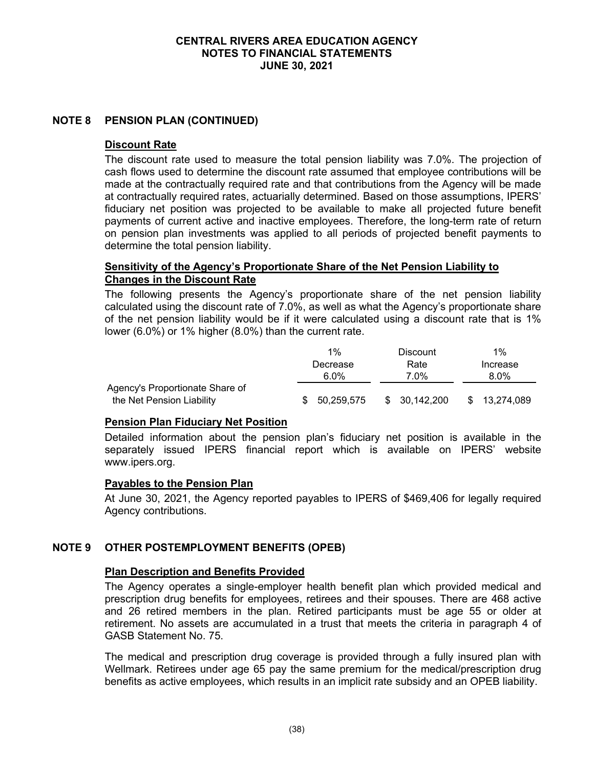## NOTE 8 PENSION PLAN (CONTINUED)

### Discount Rate

The discount rate used to measure the total pension liability was 7.0%. The projection of cash flows used to determine the discount rate assumed that employee contributions will be made at the contractually required rate and that contributions from the Agency will be made at contractually required rates, actuarially determined. Based on those assumptions, IPERS' fiduciary net position was projected to be available to make all projected future benefit payments of current active and inactive employees. Therefore, the long-term rate of return on pension plan investments was applied to all periods of projected benefit payments to determine the total pension liability.

### Sensitivity of the Agency's Proportionate Share of the Net Pension Liability to Changes in the Discount Rate

The following presents the Agency's proportionate share of the net pension liability calculated using the discount rate of 7.0%, as well as what the Agency's proportionate share of the net pension liability would be if it were calculated using a discount rate that is 1% lower (6.0%) or 1% higher (8.0%) than the current rate.

| | 1% Decrease 6.0% | Discount Rate 7.0% | 1% Increase 8.0% |
|---|---|---|---|
| Agency's Proportionate Share of the Net Pension Liability | $ 50,259,575 | $ 30,142,200 | $ 13,274,089 |

### Pension Plan Fiduciary Net Position

Detailed information about the pension plan's fiduciary net position is available in the separately issued IPERS financial report which is available on IPERS' website www.ipers.org.

### Payables to the Pension Plan

At June 30, 2021, the Agency reported payables to IPERS of $469,406 for legally required Agency contributions.

## NOTE 9 OTHER POSTEMPLOYMENT BENEFITS (OPEB)

### Plan Description and Benefits Provided

The Agency operates a single-employer health benefit plan which provided medical and prescription drug benefits for employees, retirees and their spouses. There are 468 active and 26 retired members in the plan. Retired participants must be age 55 or older at retirement. No assets are accumulated in a trust that meets the criteria in paragraph 4 of GASB Statement No. 75.

The medical and prescription drug coverage is provided through a fully insured plan with Wellmark. Retirees under age 65 pay the same premium for the medical/prescription drug benefits as active employees, which results in an implicit rate subsidy and an OPEB liability.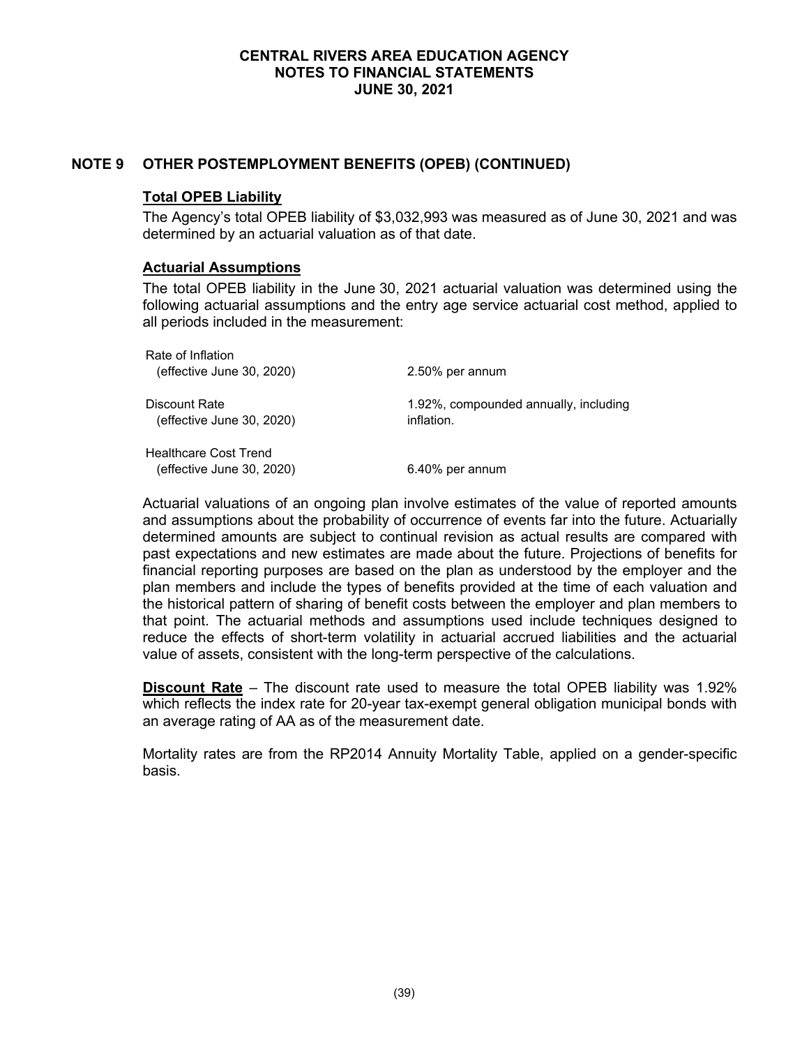## NOTE 9 OTHER POSTEMPLOYMENT BENEFITS (OPEB) (CONTINUED)

### Total OPEB Liability

The Agency's total OPEB liability of $3,032,993 was measured as of June 30, 2021 and was determined by an actuarial valuation as of that date.

### Actuarial Assumptions

The total OPEB liability in the June 30, 2021 actuarial valuation was determined using the following actuarial assumptions and the entry age service actuarial cost method, applied to all periods included in the measurement:

| | |
|---|---|
| Rate of Inflation (effective June 30, 2020) | 2.50% per annum |
| Discount Rate (effective June 30, 2020) | 1.92%, compounded annually, including inflation. |
| Healthcare Cost Trend (effective June 30, 2020) | 6.40% per annum |

Actuarial valuations of an ongoing plan involve estimates of the value of reported amounts and assumptions about the probability of occurrence of events far into the future. Actuarially determined amounts are subject to continual revision as actual results are compared with past expectations and new estimates are made about the future. Projections of benefits for financial reporting purposes are based on the plan as understood by the employer and the plan members and include the types of benefits provided at the time of each valuation and the historical pattern of sharing of benefit costs between the employer and plan members to that point. The actuarial methods and assumptions used include techniques designed to reduce the effects of short-term volatility in actuarial accrued liabilities and the actuarial value of assets, consistent with the long-term perspective of the calculations.

**Discount Rate** – The discount rate used to measure the total OPEB liability was 1.92% which reflects the index rate for 20-year tax-exempt general obligation municipal bonds with an average rating of AA as of the measurement date.

Mortality rates are from the RP2014 Annuity Mortality Table, applied on a gender-specific basis.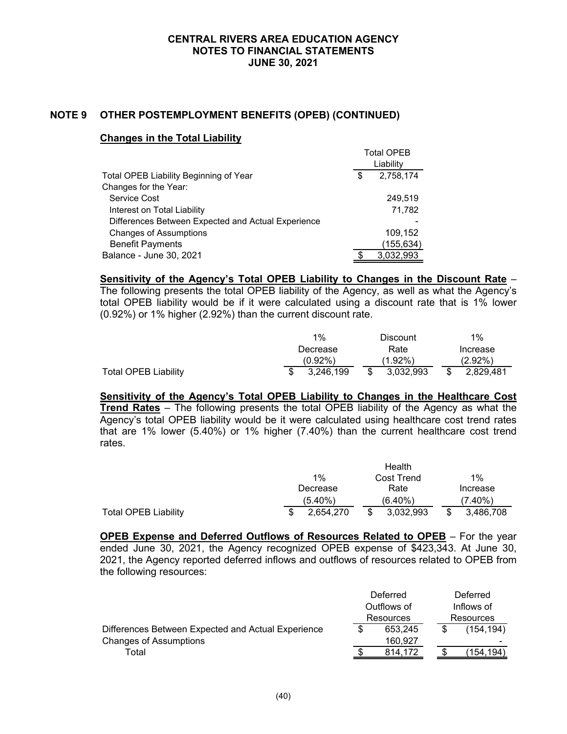**CENTRAL RIVERS AREA EDUCATION AGENCY**
**NOTES TO FINANCIAL STATEMENTS**
**JUNE 30, 2021**

## NOTE 9 OTHER POSTEMPLOYMENT BENEFITS (OPEB) (CONTINUED)

### Changes in the Total Liability

| | Total OPEB Liability |
|---|---|
| Total OPEB Liability Beginning of Year | $ 2,758,174 |
| Changes for the Year: | |
| Service Cost | 249,519 |
| Interest on Total Liability | 71,782 |
| Differences Between Expected and Actual Experience | - |
| Changes of Assumptions | 109,152 |
| Benefit Payments | (155,634) |
| Balance - June 30, 2021 | $ 3,032,993 |

**Sensitivity of the Agency's Total OPEB Liability to Changes in the Discount Rate** – The following presents the total OPEB liability of the Agency, as well as what the Agency's total OPEB liability would be if it were calculated using a discount rate that is 1% lower (0.92%) or 1% higher (2.92%) than the current discount rate.

| | 1% Decrease (0.92%) | Discount Rate (1.92%) | 1% Increase (2.92%) |
|---|---|---|---|
| Total OPEB Liability | $ 3,246,199 | $ 3,032,993 | $ 2,829,481 |

**Sensitivity of the Agency's Total OPEB Liability to Changes in the Healthcare Cost Trend Rates** – The following presents the total OPEB liability of the Agency as what the Agency's total OPEB liability would be it were calculated using healthcare cost trend rates that are 1% lower (5.40%) or 1% higher (7.40%) than the current healthcare cost trend rates.

| | 1% Decrease (5.40%) | Health Cost Trend Rate (6.40%) | 1% Increase (7.40%) |
|---|---|---|---|
| Total OPEB Liability | $ 2,654,270 | $ 3,032,993 | $ 3,486,708 |

**OPEB Expense and Deferred Outflows of Resources Related to OPEB** – For the year ended June 30, 2021, the Agency recognized OPEB expense of $423,343. At June 30, 2021, the Agency reported deferred inflows and outflows of resources related to OPEB from the following resources:

| | Deferred Outflows of Resources | Deferred Inflows of Resources |
|---|---|---|
| Differences Between Expected and Actual Experience | $ 653,245 | $ (154,194) |
| Changes of Assumptions | 160,927 | - |
| Total | $ 814,172 | $ (154,194) |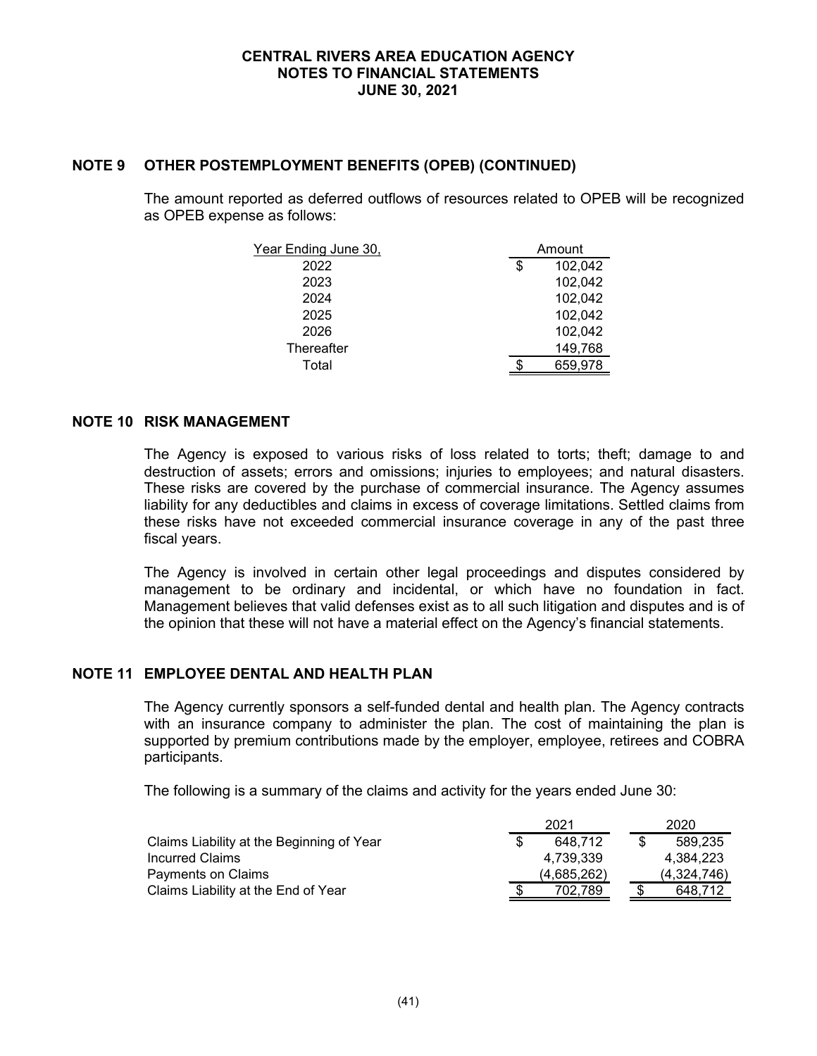# CENTRAL RIVERS AREA EDUCATION AGENCY
## NOTES TO FINANCIAL STATEMENTS
## JUNE 30, 2021

## NOTE 9 OTHER POSTEMPLOYMENT BENEFITS (OPEB) (CONTINUED)

The amount reported as deferred outflows of resources related to OPEB will be recognized as OPEB expense as follows:

| Year Ending June 30, | Amount |
|---|---|
| 2022 | $ 102,042 |
| 2023 | 102,042 |
| 2024 | 102,042 |
| 2025 | 102,042 |
| 2026 | 102,042 |
| Thereafter | 149,768 |
| Total | $ 659,978 |

## NOTE 10 RISK MANAGEMENT

The Agency is exposed to various risks of loss related to torts; theft; damage to and destruction of assets; errors and omissions; injuries to employees; and natural disasters. These risks are covered by the purchase of commercial insurance. The Agency assumes liability for any deductibles and claims in excess of coverage limitations. Settled claims from these risks have not exceeded commercial insurance coverage in any of the past three fiscal years.

The Agency is involved in certain other legal proceedings and disputes considered by management to be ordinary and incidental, or which have no foundation in fact. Management believes that valid defenses exist as to all such litigation and disputes and is of the opinion that these will not have a material effect on the Agency's financial statements.

## NOTE 11 EMPLOYEE DENTAL AND HEALTH PLAN

The Agency currently sponsors a self-funded dental and health plan. The Agency contracts with an insurance company to administer the plan. The cost of maintaining the plan is supported by premium contributions made by the employer, employee, retirees and COBRA participants.

The following is a summary of the claims and activity for the years ended June 30:

| | 2021 | 2020 |
|---|---|---|
| Claims Liability at the Beginning of Year | $ 648,712 | $ 589,235 |
| Incurred Claims | 4,739,339 | 4,384,223 |
| Payments on Claims | (4,685,262) | (4,324,746) |
| Claims Liability at the End of Year | $ 702,789 | $ 648,712 |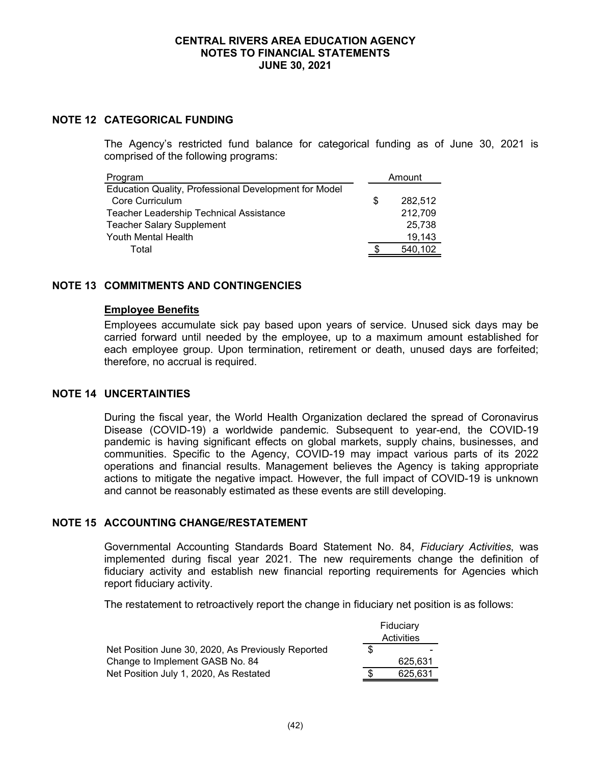# CENTRAL RIVERS AREA EDUCATION AGENCY
## NOTES TO FINANCIAL STATEMENTS
### JUNE 30, 2021

## NOTE 12 CATEGORICAL FUNDING

The Agency's restricted fund balance for categorical funding as of June 30, 2021 is comprised of the following programs:

| Program | Amount |
|---|---|
| Education Quality, Professional Development for Model Core Curriculum | $ 282,512 |
| Teacher Leadership Technical Assistance | 212,709 |
| Teacher Salary Supplement | 25,738 |
| Youth Mental Health | 19,143 |
| Total | $ 540,102 |

## NOTE 13 COMMITMENTS AND CONTINGENCIES

**Employee Benefits**

Employees accumulate sick pay based upon years of service. Unused sick days may be carried forward until needed by the employee, up to a maximum amount established for each employee group. Upon termination, retirement or death, unused days are forfeited; therefore, no accrual is required.

## NOTE 14 UNCERTAINTIES

During the fiscal year, the World Health Organization declared the spread of Coronavirus Disease (COVID-19) a worldwide pandemic. Subsequent to year-end, the COVID-19 pandemic is having significant effects on global markets, supply chains, businesses, and communities. Specific to the Agency, COVID-19 may impact various parts of its 2022 operations and financial results. Management believes the Agency is taking appropriate actions to mitigate the negative impact. However, the full impact of COVID-19 is unknown and cannot be reasonably estimated as these events are still developing.

## NOTE 15 ACCOUNTING CHANGE/RESTATEMENT

Governmental Accounting Standards Board Statement No. 84, *Fiduciary Activities*, was implemented during fiscal year 2021. The new requirements change the definition of fiduciary activity and establish new financial reporting requirements for Agencies which report fiduciary activity.

The restatement to retroactively report the change in fiduciary net position is as follows:

| | Fiduciary Activities |
|---|---|
| Net Position June 30, 2020, As Previously Reported | $ - |
| Change to Implement GASB No. 84 | 625,631 |
| Net Position July 1, 2020, As Restated | $ 625,631 |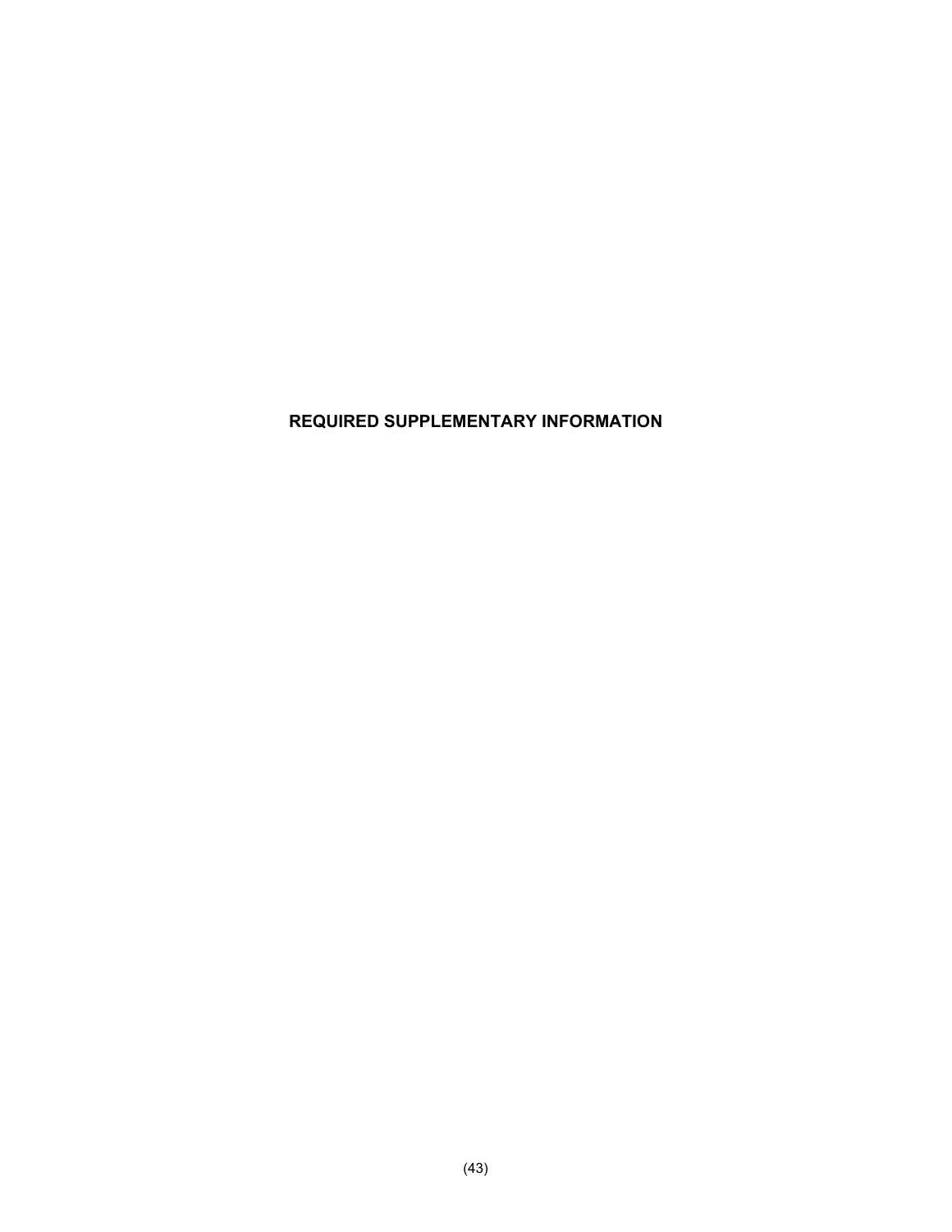# REQUIRED SUPPLEMENTARY INFORMATION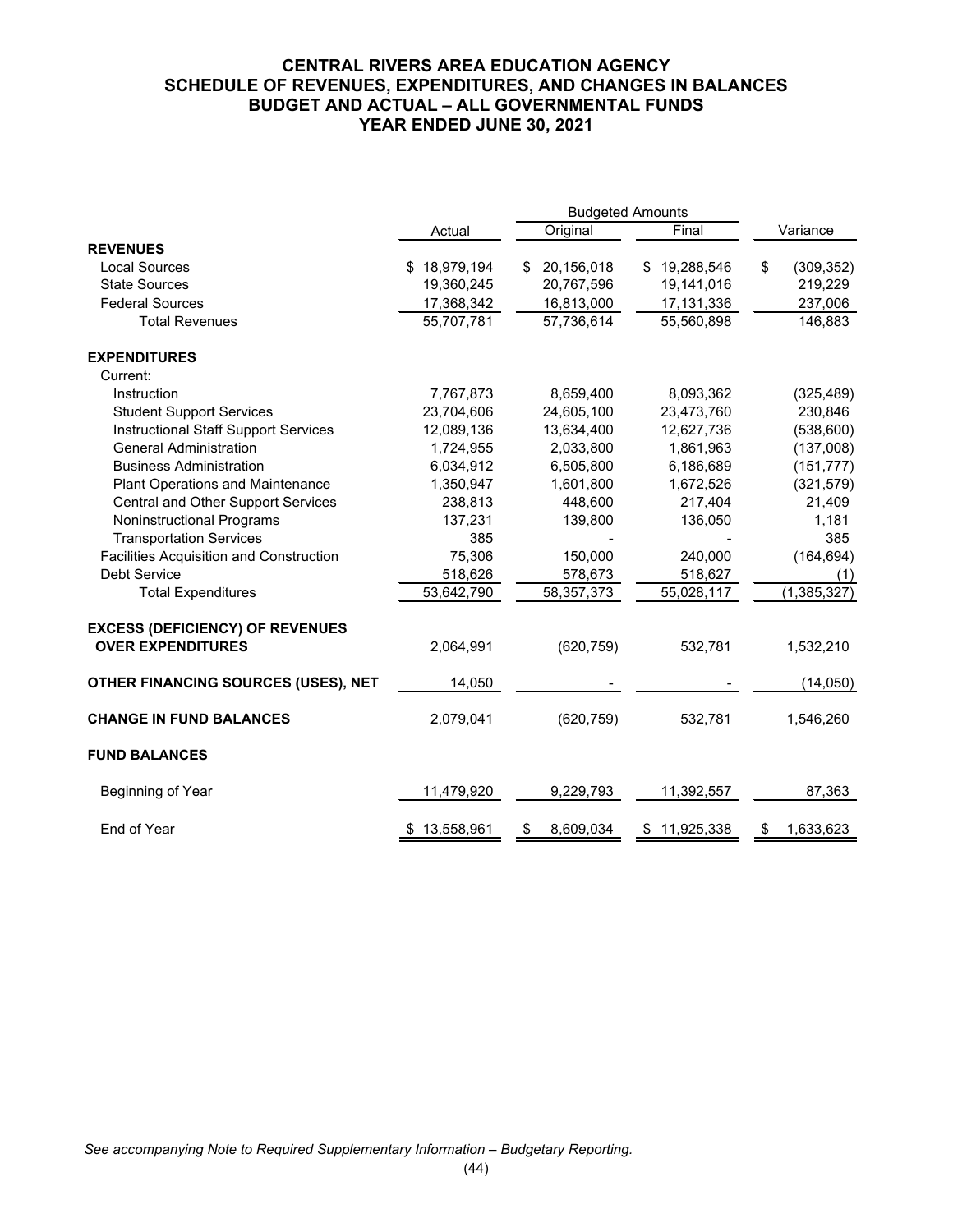# CENTRAL RIVERS AREA EDUCATION AGENCY
# SCHEDULE OF REVENUES, EXPENDITURES, AND CHANGES IN BALANCES
# BUDGET AND ACTUAL – ALL GOVERNMENTAL FUNDS
# YEAR ENDED JUNE 30, 2021

| | Actual | Budgeted Amounts | | Variance |
|---|---|---|---|---|
| | | Original | Final | |
| **REVENUES** | | | | |
| Local Sources | $ 18,979,194 | $ 20,156,018 | $ 19,288,546 | $ (309,352) |
| State Sources | 19,360,245 | 20,767,596 | 19,141,016 | 219,229 |
| Federal Sources | 17,368,342 | 16,813,000 | 17,131,336 | 237,006 |
| Total Revenues | 55,707,781 | 57,736,614 | 55,560,898 | 146,883 |
| **EXPENDITURES** | | | | |
| Current: | | | | |
| Instruction | 7,767,873 | 8,659,400 | 8,093,362 | (325,489) |
| Student Support Services | 23,704,606 | 24,605,100 | 23,473,760 | 230,846 |
| Instructional Staff Support Services | 12,089,136 | 13,634,400 | 12,627,736 | (538,600) |
| General Administration | 1,724,955 | 2,033,800 | 1,861,963 | (137,008) |
| Business Administration | 6,034,912 | 6,505,800 | 6,186,689 | (151,777) |
| Plant Operations and Maintenance | 1,350,947 | 1,601,800 | 1,672,526 | (321,579) |
| Central and Other Support Services | 238,813 | 448,600 | 217,404 | 21,409 |
| Noninstructional Programs | 137,231 | 139,800 | 136,050 | 1,181 |
| Transportation Services | 385 | - | - | 385 |
| Facilities Acquisition and Construction | 75,306 | 150,000 | 240,000 | (164,694) |
| Debt Service | 518,626 | 578,673 | 518,627 | (1) |
| Total Expenditures | 53,642,790 | 58,357,373 | 55,028,117 | (1,385,327) |
| **EXCESS (DEFICIENCY) OF REVENUES OVER EXPENDITURES** | 2,064,991 | (620,759) | 532,781 | 1,532,210 |
| **OTHER FINANCING SOURCES (USES), NET** | 14,050 | - | - | (14,050) |
| **CHANGE IN FUND BALANCES** | 2,079,041 | (620,759) | 532,781 | 1,546,260 |
| **FUND BALANCES** | | | | |
| Beginning of Year | 11,479,920 | 9,229,793 | 11,392,557 | 87,363 |
| End of Year | $ 13,558,961 | $ 8,609,034 | $ 11,925,338 | $ 1,633,623 |

*See accompanying Note to Required Supplementary Information – Budgetary Reporting.*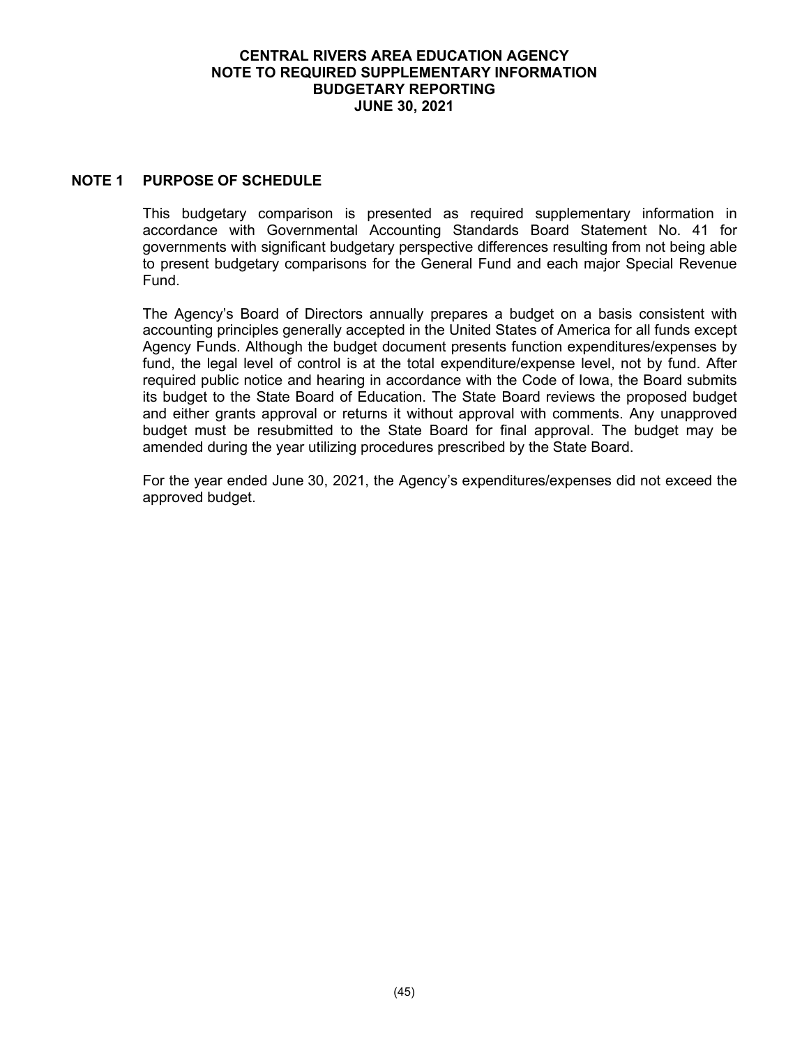# CENTRAL RIVERS AREA EDUCATION AGENCY
## NOTE TO REQUIRED SUPPLEMENTARY INFORMATION
## BUDGETARY REPORTING
## JUNE 30, 2021

### NOTE 1 PURPOSE OF SCHEDULE

This budgetary comparison is presented as required supplementary information in accordance with Governmental Accounting Standards Board Statement No. 41 for governments with significant budgetary perspective differences resulting from not being able to present budgetary comparisons for the General Fund and each major Special Revenue Fund.

The Agency's Board of Directors annually prepares a budget on a basis consistent with accounting principles generally accepted in the United States of America for all funds except Agency Funds. Although the budget document presents function expenditures/expenses by fund, the legal level of control is at the total expenditure/expense level, not by fund. After required public notice and hearing in accordance with the Code of Iowa, the Board submits its budget to the State Board of Education. The State Board reviews the proposed budget and either grants approval or returns it without approval with comments. Any unapproved budget must be resubmitted to the State Board for final approval. The budget may be amended during the year utilizing procedures prescribed by the State Board.

For the year ended June 30, 2021, the Agency's expenditures/expenses did not exceed the approved budget.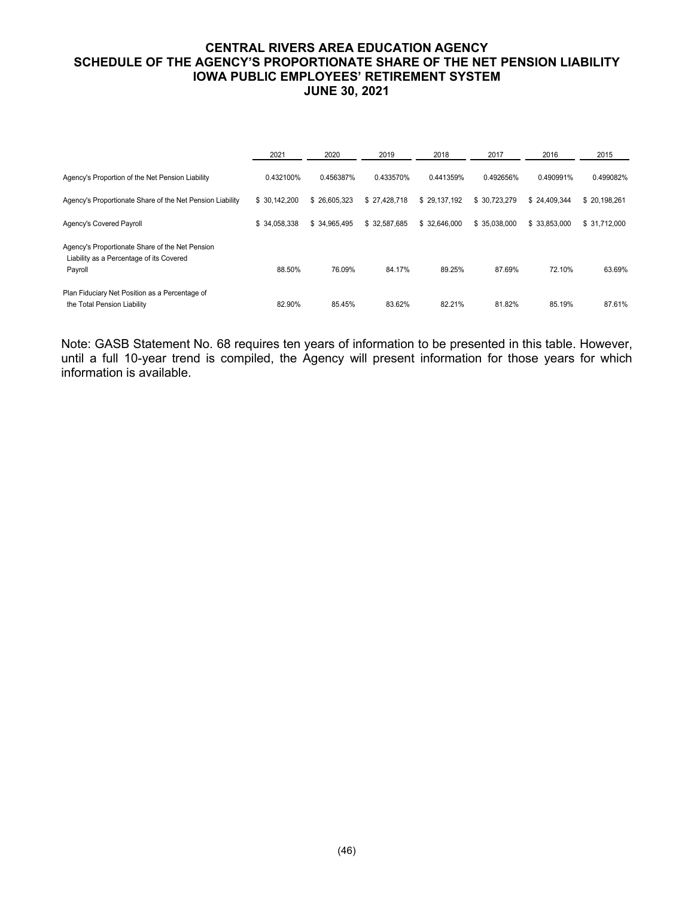# CENTRAL RIVERS AREA EDUCATION AGENCY
## SCHEDULE OF THE AGENCY'S PROPORTIONATE SHARE OF THE NET PENSION LIABILITY
## IOWA PUBLIC EMPLOYEES' RETIREMENT SYSTEM
## JUNE 30, 2021

| | 2021 | 2020 | 2019 | 2018 | 2017 | 2016 | 2015 |
|---|---|---|---|---|---|---|---|
| Agency's Proportion of the Net Pension Liability | 0.432100% | 0.456387% | 0.433570% | 0.441359% | 0.492656% | 0.490991% | 0.499082% |
| Agency's Proportionate Share of the Net Pension Liability | $ 30,142,200 | $ 26,605,323 | $ 27,428,718 | $ 29,137,192 | $ 30,723,279 | $ 24,409,344 | $ 20,198,261 |
| Agency's Covered Payroll | $ 34,058,338 | $ 34,965,495 | $ 32,587,685 | $ 32,646,000 | $ 35,038,000 | $ 33,853,000 | $ 31,712,000 |
| Agency's Proportionate Share of the Net Pension Liability as a Percentage of its Covered Payroll | 88.50% | 76.09% | 84.17% | 89.25% | 87.69% | 72.10% | 63.69% |
| Plan Fiduciary Net Position as a Percentage of the Total Pension Liability | 82.90% | 85.45% | 83.62% | 82.21% | 81.82% | 85.19% | 87.61% |

Note: GASB Statement No. 68 requires ten years of information to be presented in this table. However, until a full 10-year trend is compiled, the Agency will present information for those years for which information is available.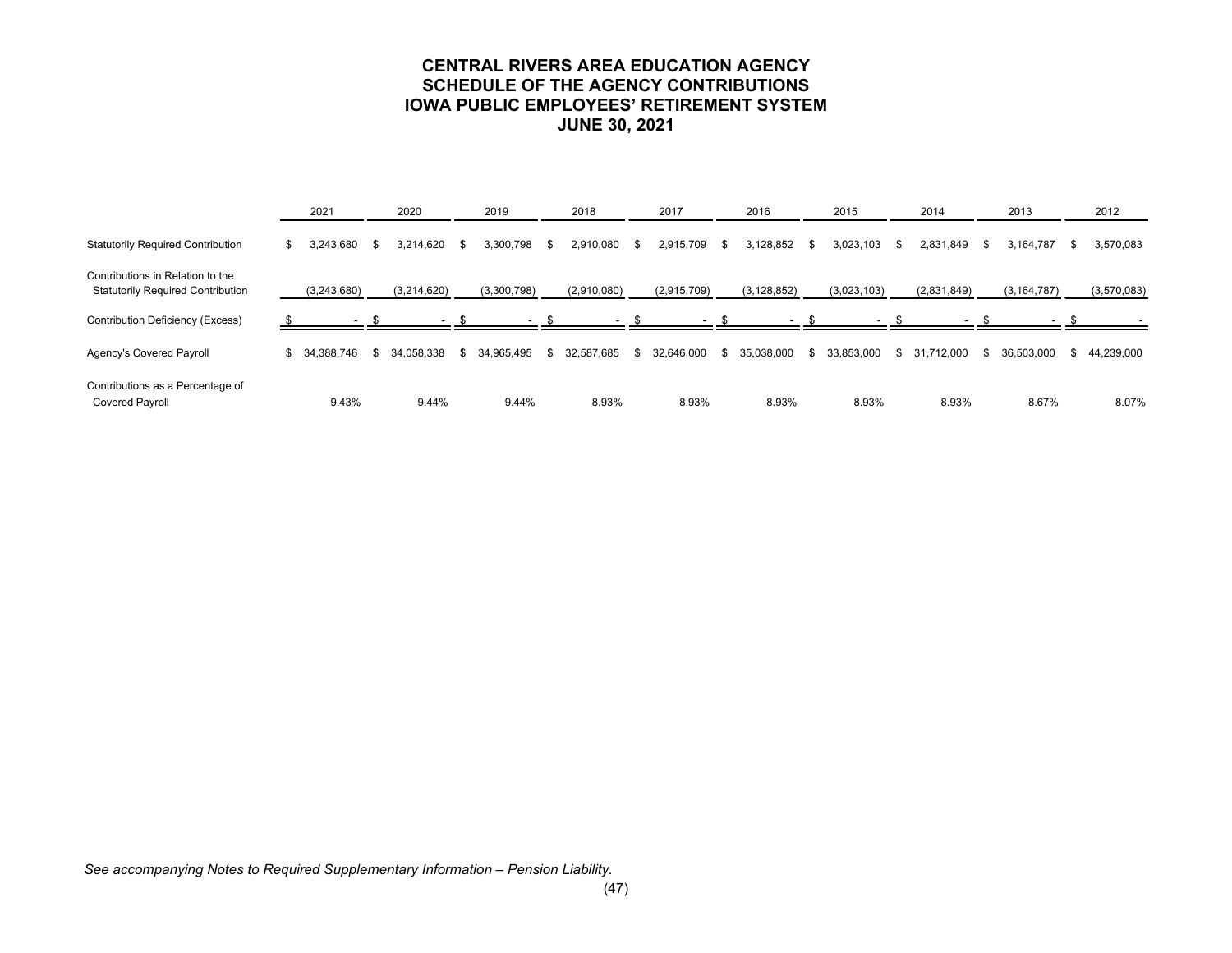# CENTRAL RIVERS AREA EDUCATION AGENCY
# SCHEDULE OF THE AGENCY CONTRIBUTIONS
# IOWA PUBLIC EMPLOYEES' RETIREMENT SYSTEM
# JUNE 30, 2021

| | 2021 | 2020 | 2019 | 2018 | 2017 | 2016 | 2015 | 2014 | 2013 | 2012 |
|---|---|---|---|---|---|---|---|---|---|---|
| Statutorily Required Contribution | $ 3,243,680 | $ 3,214,620 | $ 3,300,798 | $ 2,910,080 | $ 2,915,709 | $ 3,128,852 | $ 3,023,103 | $ 2,831,849 | $ 3,164,787 | $ 3,570,083 |
| Contributions in Relation to the Statutorily Required Contribution | (3,243,680) | (3,214,620) | (3,300,798) | (2,910,080) | (2,915,709) | (3,128,852) | (3,023,103) | (2,831,849) | (3,164,787) | (3,570,083) |
| Contribution Deficiency (Excess) | $ - | $ - | $ - | $ - | $ - | $ - | $ - | $ - | $ - | $ - |
| Agency's Covered Payroll | $ 34,388,746 | $ 34,058,338 | $ 34,965,495 | $ 32,587,685 | $ 32,646,000 | $ 35,038,000 | $ 33,853,000 | $ 31,712,000 | $ 36,503,000 | $ 44,239,000 |
| Contributions as a Percentage of Covered Payroll | 9.43% | 9.44% | 9.44% | 8.93% | 8.93% | 8.93% | 8.93% | 8.93% | 8.67% | 8.07% |

*See accompanying Notes to Required Supplementary Information – Pension Liability.*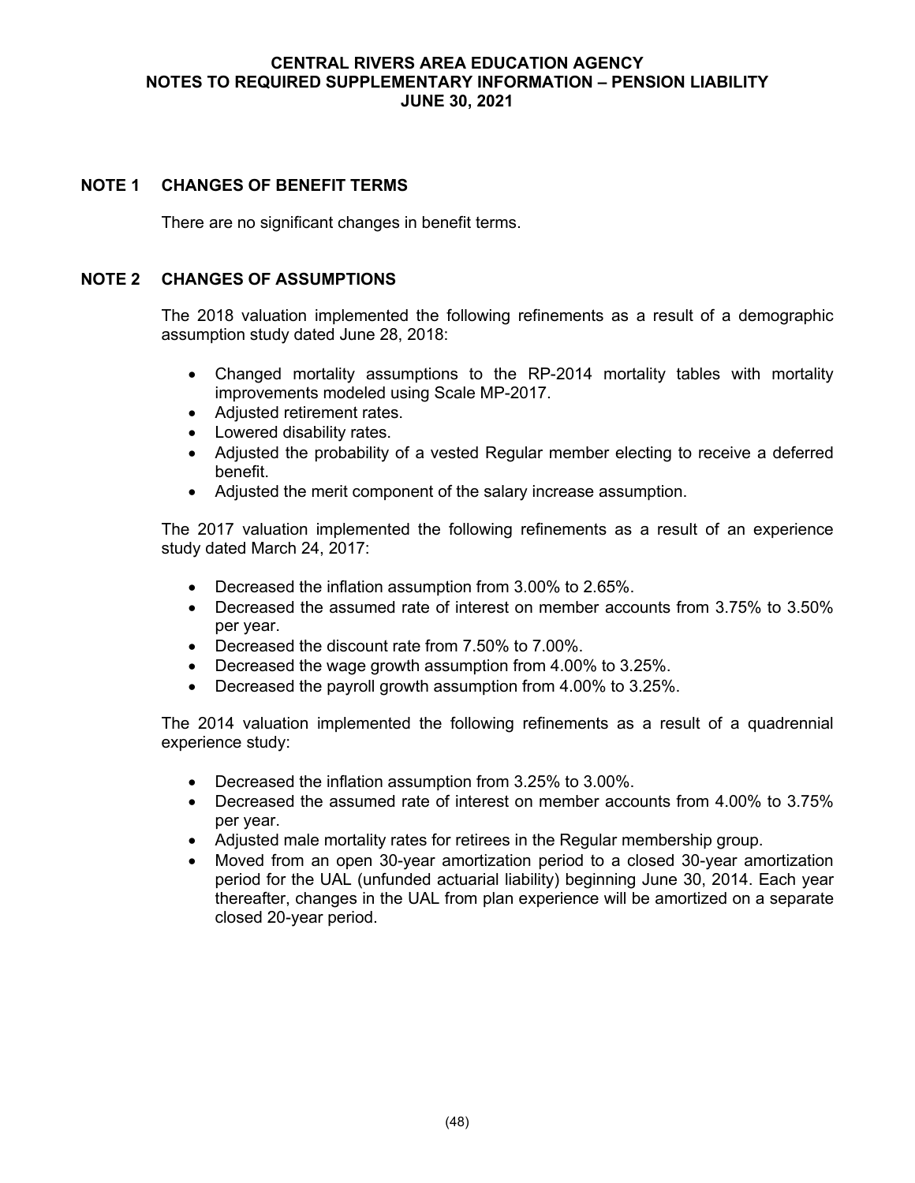# CENTRAL RIVERS AREA EDUCATION AGENCY
# NOTES TO REQUIRED SUPPLEMENTARY INFORMATION – PENSION LIABILITY
# JUNE 30, 2021

## NOTE 1 CHANGES OF BENEFIT TERMS

There are no significant changes in benefit terms.

## NOTE 2 CHANGES OF ASSUMPTIONS

The 2018 valuation implemented the following refinements as a result of a demographic assumption study dated June 28, 2018:

- Changed mortality assumptions to the RP-2014 mortality tables with mortality improvements modeled using Scale MP-2017.
- Adjusted retirement rates.
- Lowered disability rates.
- Adjusted the probability of a vested Regular member electing to receive a deferred benefit.
- Adjusted the merit component of the salary increase assumption.

The 2017 valuation implemented the following refinements as a result of an experience study dated March 24, 2017:

- Decreased the inflation assumption from 3.00% to 2.65%.
- Decreased the assumed rate of interest on member accounts from 3.75% to 3.50% per year.
- Decreased the discount rate from 7.50% to 7.00%.
- Decreased the wage growth assumption from 4.00% to 3.25%.
- Decreased the payroll growth assumption from 4.00% to 3.25%.

The 2014 valuation implemented the following refinements as a result of a quadrennial experience study:

- Decreased the inflation assumption from 3.25% to 3.00%.
- Decreased the assumed rate of interest on member accounts from 4.00% to 3.75% per year.
- Adjusted male mortality rates for retirees in the Regular membership group.
- Moved from an open 30-year amortization period to a closed 30-year amortization period for the UAL (unfunded actuarial liability) beginning June 30, 2014. Each year thereafter, changes in the UAL from plan experience will be amortized on a separate closed 20-year period.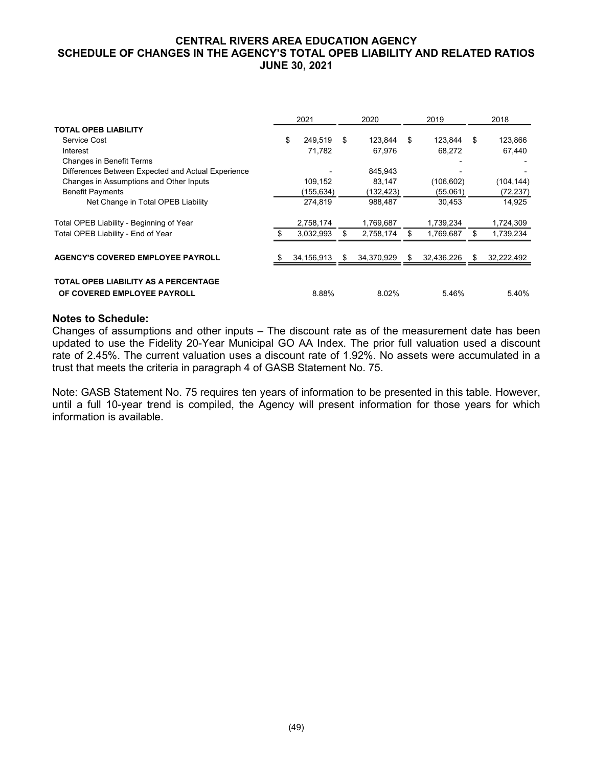# CENTRAL RIVERS AREA EDUCATION AGENCY
## SCHEDULE OF CHANGES IN THE AGENCY'S TOTAL OPEB LIABILITY AND RELATED RATIOS
## JUNE 30, 2021

| | 2021 | 2020 | 2019 | 2018 |
|---|---|---|---|---|
| **TOTAL OPEB LIABILITY** | | | | |
| Service Cost | $ 249,519 | $ 123,844 | $ 123,844 | $ 123,866 |
| Interest | 71,782 | 67,976 | 68,272 | 67,440 |
| Changes in Benefit Terms | | | - | - |
| Differences Between Expected and Actual Experience | - | 845,943 | - | - |
| Changes in Assumptions and Other Inputs | 109,152 | 83,147 | (106,602) | (104,144) |
| Benefit Payments | (155,634) | (132,423) | (55,061) | (72,237) |
| Net Change in Total OPEB Liability | 274,819 | 988,487 | 30,453 | 14,925 |
| Total OPEB Liability - Beginning of Year | 2,758,174 | 1,769,687 | 1,739,234 | 1,724,309 |
| Total OPEB Liability - End of Year | $ 3,032,993 | $ 2,758,174 | $ 1,769,687 | $ 1,739,234 |
| **AGENCY'S COVERED EMPLOYEE PAYROLL** | $ 34,156,913 | $ 34,370,929 | $ 32,436,226 | $ 32,222,492 |
| **TOTAL OPEB LIABILITY AS A PERCENTAGE OF COVERED EMPLOYEE PAYROLL** | 8.88% | 8.02% | 5.46% | 5.40% |

**Notes to Schedule:**

Changes of assumptions and other inputs – The discount rate as of the measurement date has been updated to use the Fidelity 20-Year Municipal GO AA Index. The prior full valuation used a discount rate of 2.45%. The current valuation uses a discount rate of 1.92%. No assets were accumulated in a trust that meets the criteria in paragraph 4 of GASB Statement No. 75.

Note: GASB Statement No. 75 requires ten years of information to be presented in this table. However, until a full 10-year trend is compiled, the Agency will present information for those years for which information is available.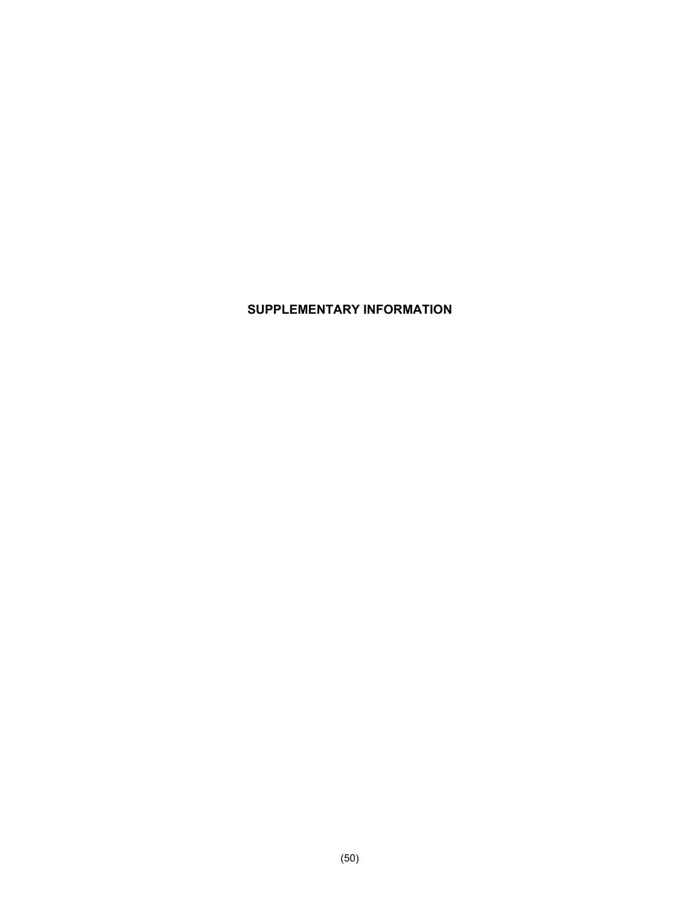# SUPPLEMENTARY INFORMATION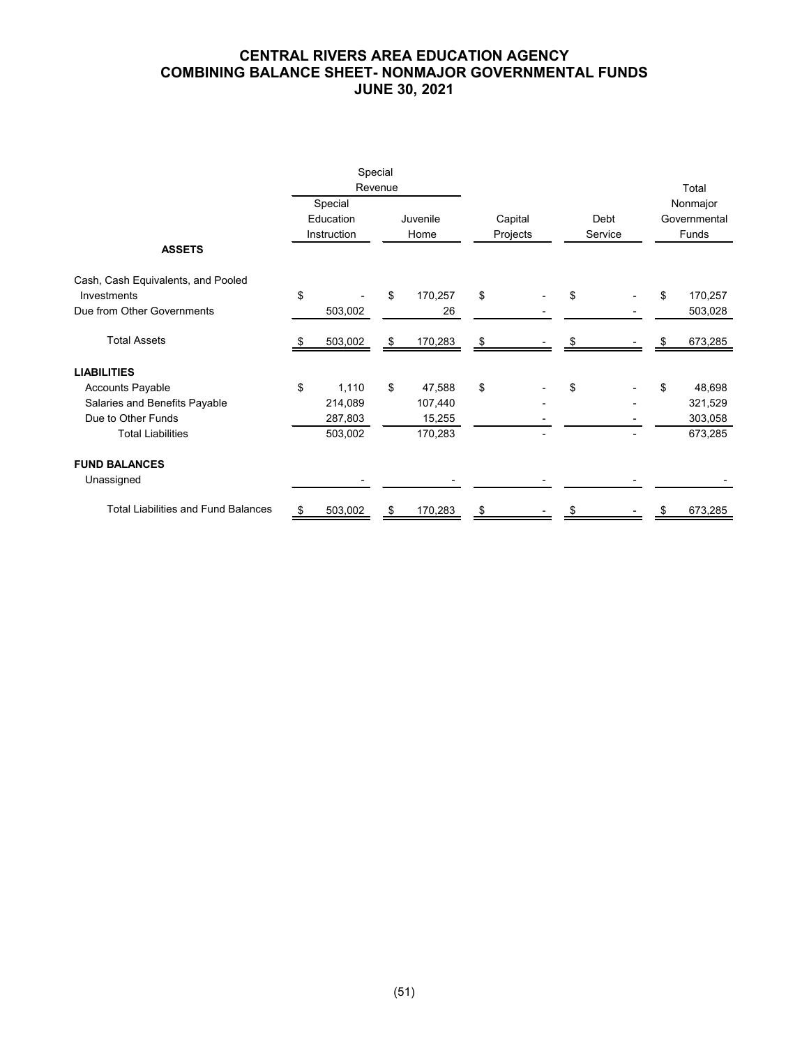# CENTRAL RIVERS AREA EDUCATION AGENCY
## COMBINING BALANCE SHEET- NONMAJOR GOVERNMENTAL FUNDS
### JUNE 30, 2021

| | Special Revenue | | | | |
|---|---|---|---|---|---|
| | Special Education Instruction | Juvenile Home | Capital Projects | Debt Service | Total Nonmajor Governmental Funds |
| **ASSETS** | | | | | |
| Cash, Cash Equivalents, and Pooled Investments | $ - | $ 170,257 | $ - | $ - | $ 170,257 |
| Due from Other Governments | 503,002 | 26 | - | - | 503,028 |
| Total Assets | $ 503,002 | $ 170,283 | $ - | $ - | $ 673,285 |
| **LIABILITIES** | | | | | |
| Accounts Payable | $ 1,110 | $ 47,588 | $ - | $ - | $ 48,698 |
| Salaries and Benefits Payable | 214,089 | 107,440 | - | - | 321,529 |
| Due to Other Funds | 287,803 | 15,255 | - | - | 303,058 |
| Total Liabilities | 503,002 | 170,283 | - | - | 673,285 |
| **FUND BALANCES** | | | | | |
| Unassigned | - | - | - | - | - |
| Total Liabilities and Fund Balances | $ 503,002 | $ 170,283 | $ - | $ - | $ 673,285 |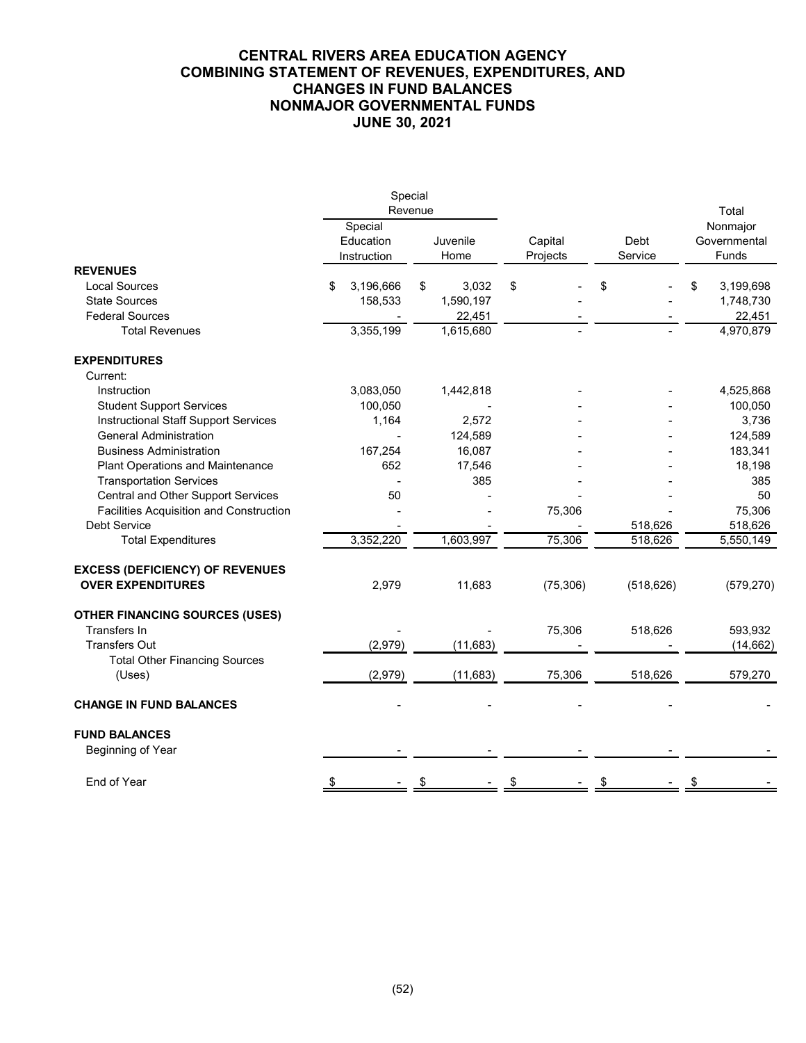# CENTRAL RIVERS AREA EDUCATION AGENCY
## COMBINING STATEMENT OF REVENUES, EXPENDITURES, AND CHANGES IN FUND BALANCES
## NONMAJOR GOVERNMENTAL FUNDS
## JUNE 30, 2021

| | Special Revenue | | | | |
|---|---|---|---|---|---|
| | Special Education Instruction | Juvenile Home | Capital Projects | Debt Service | Total Nonmajor Governmental Funds |
| **REVENUES** | | | | | |
| Local Sources | $ 3,196,666 | $ 3,032 | $ - | $ - | $ 3,199,698 |
| State Sources | 158,533 | 1,590,197 | - | - | 1,748,730 |
| Federal Sources | - | 22,451 | - | - | 22,451 |
| Total Revenues | 3,355,199 | 1,615,680 | - | - | 4,970,879 |
| **EXPENDITURES** | | | | | |
| Current: | | | | | |
| Instruction | 3,083,050 | 1,442,818 | - | - | 4,525,868 |
| Student Support Services | 100,050 | - | - | - | 100,050 |
| Instructional Staff Support Services | 1,164 | 2,572 | - | - | 3,736 |
| General Administration | - | 124,589 | - | - | 124,589 |
| Business Administration | 167,254 | 16,087 | - | - | 183,341 |
| Plant Operations and Maintenance | 652 | 17,546 | - | - | 18,198 |
| Transportation Services | - | 385 | - | - | 385 |
| Central and Other Support Services | 50 | - | - | - | 50 |
| Facilities Acquisition and Construction | - | - | 75,306 | - | 75,306 |
| Debt Service | - | - | - | 518,626 | 518,626 |
| Total Expenditures | 3,352,220 | 1,603,997 | 75,306 | 518,626 | 5,550,149 |
| **EXCESS (DEFICIENCY) OF REVENUES OVER EXPENDITURES** | 2,979 | 11,683 | (75,306) | (518,626) | (579,270) |
| **OTHER FINANCING SOURCES (USES)** | | | | | |
| Transfers In | - | - | 75,306 | 518,626 | 593,932 |
| Transfers Out | (2,979) | (11,683) | - | - | (14,662) |
| Total Other Financing Sources (Uses) | (2,979) | (11,683) | 75,306 | 518,626 | 579,270 |
| **CHANGE IN FUND BALANCES** | - | - | - | - | - |
| **FUND BALANCES** | | | | | |
| Beginning of Year | - | - | - | - | - |
| End of Year | $ - | $ - | $ - | $ - | $ - |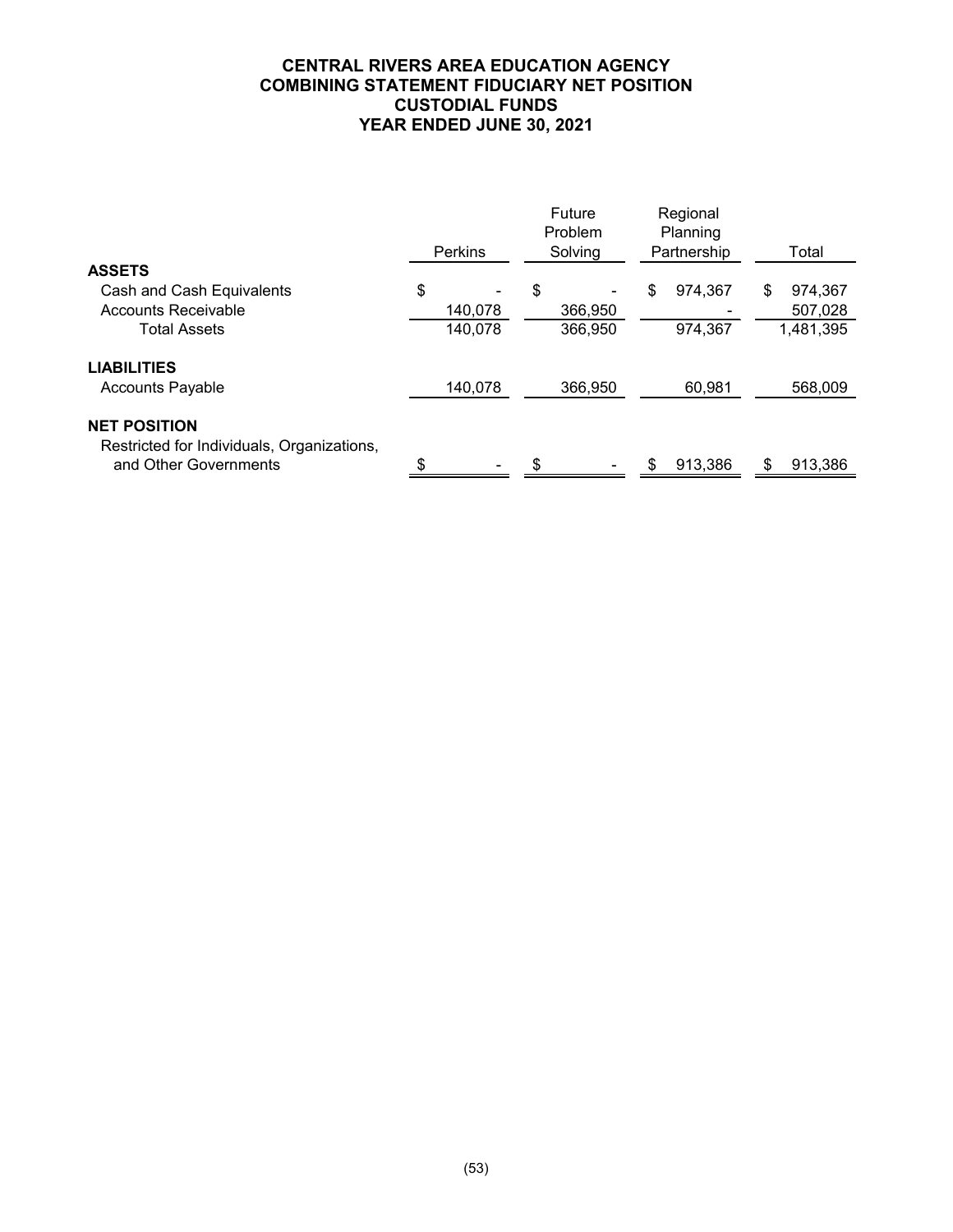# CENTRAL RIVERS AREA EDUCATION AGENCY
## COMBINING STATEMENT FIDUCIARY NET POSITION
## CUSTODIAL FUNDS
## YEAR ENDED JUNE 30, 2021

| | Perkins | Future Problem Solving | Regional Planning Partnership | Total |
|---|---|---|---|---|
| **ASSETS** | | | | |
| Cash and Cash Equivalents | $ - | $ - | $ 974,367 | $ 974,367 |
| Accounts Receivable | 140,078 | 366,950 | - | 507,028 |
| Total Assets | 140,078 | 366,950 | 974,367 | 1,481,395 |
| **LIABILITIES** | | | | |
| Accounts Payable | 140,078 | 366,950 | 60,981 | 568,009 |
| **NET POSITION** | | | | |
| Restricted for Individuals, Organizations, and Other Governments | $ - | $ - | $ 913,386 | $ 913,386 |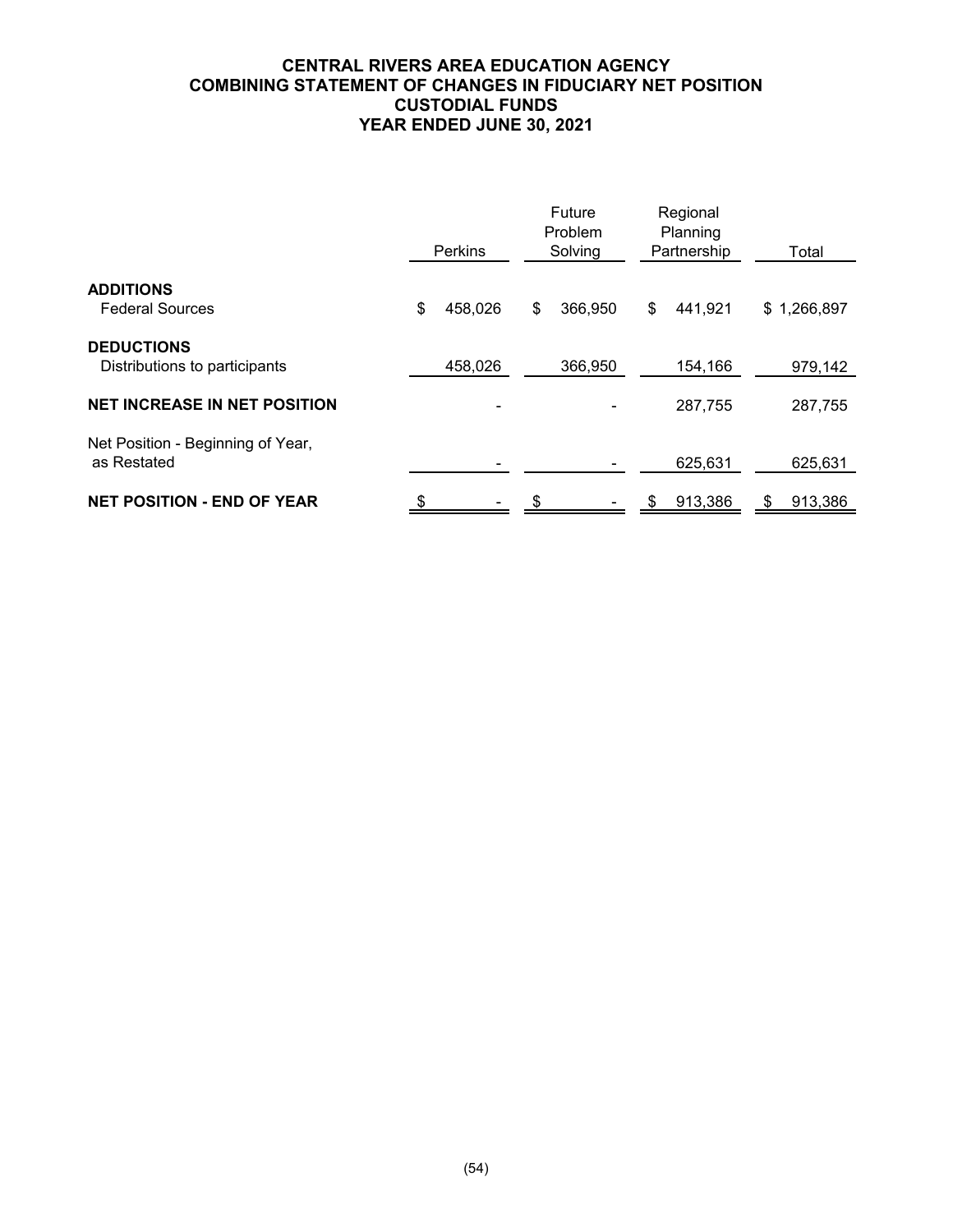# CENTRAL RIVERS AREA EDUCATION AGENCY
## COMBINING STATEMENT OF CHANGES IN FIDUCIARY NET POSITION
## CUSTODIAL FUNDS
## YEAR ENDED JUNE 30, 2021

| | Perkins | Future Problem Solving | Regional Planning Partnership | Total |
|---|---|---|---|---|
| **ADDITIONS** | | | | |
| Federal Sources | $ 458,026 | $ 366,950 | $ 441,921 | $ 1,266,897 |
| **DEDUCTIONS** | | | | |
| Distributions to participants | 458,026 | 366,950 | 154,166 | 979,142 |
| **NET INCREASE IN NET POSITION** | - | - | 287,755 | 287,755 |
| Net Position - Beginning of Year, as Restated | - | - | 625,631 | 625,631 |
| **NET POSITION - END OF YEAR** | $ - | $ - | $ 913,386 | $ 913,386 |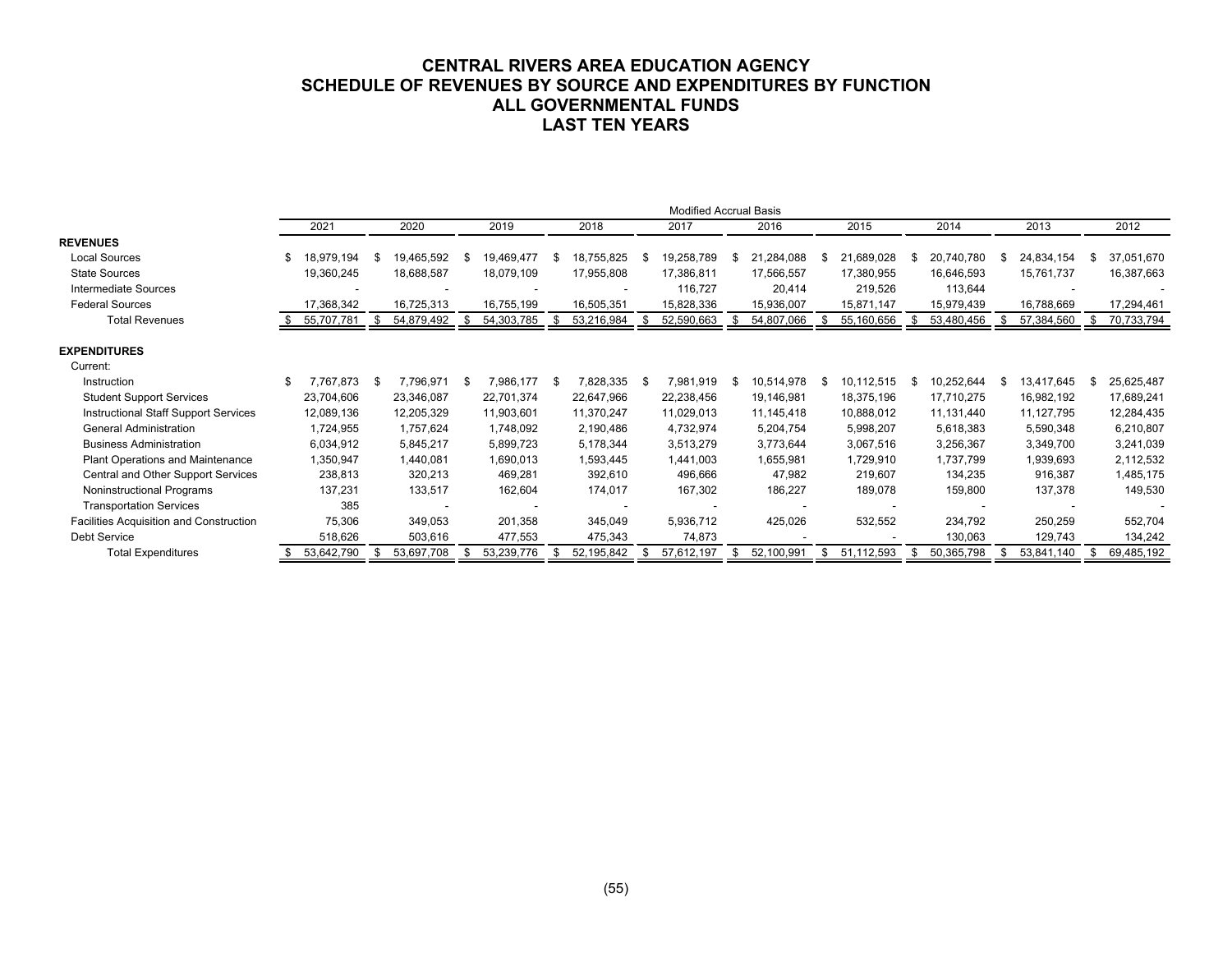# CENTRAL RIVERS AREA EDUCATION AGENCY
## SCHEDULE OF REVENUES BY SOURCE AND EXPENDITURES BY FUNCTION
## ALL GOVERNMENTAL FUNDS
## LAST TEN YEARS

Modified Accrual Basis

| | 2021 | 2020 | 2019 | 2018 | 2017 | 2016 | 2015 | 2014 | 2013 | 2012 |
|---|---|---|---|---|---|---|---|---|---|---|
| **REVENUES** | | | | | | | | | | |
| Local Sources | $ 18,979,194 | $ 19,465,592 | $ 19,469,477 | $ 18,755,825 | $ 19,258,789 | $ 21,284,088 | $ 21,689,028 | $ 20,740,780 | $ 24,834,154 | $ 37,051,670 |
| State Sources | 19,360,245 | 18,688,587 | 18,079,109 | 17,955,808 | 17,386,811 | 17,566,557 | 17,380,955 | 16,646,593 | 15,761,737 | 16,387,663 |
| Intermediate Sources | - | - | - | - | 116,727 | 20,414 | 219,526 | 113,644 | - | - |
| Federal Sources | 17,368,342 | 16,725,313 | 16,755,199 | 16,505,351 | 15,828,336 | 15,936,007 | 15,871,147 | 15,979,439 | 16,788,669 | 17,294,461 |
| Total Revenues | $ 55,707,781 | $ 54,879,492 | $ 54,303,785 | $ 53,216,984 | $ 52,590,663 | $ 54,807,066 | $ 55,160,656 | $ 53,480,456 | $ 57,384,560 | $ 70,733,794 |
| **EXPENDITURES** | | | | | | | | | | |
| Current: | | | | | | | | | | |
| Instruction | $ 7,767,873 | $ 7,796,971 | $ 7,986,177 | $ 7,828,335 | $ 7,981,919 | $ 10,514,978 | $ 10,112,515 | $ 10,252,644 | $ 13,417,645 | $ 25,625,487 |
| Student Support Services | 23,704,606 | 23,346,087 | 22,701,374 | 22,647,966 | 22,238,456 | 19,146,981 | 18,375,196 | 17,710,275 | 16,982,192 | 17,689,241 |
| Instructional Staff Support Services | 12,089,136 | 12,205,329 | 11,903,601 | 11,370,247 | 11,029,013 | 11,145,418 | 10,888,012 | 11,131,440 | 11,127,795 | 12,284,435 |
| General Administration | 1,724,955 | 1,757,624 | 1,748,092 | 2,190,486 | 4,732,974 | 5,204,754 | 5,998,207 | 5,618,383 | 5,590,348 | 6,210,807 |
| Business Administration | 6,034,912 | 5,845,217 | 5,899,723 | 5,178,344 | 3,513,279 | 3,773,644 | 3,067,516 | 3,256,367 | 3,349,700 | 3,241,039 |
| Plant Operations and Maintenance | 1,350,947 | 1,440,081 | 1,690,013 | 1,593,445 | 1,441,003 | 1,655,981 | 1,729,910 | 1,737,799 | 1,939,693 | 2,112,532 |
| Central and Other Support Services | 238,813 | 320,213 | 469,281 | 392,610 | 496,666 | 47,982 | 219,607 | 134,235 | 916,387 | 1,485,175 |
| Noninstructional Programs | 137,231 | 133,517 | 162,604 | 174,017 | 167,302 | 186,227 | 189,078 | 159,800 | 137,378 | 149,530 |
| Transportation Services | 385 | - | - | - | - | - | - | - | - | - |
| Facilities Acquisition and Construction | 75,306 | 349,053 | 201,358 | 345,049 | 5,936,712 | 425,026 | 532,552 | 234,792 | 250,259 | 552,704 |
| Debt Service | 518,626 | 503,616 | 477,553 | 475,343 | 74,873 | - | - | 130,063 | 129,743 | 134,242 |
| Total Expenditures | $ 53,642,790 | $ 53,697,708 | $ 53,239,776 | $ 52,195,842 | $ 57,612,197 | $ 52,100,991 | $ 51,112,593 | $ 50,365,798 | $ 53,841,140 | $ 69,485,192 |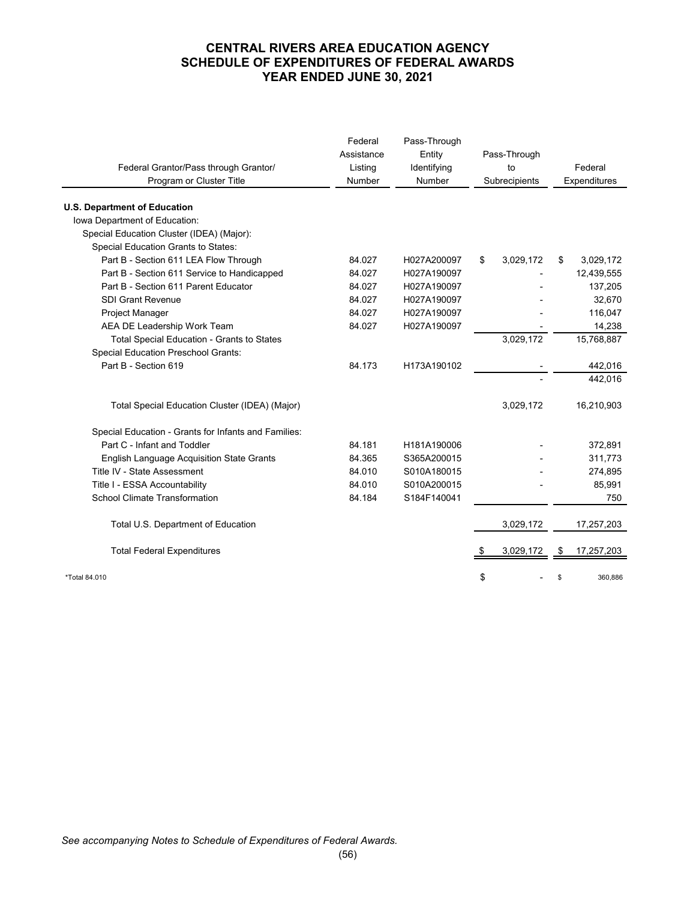# CENTRAL RIVERS AREA EDUCATION AGENCY
# SCHEDULE OF EXPENDITURES OF FEDERAL AWARDS
# YEAR ENDED JUNE 30, 2021

| Federal Grantor/Pass through Grantor/ Program or Cluster Title | Federal Assistance Listing Number | Pass-Through Entity Identifying Number | Pass-Through to Subrecipients | Federal Expenditures |
|---|---|---|---|---|
| **U.S. Department of Education** | | | | |
| Iowa Department of Education: | | | | |
| Special Education Cluster (IDEA) (Major): | | | | |
| Special Education Grants to States: | | | | |
| Part B - Section 611 LEA Flow Through | 84.027 | H027A200097 | $ 3,029,172 | $ 3,029,172 |
| Part B - Section 611 Service to Handicapped | 84.027 | H027A190097 | - | 12,439,555 |
| Part B - Section 611 Parent Educator | 84.027 | H027A190097 | - | 137,205 |
| SDI Grant Revenue | 84.027 | H027A190097 | - | 32,670 |
| Project Manager | 84.027 | H027A190097 | - | 116,047 |
| AEA DE Leadership Work Team | 84.027 | H027A190097 | - | 14,238 |
| Total Special Education - Grants to States | | | 3,029,172 | 15,768,887 |
| Special Education Preschool Grants: | | | | |
| Part B - Section 619 | 84.173 | H173A190102 | - | 442,016 |
| | | | - | 442,016 |
| Total Special Education Cluster (IDEA) (Major) | | | 3,029,172 | 16,210,903 |
| Special Education - Grants for Infants and Families: | | | | |
| Part C - Infant and Toddler | 84.181 | H181A190006 | - | 372,891 |
| English Language Acquisition State Grants | 84.365 | S365A200015 | - | 311,773 |
| Title IV - State Assessment | 84.010 | S010A180015 | - | 274,895 |
| Title I - ESSA Accountability | 84.010 | S010A200015 | - | 85,991 |
| School Climate Transformation | 84.184 | S184F140041 | | 750 |
| Total U.S. Department of Education | | | 3,029,172 | 17,257,203 |
| Total Federal Expenditures | | | $ 3,029,172 | $ 17,257,203 |
| *Total 84.010 | | | $ - | $ 360,886 |

*See accompanying Notes to Schedule of Expenditures of Federal Awards.*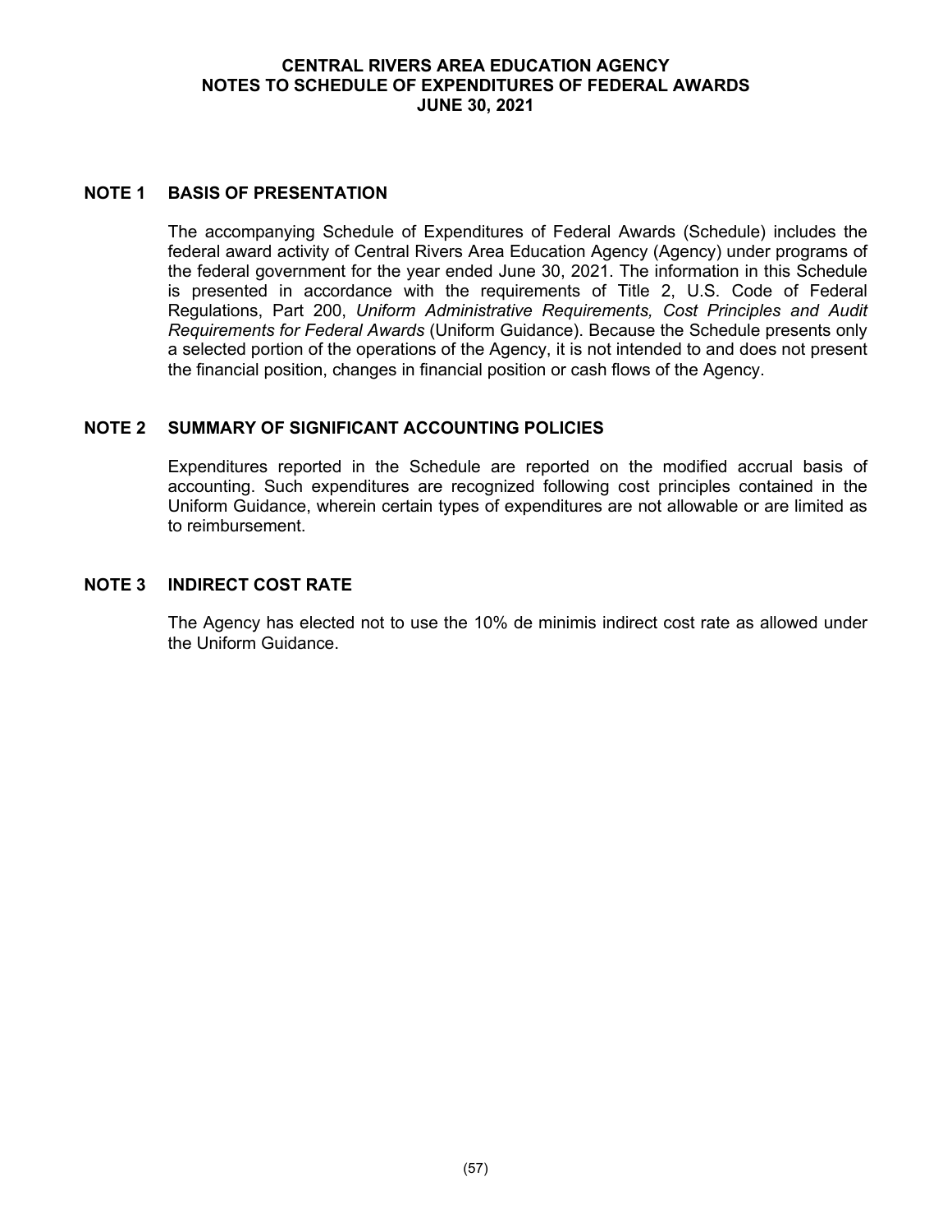# CENTRAL RIVERS AREA EDUCATION AGENCY
## NOTES TO SCHEDULE OF EXPENDITURES OF FEDERAL AWARDS
## JUNE 30, 2021

### NOTE 1 BASIS OF PRESENTATION

The accompanying Schedule of Expenditures of Federal Awards (Schedule) includes the federal award activity of Central Rivers Area Education Agency (Agency) under programs of the federal government for the year ended June 30, 2021. The information in this Schedule is presented in accordance with the requirements of Title 2, U.S. Code of Federal Regulations, Part 200, *Uniform Administrative Requirements, Cost Principles and Audit Requirements for Federal Awards* (Uniform Guidance). Because the Schedule presents only a selected portion of the operations of the Agency, it is not intended to and does not present the financial position, changes in financial position or cash flows of the Agency.

### NOTE 2 SUMMARY OF SIGNIFICANT ACCOUNTING POLICIES

Expenditures reported in the Schedule are reported on the modified accrual basis of accounting. Such expenditures are recognized following cost principles contained in the Uniform Guidance, wherein certain types of expenditures are not allowable or are limited as to reimbursement.

### NOTE 3 INDIRECT COST RATE

The Agency has elected not to use the 10% de minimis indirect cost rate as allowed under the Uniform Guidance.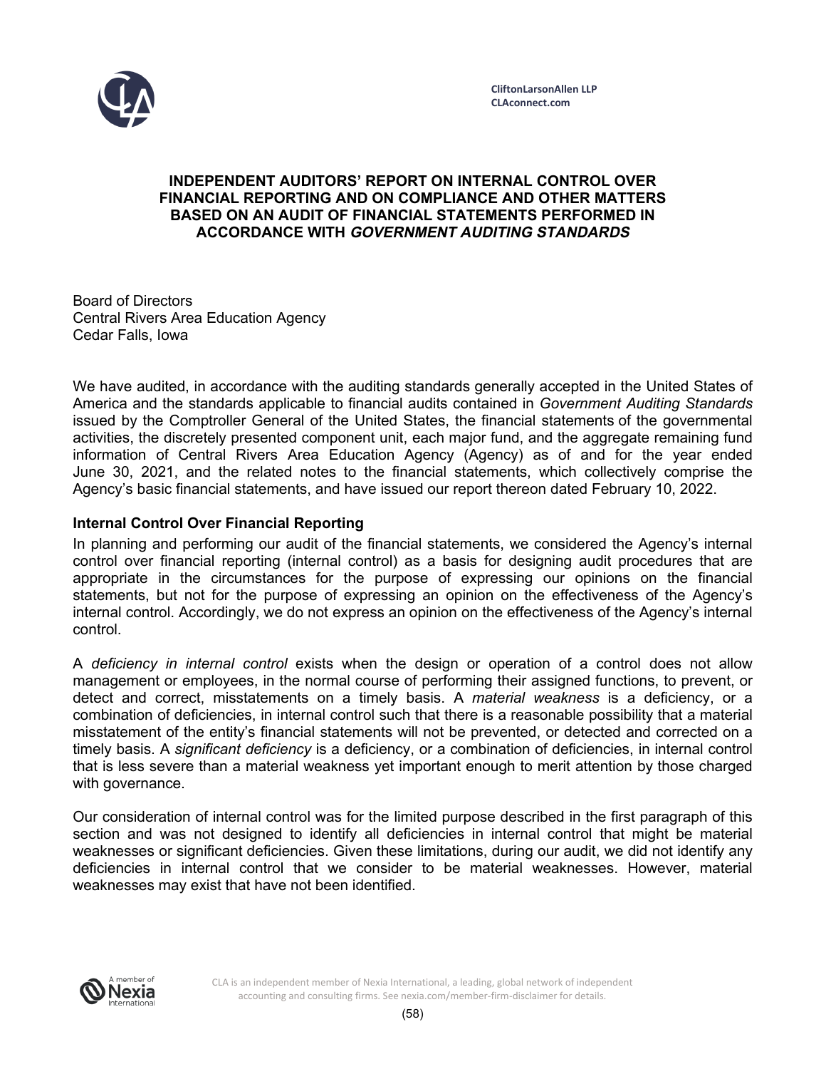CliftonLarsonAllen LLP
CLAconnect.com

# INDEPENDENT AUDITORS' REPORT ON INTERNAL CONTROL OVER FINANCIAL REPORTING AND ON COMPLIANCE AND OTHER MATTERS BASED ON AN AUDIT OF FINANCIAL STATEMENTS PERFORMED IN ACCORDANCE WITH *GOVERNMENT AUDITING STANDARDS*

Board of Directors
Central Rivers Area Education Agency
Cedar Falls, Iowa

We have audited, in accordance with the auditing standards generally accepted in the United States of America and the standards applicable to financial audits contained in *Government Auditing Standards* issued by the Comptroller General of the United States, the financial statements of the governmental activities, the discretely presented component unit, each major fund, and the aggregate remaining fund information of Central Rivers Area Education Agency (Agency) as of and for the year ended June 30, 2021, and the related notes to the financial statements, which collectively comprise the Agency's basic financial statements, and have issued our report thereon dated February 10, 2022.

## Internal Control Over Financial Reporting

In planning and performing our audit of the financial statements, we considered the Agency's internal control over financial reporting (internal control) as a basis for designing audit procedures that are appropriate in the circumstances for the purpose of expressing our opinions on the financial statements, but not for the purpose of expressing an opinion on the effectiveness of the Agency's internal control. Accordingly, we do not express an opinion on the effectiveness of the Agency's internal control.

A *deficiency in internal control* exists when the design or operation of a control does not allow management or employees, in the normal course of performing their assigned functions, to prevent, or detect and correct, misstatements on a timely basis. A *material weakness* is a deficiency, or a combination of deficiencies, in internal control such that there is a reasonable possibility that a material misstatement of the entity's financial statements will not be prevented, or detected and corrected on a timely basis. A *significant deficiency* is a deficiency, or a combination of deficiencies, in internal control that is less severe than a material weakness yet important enough to merit attention by those charged with governance.

Our consideration of internal control was for the limited purpose described in the first paragraph of this section and was not designed to identify all deficiencies in internal control that might be material weaknesses or significant deficiencies. Given these limitations, during our audit, we did not identify any deficiencies in internal control that we consider to be material weaknesses. However, material weaknesses may exist that have not been identified.

CLA is an independent member of Nexia International, a leading, global network of independent accounting and consulting firms. See nexia.com/member-firm-disclaimer for details.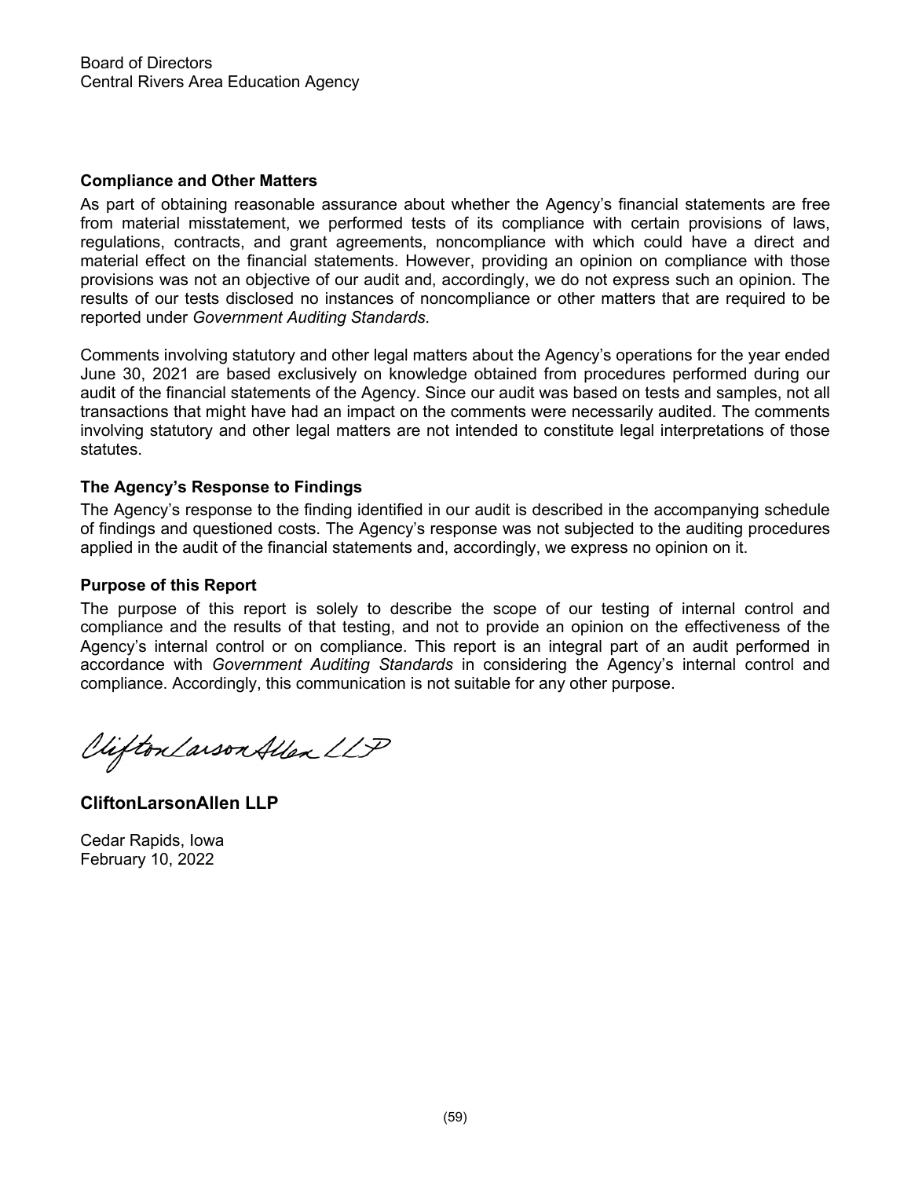Board of Directors
Central Rivers Area Education Agency

**Compliance and Other Matters**

As part of obtaining reasonable assurance about whether the Agency's financial statements are free from material misstatement, we performed tests of its compliance with certain provisions of laws, regulations, contracts, and grant agreements, noncompliance with which could have a direct and material effect on the financial statements. However, providing an opinion on compliance with those provisions was not an objective of our audit and, accordingly, we do not express such an opinion. The results of our tests disclosed no instances of noncompliance or other matters that are required to be reported under *Government Auditing Standards*.

Comments involving statutory and other legal matters about the Agency's operations for the year ended June 30, 2021 are based exclusively on knowledge obtained from procedures performed during our audit of the financial statements of the Agency. Since our audit was based on tests and samples, not all transactions that might have had an impact on the comments were necessarily audited. The comments involving statutory and other legal matters are not intended to constitute legal interpretations of those statutes.

**The Agency's Response to Findings**

The Agency's response to the finding identified in our audit is described in the accompanying schedule of findings and questioned costs. The Agency's response was not subjected to the auditing procedures applied in the audit of the financial statements and, accordingly, we express no opinion on it.

**Purpose of this Report**

The purpose of this report is solely to describe the scope of our testing of internal control and compliance and the results of that testing, and not to provide an opinion on the effectiveness of the Agency's internal control or on compliance. This report is an integral part of an audit performed in accordance with *Government Auditing Standards* in considering the Agency's internal control and compliance. Accordingly, this communication is not suitable for any other purpose.

CliftonLarsonAllen LLP

**CliftonLarsonAllen LLP**

Cedar Rapids, Iowa
February 10, 2022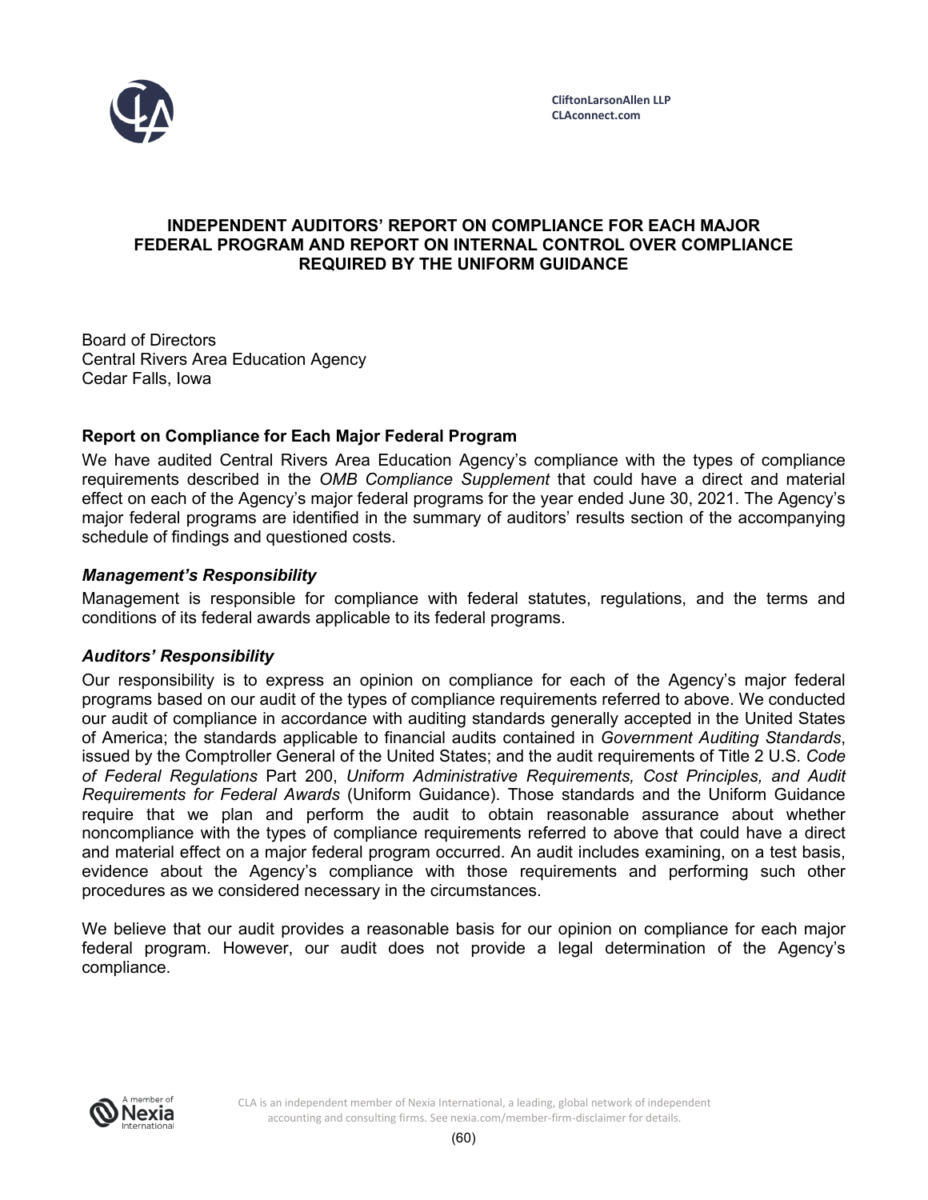CliftonLarsonAllen LLP
CLAconnect.com

# INDEPENDENT AUDITORS' REPORT ON COMPLIANCE FOR EACH MAJOR FEDERAL PROGRAM AND REPORT ON INTERNAL CONTROL OVER COMPLIANCE REQUIRED BY THE UNIFORM GUIDANCE

Board of Directors
Central Rivers Area Education Agency
Cedar Falls, Iowa

## Report on Compliance for Each Major Federal Program

We have audited Central Rivers Area Education Agency's compliance with the types of compliance requirements described in the *OMB Compliance Supplement* that could have a direct and material effect on each of the Agency's major federal programs for the year ended June 30, 2021. The Agency's major federal programs are identified in the summary of auditors' results section of the accompanying schedule of findings and questioned costs.

### *Management's Responsibility*

Management is responsible for compliance with federal statutes, regulations, and the terms and conditions of its federal awards applicable to its federal programs.

### *Auditors' Responsibility*

Our responsibility is to express an opinion on compliance for each of the Agency's major federal programs based on our audit of the types of compliance requirements referred to above. We conducted our audit of compliance in accordance with auditing standards generally accepted in the United States of America; the standards applicable to financial audits contained in *Government Auditing Standards*, issued by the Comptroller General of the United States; and the audit requirements of Title 2 U.S. *Code of Federal Regulations* Part 200, *Uniform Administrative Requirements, Cost Principles, and Audit Requirements for Federal Awards* (Uniform Guidance). Those standards and the Uniform Guidance require that we plan and perform the audit to obtain reasonable assurance about whether noncompliance with the types of compliance requirements referred to above that could have a direct and material effect on a major federal program occurred. An audit includes examining, on a test basis, evidence about the Agency's compliance with those requirements and performing such other procedures as we considered necessary in the circumstances.

We believe that our audit provides a reasonable basis for our opinion on compliance for each major federal program. However, our audit does not provide a legal determination of the Agency's compliance.

CLA is an independent member of Nexia International, a leading, global network of independent accounting and consulting firms. See nexia.com/member-firm-disclaimer for details.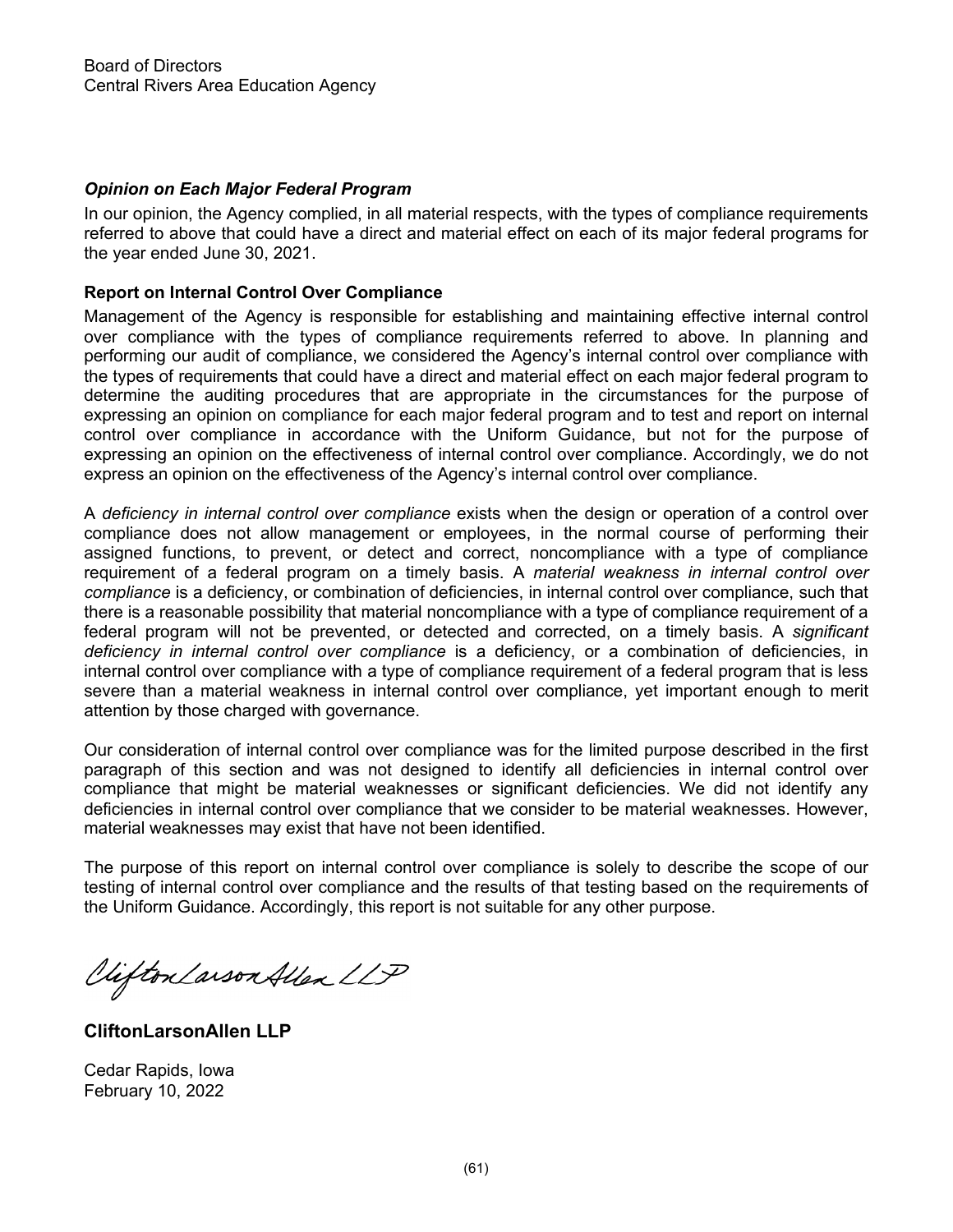Board of Directors
Central Rivers Area Education Agency

***Opinion on Each Major Federal Program***

In our opinion, the Agency complied, in all material respects, with the types of compliance requirements referred to above that could have a direct and material effect on each of its major federal programs for the year ended June 30, 2021.

**Report on Internal Control Over Compliance**

Management of the Agency is responsible for establishing and maintaining effective internal control over compliance with the types of compliance requirements referred to above. In planning and performing our audit of compliance, we considered the Agency's internal control over compliance with the types of requirements that could have a direct and material effect on each major federal program to determine the auditing procedures that are appropriate in the circumstances for the purpose of expressing an opinion on compliance for each major federal program and to test and report on internal control over compliance in accordance with the Uniform Guidance, but not for the purpose of expressing an opinion on the effectiveness of internal control over compliance. Accordingly, we do not express an opinion on the effectiveness of the Agency's internal control over compliance.

A *deficiency in internal control over compliance* exists when the design or operation of a control over compliance does not allow management or employees, in the normal course of performing their assigned functions, to prevent, or detect and correct, noncompliance with a type of compliance requirement of a federal program on a timely basis. A *material weakness in internal control over compliance* is a deficiency, or combination of deficiencies, in internal control over compliance, such that there is a reasonable possibility that material noncompliance with a type of compliance requirement of a federal program will not be prevented, or detected and corrected, on a timely basis. A *significant deficiency in internal control over compliance* is a deficiency, or a combination of deficiencies, in internal control over compliance with a type of compliance requirement of a federal program that is less severe than a material weakness in internal control over compliance, yet important enough to merit attention by those charged with governance.

Our consideration of internal control over compliance was for the limited purpose described in the first paragraph of this section and was not designed to identify all deficiencies in internal control over compliance that might be material weaknesses or significant deficiencies. We did not identify any deficiencies in internal control over compliance that we consider to be material weaknesses. However, material weaknesses may exist that have not been identified.

The purpose of this report on internal control over compliance is solely to describe the scope of our testing of internal control over compliance and the results of that testing based on the requirements of the Uniform Guidance. Accordingly, this report is not suitable for any other purpose.

CliftonLarsonAllen LLP

**CliftonLarsonAllen LLP**

Cedar Rapids, Iowa
February 10, 2022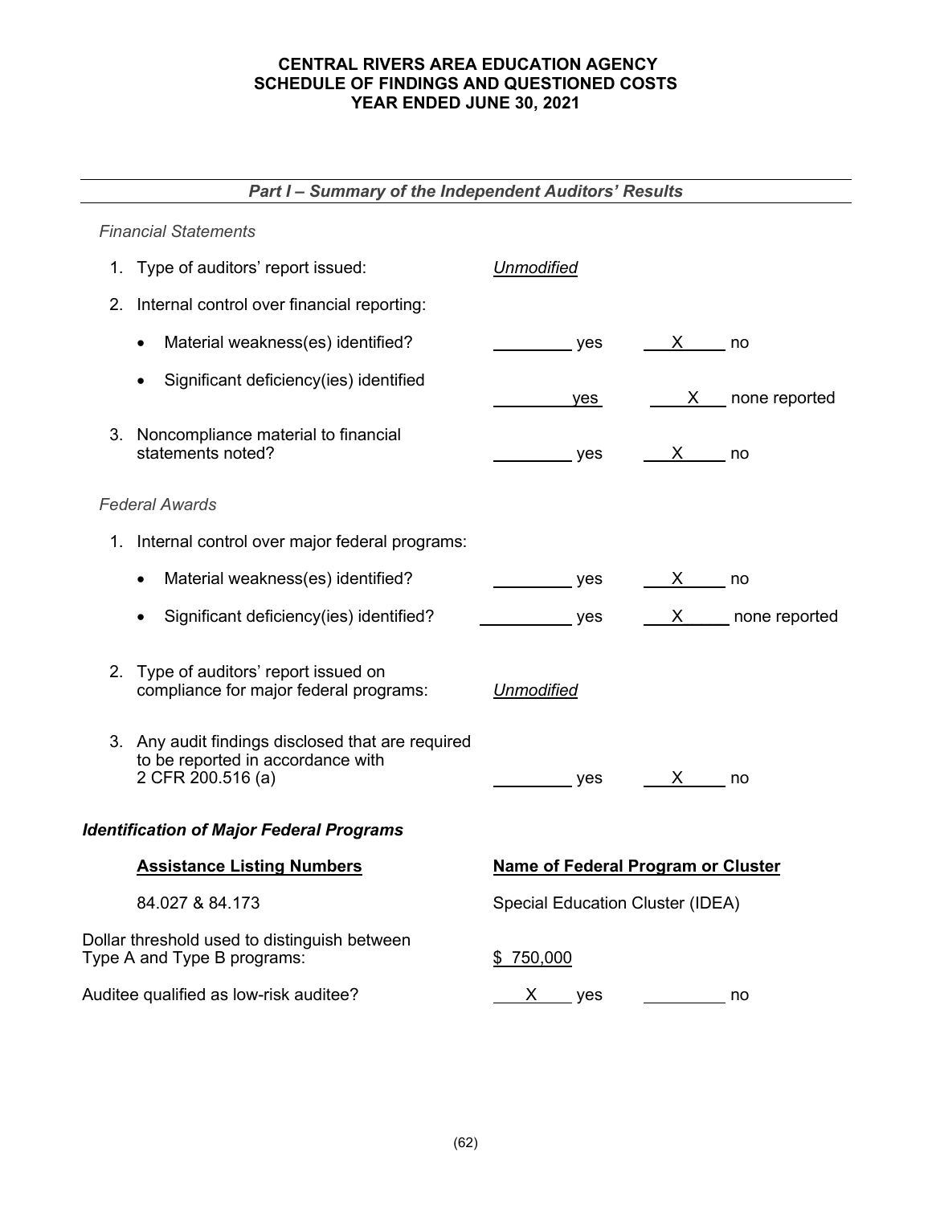# CENTRAL RIVERS AREA EDUCATION AGENCY
# SCHEDULE OF FINDINGS AND QUESTIONED COSTS
# YEAR ENDED JUNE 30, 2021

## *Part I – Summary of the Independent Auditors' Results*

*Financial Statements*

1. Type of auditors' report issued: *Unmodified*

2. Internal control over financial reporting:

   - Material weakness(es) identified? \_\_\_\_\_ yes \_\_X\_\_ no
   - Significant deficiency(ies) identified \_\_\_\_\_ yes \_\_X\_\_ none reported

3. Noncompliance material to financial statements noted? \_\_\_\_\_ yes \_\_X\_\_ no

*Federal Awards*

1. Internal control over major federal programs:

   - Material weakness(es) identified? \_\_\_\_\_ yes \_\_X\_\_ no
   - Significant deficiency(ies) identified? \_\_\_\_\_ yes \_\_X\_\_ none reported

2. Type of auditors' report issued on compliance for major federal programs: *Unmodified*

3. Any audit findings disclosed that are required to be reported in accordance with 2 CFR 200.516 (a) \_\_\_\_\_ yes \_\_X\_\_ no

### *Identification of Major Federal Programs*

| Assistance Listing Numbers | Name of Federal Program or Cluster |
|---|---|
| 84.027 & 84.173 | Special Education Cluster (IDEA) |

Dollar threshold used to distinguish between Type A and Type B programs: $ 750,000

Auditee qualified as low-risk auditee? \_\_X\_\_ yes \_\_\_\_\_ no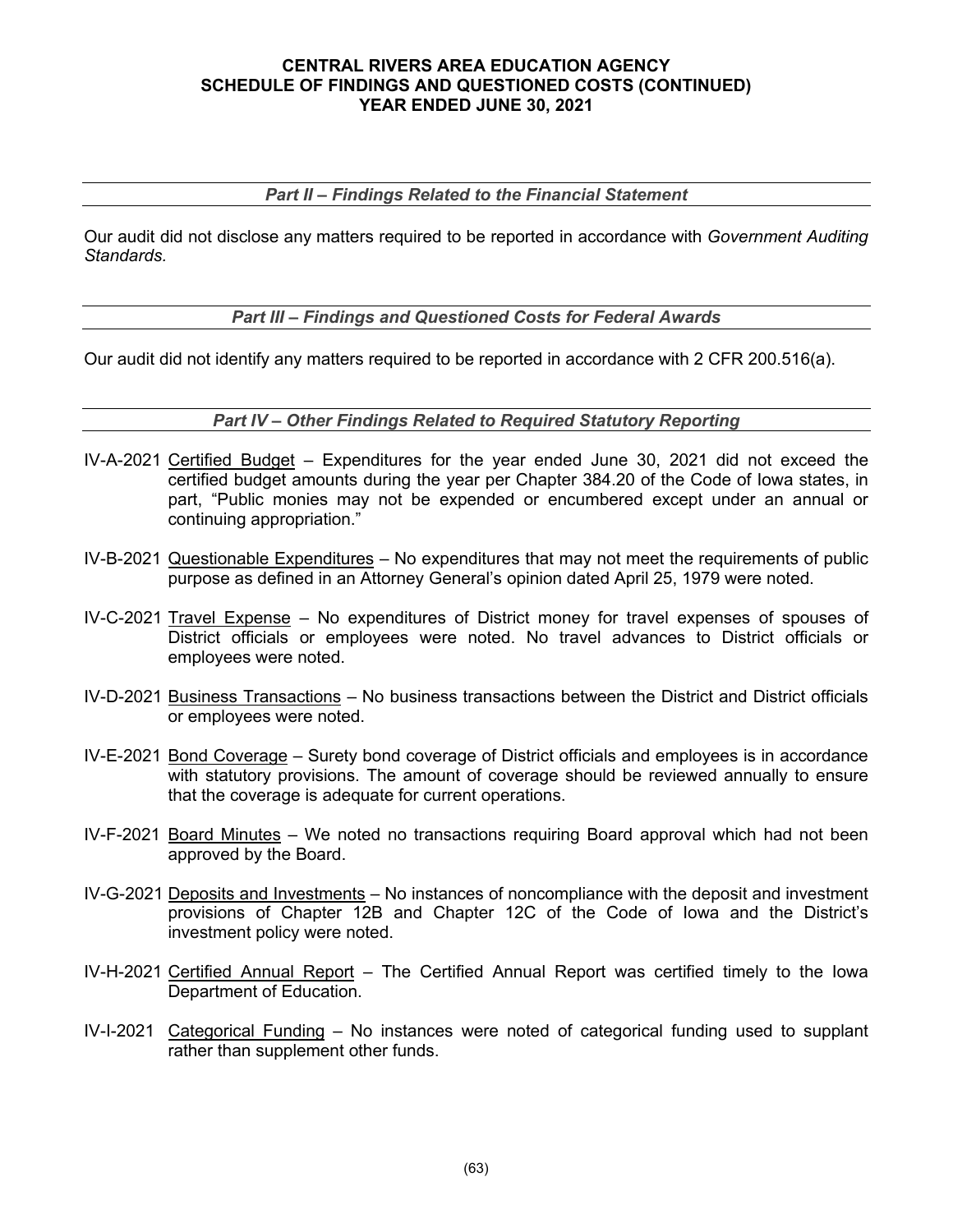# CENTRAL RIVERS AREA EDUCATION AGENCY
## SCHEDULE OF FINDINGS AND QUESTIONED COSTS (CONTINUED)
## YEAR ENDED JUNE 30, 2021

### *Part II – Findings Related to the Financial Statement*

Our audit did not disclose any matters required to be reported in accordance with *Government Auditing Standards.*

### *Part III – Findings and Questioned Costs for Federal Awards*

Our audit did not identify any matters required to be reported in accordance with 2 CFR 200.516(a).

### *Part IV – Other Findings Related to Required Statutory Reporting*

IV-A-2021 Certified Budget – Expenditures for the year ended June 30, 2021 did not exceed the certified budget amounts during the year per Chapter 384.20 of the Code of Iowa states, in part, "Public monies may not be expended or encumbered except under an annual or continuing appropriation."

IV-B-2021 Questionable Expenditures – No expenditures that may not meet the requirements of public purpose as defined in an Attorney General's opinion dated April 25, 1979 were noted.

IV-C-2021 Travel Expense – No expenditures of District money for travel expenses of spouses of District officials or employees were noted. No travel advances to District officials or employees were noted.

IV-D-2021 Business Transactions – No business transactions between the District and District officials or employees were noted.

IV-E-2021 Bond Coverage – Surety bond coverage of District officials and employees is in accordance with statutory provisions. The amount of coverage should be reviewed annually to ensure that the coverage is adequate for current operations.

IV-F-2021 Board Minutes – We noted no transactions requiring Board approval which had not been approved by the Board.

IV-G-2021 Deposits and Investments – No instances of noncompliance with the deposit and investment provisions of Chapter 12B and Chapter 12C of the Code of Iowa and the District's investment policy were noted.

IV-H-2021 Certified Annual Report – The Certified Annual Report was certified timely to the Iowa Department of Education.

IV-I-2021 Categorical Funding – No instances were noted of categorical funding used to supplant rather than supplement other funds.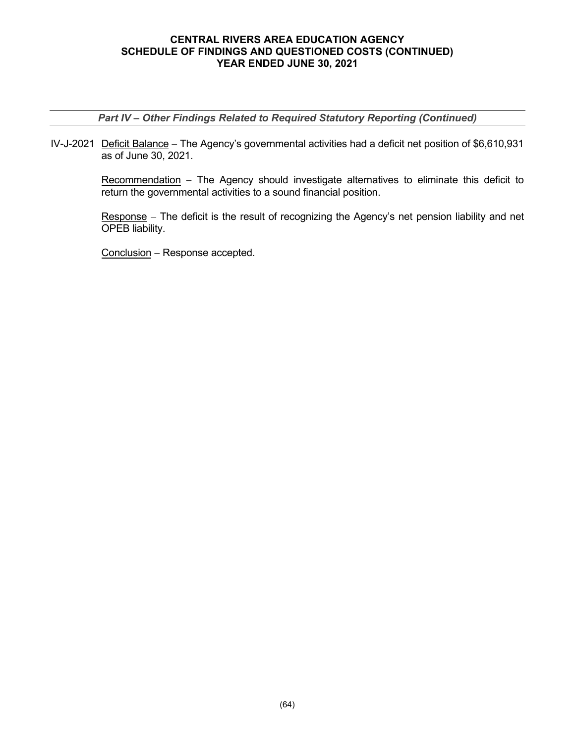### *Part IV – Other Findings Related to Required Statutory Reporting (Continued)*

IV-J-2021 Deficit Balance – The Agency's governmental activities had a deficit net position of $6,610,931 as of June 30, 2021.

Recommendation – The Agency should investigate alternatives to eliminate this deficit to return the governmental activities to a sound financial position.

Response – The deficit is the result of recognizing the Agency's net pension liability and net OPEB liability.

Conclusion – Response accepted.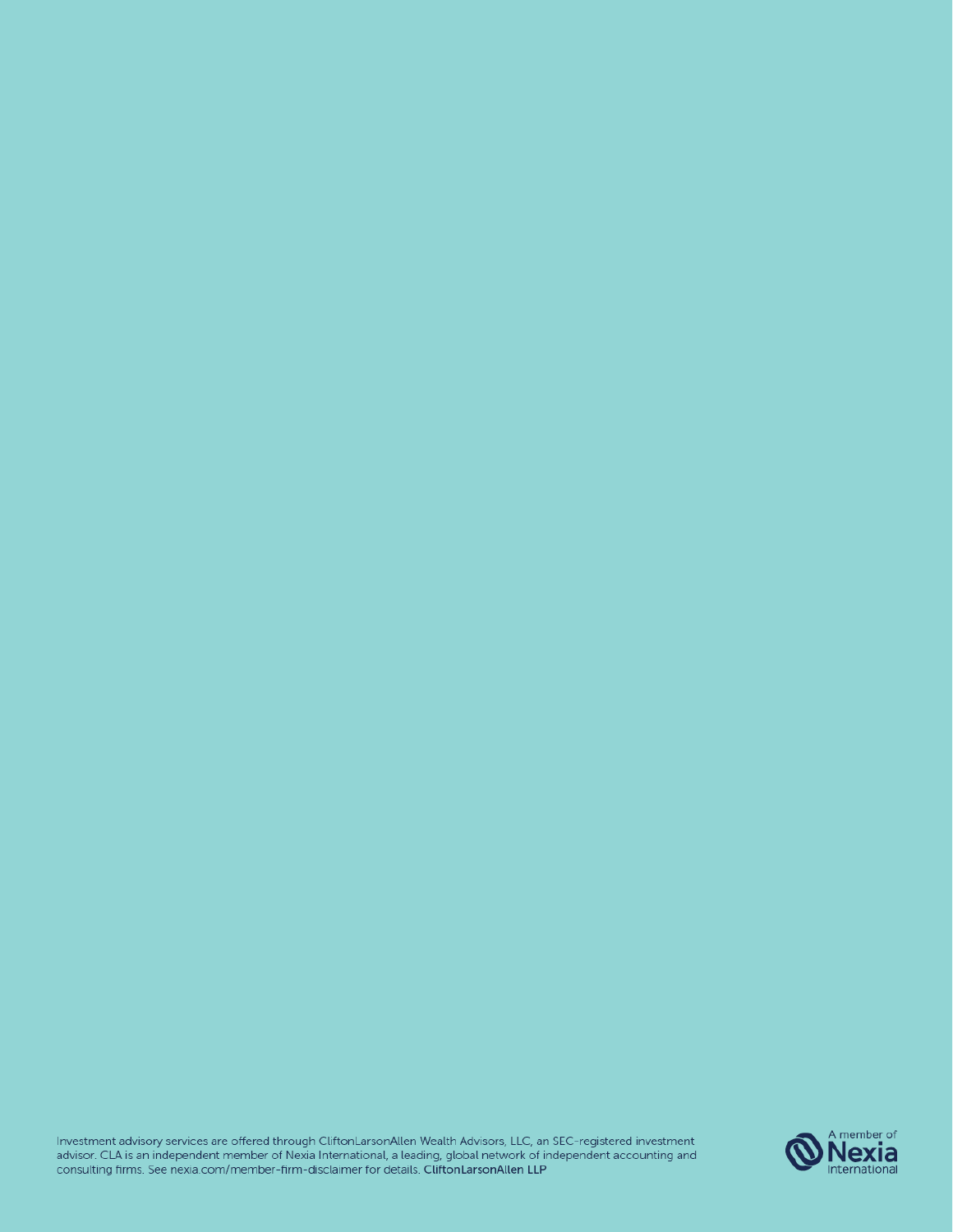Investment advisory services are offered through CliftonLarsonAllen Wealth Advisors, LLC, an SEC-registered investment advisor. CLA is an independent member of Nexia International, a leading, global network of independent accounting and consulting firms. See nexia.com/member-firm-disclaimer for details. **CliftonLarsonAllen LLP**

A member of Nexia International